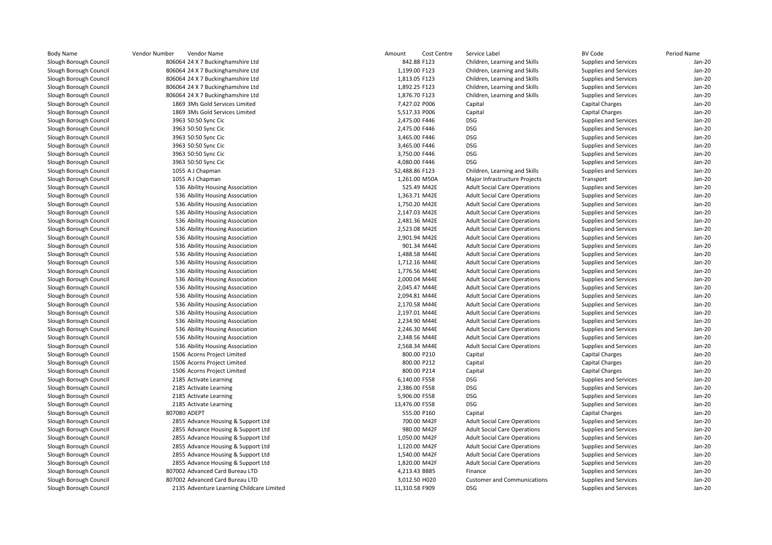| Body Name | Vendor Number | Vendor Name | Amount | Cost Centre | Service Label | BV Code | Period Name |
|---|---|---|---|---|---|---|---|
| Slough Borough Council | 806064 | 24 X 7 Buckinghamshire Ltd | 842.88 | F123 | Children, Learning and Skills | Supplies and Services | Jan-20 |
| Slough Borough Council | 806064 | 24 X 7 Buckinghamshire Ltd | 1,199.00 | F123 | Children, Learning and Skills | Supplies and Services | Jan-20 |
| Slough Borough Council | 806064 | 24 X 7 Buckinghamshire Ltd | 1,813.05 | F123 | Children, Learning and Skills | Supplies and Services | Jan-20 |
| Slough Borough Council | 806064 | 24 X 7 Buckinghamshire Ltd | 1,892.25 | F123 | Children, Learning and Skills | Supplies and Services | Jan-20 |
| Slough Borough Council | 806064 | 24 X 7 Buckinghamshire Ltd | 1,876.70 | F123 | Children, Learning and Skills | Supplies and Services | Jan-20 |
| Slough Borough Council | 1869 | 3Ms Gold Services Limited | 7,427.02 | P006 | Capital | Capital Charges | Jan-20 |
| Slough Borough Council | 1869 | 3Ms Gold Services Limited | 5,517.33 | P006 | Capital | Capital Charges | Jan-20 |
| Slough Borough Council | 3963 | 50:50 Sync Cic | 2,475.00 | F446 | DSG | Supplies and Services | Jan-20 |
| Slough Borough Council | 3963 | 50:50 Sync Cic | 2,475.00 | F446 | DSG | Supplies and Services | Jan-20 |
| Slough Borough Council | 3963 | 50:50 Sync Cic | 3,465.00 | F446 | DSG | Supplies and Services | Jan-20 |
| Slough Borough Council | 3963 | 50:50 Sync Cic | 3,465.00 | F446 | DSG | Supplies and Services | Jan-20 |
| Slough Borough Council | 3963 | 50:50 Sync Cic | 3,750.00 | F446 | DSG | Supplies and Services | Jan-20 |
| Slough Borough Council | 3963 | 50:50 Sync Cic | 4,080.00 | F446 | DSG | Supplies and Services | Jan-20 |
| Slough Borough Council | 1055 | A J Chapman | 52,488.86 | F123 | Children, Learning and Skills | Supplies and Services | Jan-20 |
| Slough Borough Council | 1055 | A J Chapman | 1,261.00 | M50A | Major Infrastructure Projects | Transport | Jan-20 |
| Slough Borough Council | 536 | Ability Housing Association | 525.49 | M42E | Adult Social Care Operations | Supplies and Services | Jan-20 |
| Slough Borough Council | 536 | Ability Housing Association | 1,363.71 | M42E | Adult Social Care Operations | Supplies and Services | Jan-20 |
| Slough Borough Council | 536 | Ability Housing Association | 1,750.20 | M42E | Adult Social Care Operations | Supplies and Services | Jan-20 |
| Slough Borough Council | 536 | Ability Housing Association | 2,147.03 | M42E | Adult Social Care Operations | Supplies and Services | Jan-20 |
| Slough Borough Council | 536 | Ability Housing Association | 2,481.36 | M42E | Adult Social Care Operations | Supplies and Services | Jan-20 |
| Slough Borough Council | 536 | Ability Housing Association | 2,523.08 | M42E | Adult Social Care Operations | Supplies and Services | Jan-20 |
| Slough Borough Council | 536 | Ability Housing Association | 2,901.94 | M42E | Adult Social Care Operations | Supplies and Services | Jan-20 |
| Slough Borough Council | 536 | Ability Housing Association | 901.34 | M44E | Adult Social Care Operations | Supplies and Services | Jan-20 |
| Slough Borough Council | 536 | Ability Housing Association | 1,488.58 | M44E | Adult Social Care Operations | Supplies and Services | Jan-20 |
| Slough Borough Council | 536 | Ability Housing Association | 1,712.16 | M44E | Adult Social Care Operations | Supplies and Services | Jan-20 |
| Slough Borough Council | 536 | Ability Housing Association | 1,776.56 | M44E | Adult Social Care Operations | Supplies and Services | Jan-20 |
| Slough Borough Council | 536 | Ability Housing Association | 2,000.04 | M44E | Adult Social Care Operations | Supplies and Services | Jan-20 |
| Slough Borough Council | 536 | Ability Housing Association | 2,045.47 | M44E | Adult Social Care Operations | Supplies and Services | Jan-20 |
| Slough Borough Council | 536 | Ability Housing Association | 2,094.81 | M44E | Adult Social Care Operations | Supplies and Services | Jan-20 |
| Slough Borough Council | 536 | Ability Housing Association | 2,170.58 | M44E | Adult Social Care Operations | Supplies and Services | Jan-20 |
| Slough Borough Council | 536 | Ability Housing Association | 2,197.01 | M44E | Adult Social Care Operations | Supplies and Services | Jan-20 |
| Slough Borough Council | 536 | Ability Housing Association | 2,234.90 | M44E | Adult Social Care Operations | Supplies and Services | Jan-20 |
| Slough Borough Council | 536 | Ability Housing Association | 2,246.30 | M44E | Adult Social Care Operations | Supplies and Services | Jan-20 |
| Slough Borough Council | 536 | Ability Housing Association | 2,348.56 | M44E | Adult Social Care Operations | Supplies and Services | Jan-20 |
| Slough Borough Council | 536 | Ability Housing Association | 2,568.34 | M44E | Adult Social Care Operations | Supplies and Services | Jan-20 |
| Slough Borough Council | 1506 | Acorns Project Limited | 800.00 | P210 | Capital | Capital Charges | Jan-20 |
| Slough Borough Council | 1506 | Acorns Project Limited | 800.00 | P212 | Capital | Capital Charges | Jan-20 |
| Slough Borough Council | 1506 | Acorns Project Limited | 800.00 | P214 | Capital | Capital Charges | Jan-20 |
| Slough Borough Council | 2185 | Activate Learning | 6,140.00 | F558 | DSG | Supplies and Services | Jan-20 |
| Slough Borough Council | 2185 | Activate Learning | 2,386.00 | F558 | DSG | Supplies and Services | Jan-20 |
| Slough Borough Council | 2185 | Activate Learning | 5,906.00 | F558 | DSG | Supplies and Services | Jan-20 |
| Slough Borough Council | 2185 | Activate Learning | 13,476.00 | F558 | DSG | Supplies and Services | Jan-20 |
| Slough Borough Council | 807080 | ADEPT | 555.00 | P160 | Capital | Capital Charges | Jan-20 |
| Slough Borough Council | 2855 | Advance Housing & Support Ltd | 700.00 | M42F | Adult Social Care Operations | Supplies and Services | Jan-20 |
| Slough Borough Council | 2855 | Advance Housing & Support Ltd | 980.00 | M42F | Adult Social Care Operations | Supplies and Services | Jan-20 |
| Slough Borough Council | 2855 | Advance Housing & Support Ltd | 1,050.00 | M42F | Adult Social Care Operations | Supplies and Services | Jan-20 |
| Slough Borough Council | 2855 | Advance Housing & Support Ltd | 1,120.00 | M42F | Adult Social Care Operations | Supplies and Services | Jan-20 |
| Slough Borough Council | 2855 | Advance Housing & Support Ltd | 1,540.00 | M42F | Adult Social Care Operations | Supplies and Services | Jan-20 |
| Slough Borough Council | 2855 | Advance Housing & Support Ltd | 1,820.00 | M42F | Adult Social Care Operations | Supplies and Services | Jan-20 |
| Slough Borough Council | 807002 | Advanced Card Bureau LTD | 4,213.43 | B885 | Finance | Supplies and Services | Jan-20 |
| Slough Borough Council | 807002 | Advanced Card Bureau LTD | 3,012.50 | H020 | Customer and Communications | Supplies and Services | Jan-20 |
| Slough Borough Council | 2135 | Adventure Learning Childcare Limited | 11,310.58 | F909 | DSG | Supplies and Services | Jan-20 |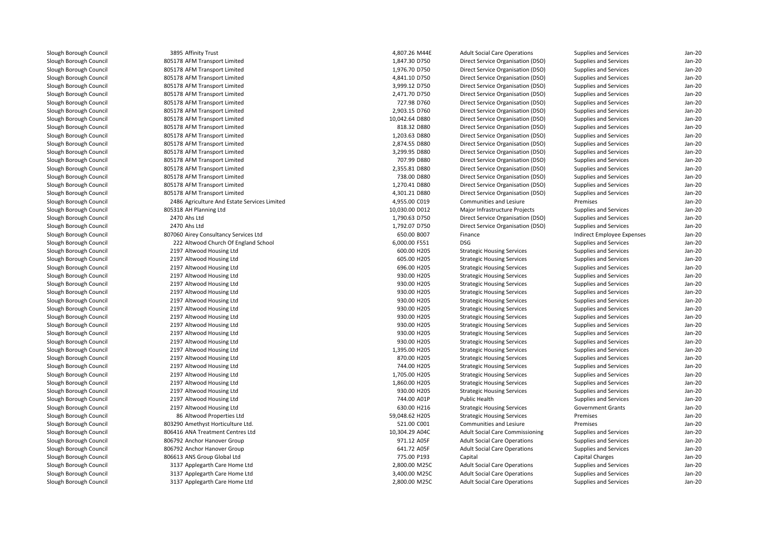| | | | | | | |
|---|---|---|---|---|---|---|
| Slough Borough Council | 3895 Affinity Trust | 4,807.26 M44E | Adult Social Care Operations | Supplies and Services | Jan-20 |
| Slough Borough Council | 805178 AFM Transport Limited | 1,847.30 D750 | Direct Service Organisation (DSO) | Supplies and Services | Jan-20 |
| Slough Borough Council | 805178 AFM Transport Limited | 1,976.70 D750 | Direct Service Organisation (DSO) | Supplies and Services | Jan-20 |
| Slough Borough Council | 805178 AFM Transport Limited | 4,841.10 D750 | Direct Service Organisation (DSO) | Supplies and Services | Jan-20 |
| Slough Borough Council | 805178 AFM Transport Limited | 3,999.12 D750 | Direct Service Organisation (DSO) | Supplies and Services | Jan-20 |
| Slough Borough Council | 805178 AFM Transport Limited | 2,471.70 D750 | Direct Service Organisation (DSO) | Supplies and Services | Jan-20 |
| Slough Borough Council | 805178 AFM Transport Limited | 727.98 D760 | Direct Service Organisation (DSO) | Supplies and Services | Jan-20 |
| Slough Borough Council | 805178 AFM Transport Limited | 2,903.15 D760 | Direct Service Organisation (DSO) | Supplies and Services | Jan-20 |
| Slough Borough Council | 805178 AFM Transport Limited | 10,042.64 D880 | Direct Service Organisation (DSO) | Supplies and Services | Jan-20 |
| Slough Borough Council | 805178 AFM Transport Limited | 818.32 D880 | Direct Service Organisation (DSO) | Supplies and Services | Jan-20 |
| Slough Borough Council | 805178 AFM Transport Limited | 1,203.63 D880 | Direct Service Organisation (DSO) | Supplies and Services | Jan-20 |
| Slough Borough Council | 805178 AFM Transport Limited | 2,874.55 D880 | Direct Service Organisation (DSO) | Supplies and Services | Jan-20 |
| Slough Borough Council | 805178 AFM Transport Limited | 3,299.95 D880 | Direct Service Organisation (DSO) | Supplies and Services | Jan-20 |
| Slough Borough Council | 805178 AFM Transport Limited | 707.99 D880 | Direct Service Organisation (DSO) | Supplies and Services | Jan-20 |
| Slough Borough Council | 805178 AFM Transport Limited | 2,355.81 D880 | Direct Service Organisation (DSO) | Supplies and Services | Jan-20 |
| Slough Borough Council | 805178 AFM Transport Limited | 738.00 D880 | Direct Service Organisation (DSO) | Supplies and Services | Jan-20 |
| Slough Borough Council | 805178 AFM Transport Limited | 1,270.41 D880 | Direct Service Organisation (DSO) | Supplies and Services | Jan-20 |
| Slough Borough Council | 805178 AFM Transport Limited | 4,301.21 D880 | Direct Service Organisation (DSO) | Supplies and Services | Jan-20 |
| Slough Borough Council | 2486 Agriculture And Estate Services Limited | 4,955.00 C019 | Communities and Lesiure | Premises | Jan-20 |
| Slough Borough Council | 805318 AH Planning Ltd | 10,030.00 D012 | Major Infrastructure Projects | Supplies and Services | Jan-20 |
| Slough Borough Council | 2470 Ahs Ltd | 1,790.63 D750 | Direct Service Organisation (DSO) | Supplies and Services | Jan-20 |
| Slough Borough Council | 2470 Ahs Ltd | 1,792.07 D750 | Direct Service Organisation (DSO) | Supplies and Services | Jan-20 |
| Slough Borough Council | 807060 Airey Consultancy Services Ltd | 650.00 B007 | Finance | Indirect Employee Expenses | Jan-20 |
| Slough Borough Council | 222 Altwood Church Of England School | 6,000.00 F551 | DSG | Supplies and Services | Jan-20 |
| Slough Borough Council | 2197 Altwood Housing Ltd | 600.00 H205 | Strategic Housing Services | Supplies and Services | Jan-20 |
| Slough Borough Council | 2197 Altwood Housing Ltd | 605.00 H205 | Strategic Housing Services | Supplies and Services | Jan-20 |
| Slough Borough Council | 2197 Altwood Housing Ltd | 696.00 H205 | Strategic Housing Services | Supplies and Services | Jan-20 |
| Slough Borough Council | 2197 Altwood Housing Ltd | 930.00 H205 | Strategic Housing Services | Supplies and Services | Jan-20 |
| Slough Borough Council | 2197 Altwood Housing Ltd | 930.00 H205 | Strategic Housing Services | Supplies and Services | Jan-20 |
| Slough Borough Council | 2197 Altwood Housing Ltd | 930.00 H205 | Strategic Housing Services | Supplies and Services | Jan-20 |
| Slough Borough Council | 2197 Altwood Housing Ltd | 930.00 H205 | Strategic Housing Services | Supplies and Services | Jan-20 |
| Slough Borough Council | 2197 Altwood Housing Ltd | 930.00 H205 | Strategic Housing Services | Supplies and Services | Jan-20 |
| Slough Borough Council | 2197 Altwood Housing Ltd | 930.00 H205 | Strategic Housing Services | Supplies and Services | Jan-20 |
| Slough Borough Council | 2197 Altwood Housing Ltd | 930.00 H205 | Strategic Housing Services | Supplies and Services | Jan-20 |
| Slough Borough Council | 2197 Altwood Housing Ltd | 930.00 H205 | Strategic Housing Services | Supplies and Services | Jan-20 |
| Slough Borough Council | 2197 Altwood Housing Ltd | 930.00 H205 | Strategic Housing Services | Supplies and Services | Jan-20 |
| Slough Borough Council | 2197 Altwood Housing Ltd | 1,395.00 H205 | Strategic Housing Services | Supplies and Services | Jan-20 |
| Slough Borough Council | 2197 Altwood Housing Ltd | 870.00 H205 | Strategic Housing Services | Supplies and Services | Jan-20 |
| Slough Borough Council | 2197 Altwood Housing Ltd | 744.00 H205 | Strategic Housing Services | Supplies and Services | Jan-20 |
| Slough Borough Council | 2197 Altwood Housing Ltd | 1,705.00 H205 | Strategic Housing Services | Supplies and Services | Jan-20 |
| Slough Borough Council | 2197 Altwood Housing Ltd | 1,860.00 H205 | Strategic Housing Services | Supplies and Services | Jan-20 |
| Slough Borough Council | 2197 Altwood Housing Ltd | 930.00 H205 | Strategic Housing Services | Supplies and Services | Jan-20 |
| Slough Borough Council | 2197 Altwood Housing Ltd | 744.00 A01P | Public Health | Supplies and Services | Jan-20 |
| Slough Borough Council | 2197 Altwood Housing Ltd | 630.00 H216 | Strategic Housing Services | Government Grants | Jan-20 |
| Slough Borough Council | 86 Altwood Properties Ltd | 59,048.62 H205 | Strategic Housing Services | Premises | Jan-20 |
| Slough Borough Council | 803290 Amethyst Horticulture Ltd. | 521.00 C001 | Communities and Lesiure | Premises | Jan-20 |
| Slough Borough Council | 806416 ANA Treatment Centres Ltd | 10,304.29 A04C | Adult Social Care Commissioning | Supplies and Services | Jan-20 |
| Slough Borough Council | 806792 Anchor Hanover Group | 971.12 A05F | Adult Social Care Operations | Supplies and Services | Jan-20 |
| Slough Borough Council | 806792 Anchor Hanover Group | 641.72 A05F | Adult Social Care Operations | Supplies and Services | Jan-20 |
| Slough Borough Council | 806613 ANS Group Global Ltd | 775.00 P193 | Capital | Capital Charges | Jan-20 |
| Slough Borough Council | 3137 Applegarth Care Home Ltd | 2,800.00 M25C | Adult Social Care Operations | Supplies and Services | Jan-20 |
| Slough Borough Council | 3137 Applegarth Care Home Ltd | 3,400.00 M25C | Adult Social Care Operations | Supplies and Services | Jan-20 |
| Slough Borough Council | 3137 Applegarth Care Home Ltd | 2,800.00 M25C | Adult Social Care Operations | Supplies and Services | Jan-20 |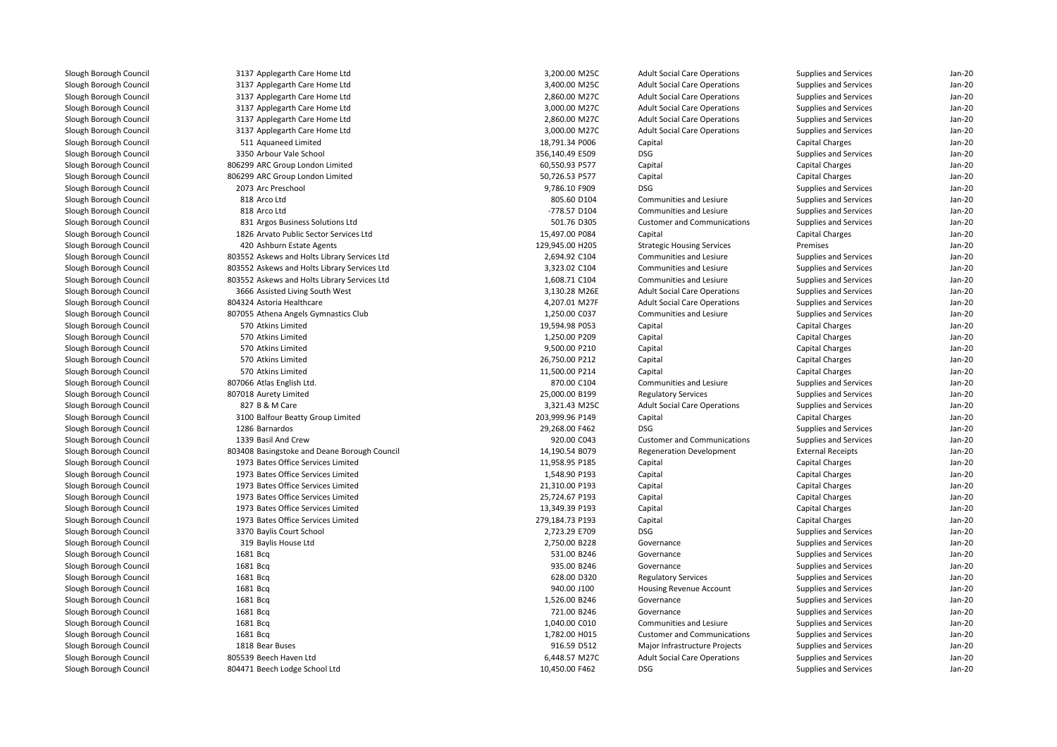| | | | | | | |
|---|---|---|---|---|---|---|
| Slough Borough Council | 3137 Applegarth Care Home Ltd | 3,200.00 M25C | Adult Social Care Operations | Supplies and Services | Jan-20 |
| Slough Borough Council | 3137 Applegarth Care Home Ltd | 3,400.00 M25C | Adult Social Care Operations | Supplies and Services | Jan-20 |
| Slough Borough Council | 3137 Applegarth Care Home Ltd | 2,860.00 M27C | Adult Social Care Operations | Supplies and Services | Jan-20 |
| Slough Borough Council | 3137 Applegarth Care Home Ltd | 3,000.00 M27C | Adult Social Care Operations | Supplies and Services | Jan-20 |
| Slough Borough Council | 3137 Applegarth Care Home Ltd | 2,860.00 M27C | Adult Social Care Operations | Supplies and Services | Jan-20 |
| Slough Borough Council | 3137 Applegarth Care Home Ltd | 3,000.00 M27C | Adult Social Care Operations | Supplies and Services | Jan-20 |
| Slough Borough Council | 511 Aquaneed Limited | 18,791.34 P006 | Capital | Capital Charges | Jan-20 |
| Slough Borough Council | 3350 Arbour Vale School | 356,140.49 E509 | DSG | Supplies and Services | Jan-20 |
| Slough Borough Council | 806299 ARC Group London Limited | 60,550.93 P577 | Capital | Capital Charges | Jan-20 |
| Slough Borough Council | 806299 ARC Group London Limited | 50,726.53 P577 | Capital | Capital Charges | Jan-20 |
| Slough Borough Council | 2073 Arc Preschool | 9,786.10 F909 | DSG | Supplies and Services | Jan-20 |
| Slough Borough Council | 818 Arco Ltd | 805.60 D104 | Communities and Lesiure | Supplies and Services | Jan-20 |
| Slough Borough Council | 818 Arco Ltd | -778.57 D104 | Communities and Lesiure | Supplies and Services | Jan-20 |
| Slough Borough Council | 831 Argos Business Solutions Ltd | 501.76 D305 | Customer and Communications | Supplies and Services | Jan-20 |
| Slough Borough Council | 1826 Arvato Public Sector Services Ltd | 15,497.00 P084 | Capital | Capital Charges | Jan-20 |
| Slough Borough Council | 420 Ashburn Estate Agents | 129,945.00 H205 | Strategic Housing Services | Premises | Jan-20 |
| Slough Borough Council | 803552 Askews and Holts Library Services Ltd | 2,694.92 C104 | Communities and Lesiure | Supplies and Services | Jan-20 |
| Slough Borough Council | 803552 Askews and Holts Library Services Ltd | 3,323.02 C104 | Communities and Lesiure | Supplies and Services | Jan-20 |
| Slough Borough Council | 803552 Askews and Holts Library Services Ltd | 1,608.71 C104 | Communities and Lesiure | Supplies and Services | Jan-20 |
| Slough Borough Council | 3666 Assisted Living South West | 3,130.28 M26E | Adult Social Care Operations | Supplies and Services | Jan-20 |
| Slough Borough Council | 804324 Astoria Healthcare | 4,207.01 M27F | Adult Social Care Operations | Supplies and Services | Jan-20 |
| Slough Borough Council | 807055 Athena Angels Gymnastics Club | 1,250.00 C037 | Communities and Lesiure | Supplies and Services | Jan-20 |
| Slough Borough Council | 570 Atkins Limited | 19,594.98 P053 | Capital | Capital Charges | Jan-20 |
| Slough Borough Council | 570 Atkins Limited | 1,250.00 P209 | Capital | Capital Charges | Jan-20 |
| Slough Borough Council | 570 Atkins Limited | 9,500.00 P210 | Capital | Capital Charges | Jan-20 |
| Slough Borough Council | 570 Atkins Limited | 26,750.00 P212 | Capital | Capital Charges | Jan-20 |
| Slough Borough Council | 570 Atkins Limited | 11,500.00 P214 | Capital | Capital Charges | Jan-20 |
| Slough Borough Council | 807066 Atlas English Ltd. | 870.00 C104 | Communities and Lesiure | Supplies and Services | Jan-20 |
| Slough Borough Council | 807018 Aurety Limited | 25,000.00 B199 | Regulatory Services | Supplies and Services | Jan-20 |
| Slough Borough Council | 827 B & M Care | 3,321.43 M25C | Adult Social Care Operations | Supplies and Services | Jan-20 |
| Slough Borough Council | 3100 Balfour Beatty Group Limited | 203,999.96 P149 | Capital | Capital Charges | Jan-20 |
| Slough Borough Council | 1286 Barnardos | 29,268.00 F462 | DSG | Supplies and Services | Jan-20 |
| Slough Borough Council | 1339 Basil And Crew | 920.00 C043 | Customer and Communications | Supplies and Services | Jan-20 |
| Slough Borough Council | 803408 Basingstoke and Deane Borough Council | 14,190.54 B079 | Regeneration Development | External Receipts | Jan-20 |
| Slough Borough Council | 1973 Bates Office Services Limited | 11,958.95 P185 | Capital | Capital Charges | Jan-20 |
| Slough Borough Council | 1973 Bates Office Services Limited | 1,548.90 P193 | Capital | Capital Charges | Jan-20 |
| Slough Borough Council | 1973 Bates Office Services Limited | 21,310.00 P193 | Capital | Capital Charges | Jan-20 |
| Slough Borough Council | 1973 Bates Office Services Limited | 25,724.67 P193 | Capital | Capital Charges | Jan-20 |
| Slough Borough Council | 1973 Bates Office Services Limited | 13,349.39 P193 | Capital | Capital Charges | Jan-20 |
| Slough Borough Council | 1973 Bates Office Services Limited | 279,184.73 P193 | Capital | Capital Charges | Jan-20 |
| Slough Borough Council | 3370 Baylis Court School | 2,723.29 E709 | DSG | Supplies and Services | Jan-20 |
| Slough Borough Council | 319 Baylis House Ltd | 2,750.00 B228 | Governance | Supplies and Services | Jan-20 |
| Slough Borough Council | 1681 Bcq | 531.00 B246 | Governance | Supplies and Services | Jan-20 |
| Slough Borough Council | 1681 Bcq | 935.00 B246 | Governance | Supplies and Services | Jan-20 |
| Slough Borough Council | 1681 Bcq | 628.00 D320 | Regulatory Services | Supplies and Services | Jan-20 |
| Slough Borough Council | 1681 Bcq | 940.00 J100 | Housing Revenue Account | Supplies and Services | Jan-20 |
| Slough Borough Council | 1681 Bcq | 1,526.00 B246 | Governance | Supplies and Services | Jan-20 |
| Slough Borough Council | 1681 Bcq | 721.00 B246 | Governance | Supplies and Services | Jan-20 |
| Slough Borough Council | 1681 Bcq | 1,040.00 C010 | Communities and Lesiure | Supplies and Services | Jan-20 |
| Slough Borough Council | 1681 Bcq | 1,782.00 H015 | Customer and Communications | Supplies and Services | Jan-20 |
| Slough Borough Council | 1818 Bear Buses | 916.59 D512 | Major Infrastructure Projects | Supplies and Services | Jan-20 |
| Slough Borough Council | 805539 Beech Haven Ltd | 6,448.57 M27C | Adult Social Care Operations | Supplies and Services | Jan-20 |
| Slough Borough Council | 804471 Beech Lodge School Ltd | 10,450.00 F462 | DSG | Supplies and Services | Jan-20 |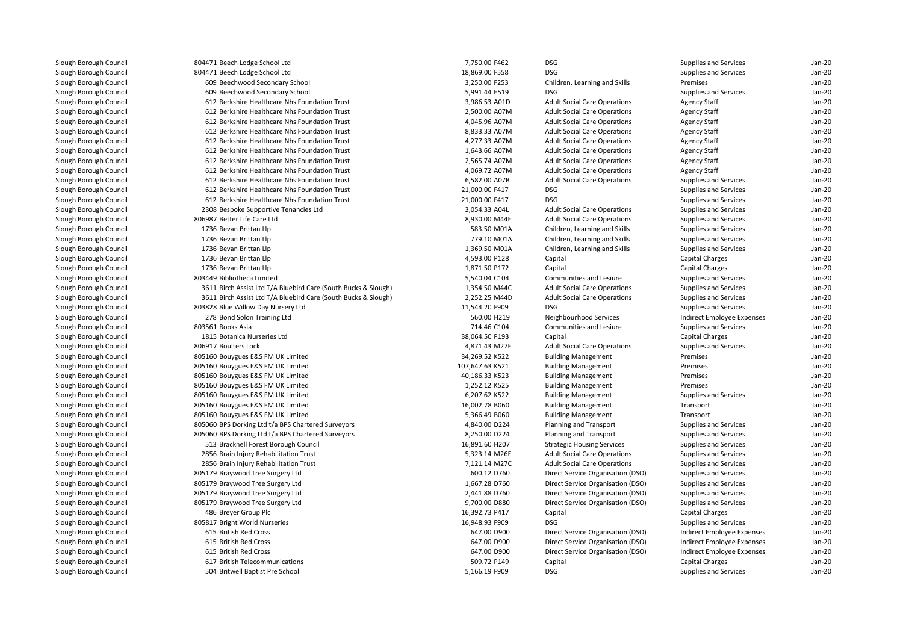| | | | | | | | |
|---|---|---|---|---|---|---|---|
| Slough Borough Council | 804471 Beech Lodge School Ltd | 7,750.00 | F462 | DSG | Supplies and Services | Jan-20 |
| Slough Borough Council | 804471 Beech Lodge School Ltd | 18,869.00 | F558 | DSG | Supplies and Services | Jan-20 |
| Slough Borough Council | 609 Beechwood Secondary School | 3,250.00 | F253 | Children, Learning and Skills | Premises | Jan-20 |
| Slough Borough Council | 609 Beechwood Secondary School | 5,991.44 | E519 | DSG | Supplies and Services | Jan-20 |
| Slough Borough Council | 612 Berkshire Healthcare Nhs Foundation Trust | 3,986.53 | A01D | Adult Social Care Operations | Agency Staff | Jan-20 |
| Slough Borough Council | 612 Berkshire Healthcare Nhs Foundation Trust | 2,500.00 | A07M | Adult Social Care Operations | Agency Staff | Jan-20 |
| Slough Borough Council | 612 Berkshire Healthcare Nhs Foundation Trust | 4,045.96 | A07M | Adult Social Care Operations | Agency Staff | Jan-20 |
| Slough Borough Council | 612 Berkshire Healthcare Nhs Foundation Trust | 8,833.33 | A07M | Adult Social Care Operations | Agency Staff | Jan-20 |
| Slough Borough Council | 612 Berkshire Healthcare Nhs Foundation Trust | 4,277.33 | A07M | Adult Social Care Operations | Agency Staff | Jan-20 |
| Slough Borough Council | 612 Berkshire Healthcare Nhs Foundation Trust | 1,643.66 | A07M | Adult Social Care Operations | Agency Staff | Jan-20 |
| Slough Borough Council | 612 Berkshire Healthcare Nhs Foundation Trust | 2,565.74 | A07M | Adult Social Care Operations | Agency Staff | Jan-20 |
| Slough Borough Council | 612 Berkshire Healthcare Nhs Foundation Trust | 4,069.72 | A07M | Adult Social Care Operations | Agency Staff | Jan-20 |
| Slough Borough Council | 612 Berkshire Healthcare Nhs Foundation Trust | 6,582.00 | A07R | Adult Social Care Operations | Supplies and Services | Jan-20 |
| Slough Borough Council | 612 Berkshire Healthcare Nhs Foundation Trust | 21,000.00 | F417 | DSG | Supplies and Services | Jan-20 |
| Slough Borough Council | 612 Berkshire Healthcare Nhs Foundation Trust | 21,000.00 | F417 | DSG | Supplies and Services | Jan-20 |
| Slough Borough Council | 2308 Bespoke Supportive Tenancies Ltd | 3,054.33 | A04L | Adult Social Care Operations | Supplies and Services | Jan-20 |
| Slough Borough Council | 806987 Better Life Care Ltd | 8,930.00 | M44E | Adult Social Care Operations | Supplies and Services | Jan-20 |
| Slough Borough Council | 1736 Bevan Brittan Llp | 583.50 | M01A | Children, Learning and Skills | Supplies and Services | Jan-20 |
| Slough Borough Council | 1736 Bevan Brittan Llp | 779.10 | M01A | Children, Learning and Skills | Supplies and Services | Jan-20 |
| Slough Borough Council | 1736 Bevan Brittan Llp | 1,369.50 | M01A | Children, Learning and Skills | Supplies and Services | Jan-20 |
| Slough Borough Council | 1736 Bevan Brittan Llp | 4,593.00 | P128 | Capital | Capital Charges | Jan-20 |
| Slough Borough Council | 1736 Bevan Brittan Llp | 1,871.50 | P172 | Capital | Capital Charges | Jan-20 |
| Slough Borough Council | 803449 Bibliotheca Limited | 5,540.04 | C104 | Communities and Lesiure | Supplies and Services | Jan-20 |
| Slough Borough Council | 3611 Birch Assist Ltd T/A Bluebird Care (South Bucks & Slough) | 1,354.50 | M44C | Adult Social Care Operations | Supplies and Services | Jan-20 |
| Slough Borough Council | 3611 Birch Assist Ltd T/A Bluebird Care (South Bucks & Slough) | 2,252.25 | M44D | Adult Social Care Operations | Supplies and Services | Jan-20 |
| Slough Borough Council | 803828 Blue Willow Day Nursery Ltd | 11,544.20 | F909 | DSG | Supplies and Services | Jan-20 |
| Slough Borough Council | 278 Bond Solon Training Ltd | 560.00 | H219 | Neighbourhood Services | Indirect Employee Expenses | Jan-20 |
| Slough Borough Council | 803561 Books Asia | 714.46 | C104 | Communities and Lesiure | Supplies and Services | Jan-20 |
| Slough Borough Council | 1815 Botanica Nurseries Ltd | 38,064.50 | P193 | Capital | Capital Charges | Jan-20 |
| Slough Borough Council | 806917 Boulters Lock | 4,871.43 | M27F | Adult Social Care Operations | Supplies and Services | Jan-20 |
| Slough Borough Council | 805160 Bouygues E&S FM UK Limited | 34,269.52 | K522 | Building Management | Premises | Jan-20 |
| Slough Borough Council | 805160 Bouygues E&S FM UK Limited | 107,647.63 | K521 | Building Management | Premises | Jan-20 |
| Slough Borough Council | 805160 Bouygues E&S FM UK Limited | 40,186.33 | K523 | Building Management | Premises | Jan-20 |
| Slough Borough Council | 805160 Bouygues E&S FM UK Limited | 1,252.12 | K525 | Building Management | Premises | Jan-20 |
| Slough Borough Council | 805160 Bouygues E&S FM UK Limited | 6,207.62 | K522 | Building Management | Supplies and Services | Jan-20 |
| Slough Borough Council | 805160 Bouygues E&S FM UK Limited | 16,002.78 | B060 | Building Management | Transport | Jan-20 |
| Slough Borough Council | 805160 Bouygues E&S FM UK Limited | 5,366.49 | B060 | Building Management | Transport | Jan-20 |
| Slough Borough Council | 805060 BPS Dorking Ltd t/a BPS Chartered Surveyors | 4,840.00 | D224 | Planning and Transport | Supplies and Services | Jan-20 |
| Slough Borough Council | 805060 BPS Dorking Ltd t/a BPS Chartered Surveyors | 8,250.00 | D224 | Planning and Transport | Supplies and Services | Jan-20 |
| Slough Borough Council | 513 Bracknell Forest Borough Council | 16,891.60 | H207 | Strategic Housing Services | Supplies and Services | Jan-20 |
| Slough Borough Council | 2856 Brain Injury Rehabilitation Trust | 5,323.14 | M26E | Adult Social Care Operations | Supplies and Services | Jan-20 |
| Slough Borough Council | 2856 Brain Injury Rehabilitation Trust | 7,121.14 | M27C | Adult Social Care Operations | Supplies and Services | Jan-20 |
| Slough Borough Council | 805179 Braywood Tree Surgery Ltd | 600.12 | D760 | Direct Service Organisation (DSO) | Supplies and Services | Jan-20 |
| Slough Borough Council | 805179 Braywood Tree Surgery Ltd | 1,667.28 | D760 | Direct Service Organisation (DSO) | Supplies and Services | Jan-20 |
| Slough Borough Council | 805179 Braywood Tree Surgery Ltd | 2,441.88 | D760 | Direct Service Organisation (DSO) | Supplies and Services | Jan-20 |
| Slough Borough Council | 805179 Braywood Tree Surgery Ltd | 9,700.00 | D880 | Direct Service Organisation (DSO) | Supplies and Services | Jan-20 |
| Slough Borough Council | 486 Breyer Group Plc | 16,392.73 | P417 | Capital | Capital Charges | Jan-20 |
| Slough Borough Council | 805817 Bright World Nurseries | 16,948.93 | F909 | DSG | Supplies and Services | Jan-20 |
| Slough Borough Council | 615 British Red Cross | 647.00 | D900 | Direct Service Organisation (DSO) | Indirect Employee Expenses | Jan-20 |
| Slough Borough Council | 615 British Red Cross | 647.00 | D900 | Direct Service Organisation (DSO) | Indirect Employee Expenses | Jan-20 |
| Slough Borough Council | 615 British Red Cross | 647.00 | D900 | Direct Service Organisation (DSO) | Indirect Employee Expenses | Jan-20 |
| Slough Borough Council | 617 British Telecommunications | 509.72 | P149 | Capital | Capital Charges | Jan-20 |
| Slough Borough Council | 504 Britwell Baptist Pre School | 5,166.19 | F909 | DSG | Supplies and Services | Jan-20 |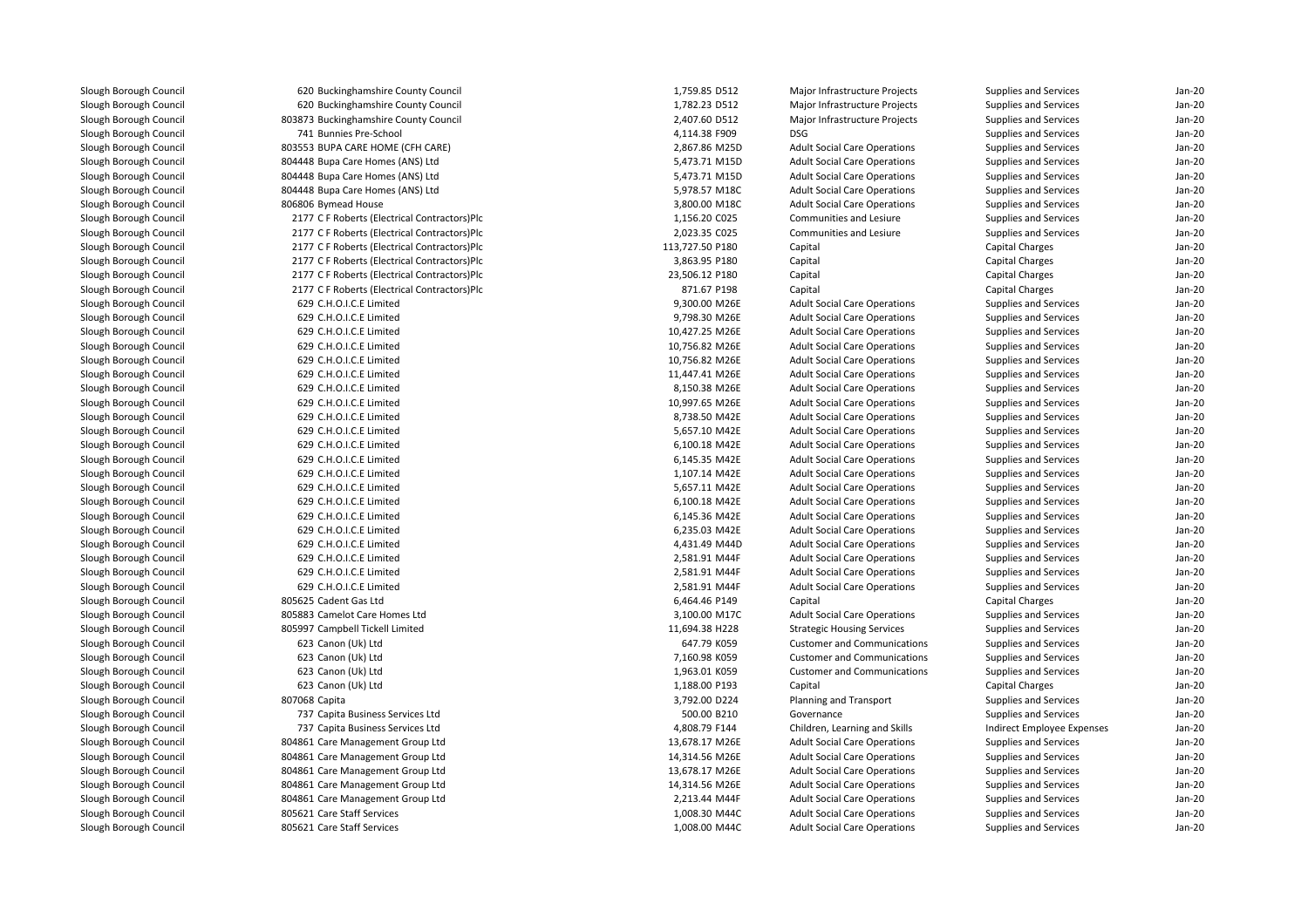| | | | | | | | |
|---|---|---|---|---|---|---|---|
| Slough Borough Council | 620 | Buckinghamshire County Council | 1,759.85 | D512 | Major Infrastructure Projects | Supplies and Services | Jan-20 |
| Slough Borough Council | 620 | Buckinghamshire County Council | 1,782.23 | D512 | Major Infrastructure Projects | Supplies and Services | Jan-20 |
| Slough Borough Council | 803873 | Buckinghamshire County Council | 2,407.60 | D512 | Major Infrastructure Projects | Supplies and Services | Jan-20 |
| Slough Borough Council | 741 | Bunnies Pre-School | 4,114.38 | F909 | DSG | Supplies and Services | Jan-20 |
| Slough Borough Council | 803553 | BUPA CARE HOME (CFH CARE) | 2,867.86 | M25D | Adult Social Care Operations | Supplies and Services | Jan-20 |
| Slough Borough Council | 804448 | Bupa Care Homes (ANS) Ltd | 5,473.71 | M15D | Adult Social Care Operations | Supplies and Services | Jan-20 |
| Slough Borough Council | 804448 | Bupa Care Homes (ANS) Ltd | 5,473.71 | M15D | Adult Social Care Operations | Supplies and Services | Jan-20 |
| Slough Borough Council | 804448 | Bupa Care Homes (ANS) Ltd | 5,978.57 | M18C | Adult Social Care Operations | Supplies and Services | Jan-20 |
| Slough Borough Council | 806806 | Bymead House | 3,800.00 | M18C | Adult Social Care Operations | Supplies and Services | Jan-20 |
| Slough Borough Council | 2177 | C F Roberts (Electrical Contractors)Plc | 1,156.20 | C025 | Communities and Lesiure | Supplies and Services | Jan-20 |
| Slough Borough Council | 2177 | C F Roberts (Electrical Contractors)Plc | 2,023.35 | C025 | Communities and Lesiure | Supplies and Services | Jan-20 |
| Slough Borough Council | 2177 | C F Roberts (Electrical Contractors)Plc | 113,727.50 | P180 | Capital | Capital Charges | Jan-20 |
| Slough Borough Council | 2177 | C F Roberts (Electrical Contractors)Plc | 3,863.95 | P180 | Capital | Capital Charges | Jan-20 |
| Slough Borough Council | 2177 | C F Roberts (Electrical Contractors)Plc | 23,506.12 | P180 | Capital | Capital Charges | Jan-20 |
| Slough Borough Council | 2177 | C F Roberts (Electrical Contractors)Plc | 871.67 | P198 | Capital | Capital Charges | Jan-20 |
| Slough Borough Council | 629 | C.H.O.I.C.E Limited | 9,300.00 | M26E | Adult Social Care Operations | Supplies and Services | Jan-20 |
| Slough Borough Council | 629 | C.H.O.I.C.E Limited | 9,798.30 | M26E | Adult Social Care Operations | Supplies and Services | Jan-20 |
| Slough Borough Council | 629 | C.H.O.I.C.E Limited | 10,427.25 | M26E | Adult Social Care Operations | Supplies and Services | Jan-20 |
| Slough Borough Council | 629 | C.H.O.I.C.E Limited | 10,756.82 | M26E | Adult Social Care Operations | Supplies and Services | Jan-20 |
| Slough Borough Council | 629 | C.H.O.I.C.E Limited | 10,756.82 | M26E | Adult Social Care Operations | Supplies and Services | Jan-20 |
| Slough Borough Council | 629 | C.H.O.I.C.E Limited | 11,447.41 | M26E | Adult Social Care Operations | Supplies and Services | Jan-20 |
| Slough Borough Council | 629 | C.H.O.I.C.E Limited | 8,150.38 | M26E | Adult Social Care Operations | Supplies and Services | Jan-20 |
| Slough Borough Council | 629 | C.H.O.I.C.E Limited | 10,997.65 | M26E | Adult Social Care Operations | Supplies and Services | Jan-20 |
| Slough Borough Council | 629 | C.H.O.I.C.E Limited | 8,738.50 | M42E | Adult Social Care Operations | Supplies and Services | Jan-20 |
| Slough Borough Council | 629 | C.H.O.I.C.E Limited | 5,657.10 | M42E | Adult Social Care Operations | Supplies and Services | Jan-20 |
| Slough Borough Council | 629 | C.H.O.I.C.E Limited | 6,100.18 | M42E | Adult Social Care Operations | Supplies and Services | Jan-20 |
| Slough Borough Council | 629 | C.H.O.I.C.E Limited | 6,145.35 | M42E | Adult Social Care Operations | Supplies and Services | Jan-20 |
| Slough Borough Council | 629 | C.H.O.I.C.E Limited | 1,107.14 | M42E | Adult Social Care Operations | Supplies and Services | Jan-20 |
| Slough Borough Council | 629 | C.H.O.I.C.E Limited | 5,657.11 | M42E | Adult Social Care Operations | Supplies and Services | Jan-20 |
| Slough Borough Council | 629 | C.H.O.I.C.E Limited | 6,100.18 | M42E | Adult Social Care Operations | Supplies and Services | Jan-20 |
| Slough Borough Council | 629 | C.H.O.I.C.E Limited | 6,145.36 | M42E | Adult Social Care Operations | Supplies and Services | Jan-20 |
| Slough Borough Council | 629 | C.H.O.I.C.E Limited | 6,235.03 | M42E | Adult Social Care Operations | Supplies and Services | Jan-20 |
| Slough Borough Council | 629 | C.H.O.I.C.E Limited | 4,431.49 | M44D | Adult Social Care Operations | Supplies and Services | Jan-20 |
| Slough Borough Council | 629 | C.H.O.I.C.E Limited | 2,581.91 | M44F | Adult Social Care Operations | Supplies and Services | Jan-20 |
| Slough Borough Council | 629 | C.H.O.I.C.E Limited | 2,581.91 | M44F | Adult Social Care Operations | Supplies and Services | Jan-20 |
| Slough Borough Council | 629 | C.H.O.I.C.E Limited | 2,581.91 | M44F | Adult Social Care Operations | Supplies and Services | Jan-20 |
| Slough Borough Council | 805625 | Cadent Gas Ltd | 6,464.46 | P149 | Capital | Capital Charges | Jan-20 |
| Slough Borough Council | 805883 | Camelot Care Homes Ltd | 3,100.00 | M17C | Adult Social Care Operations | Supplies and Services | Jan-20 |
| Slough Borough Council | 805997 | Campbell Tickell Limited | 11,694.38 | H228 | Strategic Housing Services | Supplies and Services | Jan-20 |
| Slough Borough Council | 623 | Canon (Uk) Ltd | 647.79 | K059 | Customer and Communications | Supplies and Services | Jan-20 |
| Slough Borough Council | 623 | Canon (Uk) Ltd | 7,160.98 | K059 | Customer and Communications | Supplies and Services | Jan-20 |
| Slough Borough Council | 623 | Canon (Uk) Ltd | 1,963.01 | K059 | Customer and Communications | Supplies and Services | Jan-20 |
| Slough Borough Council | 623 | Canon (Uk) Ltd | 1,188.00 | P193 | Capital | Capital Charges | Jan-20 |
| Slough Borough Council | 807068 | Capita | 3,792.00 | D224 | Planning and Transport | Supplies and Services | Jan-20 |
| Slough Borough Council | 737 | Capita Business Services Ltd | 500.00 | B210 | Governance | Supplies and Services | Jan-20 |
| Slough Borough Council | 737 | Capita Business Services Ltd | 4,808.79 | F144 | Children, Learning and Skills | Indirect Employee Expenses | Jan-20 |
| Slough Borough Council | 804861 | Care Management Group Ltd | 13,678.17 | M26E | Adult Social Care Operations | Supplies and Services | Jan-20 |
| Slough Borough Council | 804861 | Care Management Group Ltd | 14,314.56 | M26E | Adult Social Care Operations | Supplies and Services | Jan-20 |
| Slough Borough Council | 804861 | Care Management Group Ltd | 13,678.17 | M26E | Adult Social Care Operations | Supplies and Services | Jan-20 |
| Slough Borough Council | 804861 | Care Management Group Ltd | 14,314.56 | M26E | Adult Social Care Operations | Supplies and Services | Jan-20 |
| Slough Borough Council | 804861 | Care Management Group Ltd | 2,213.44 | M44F | Adult Social Care Operations | Supplies and Services | Jan-20 |
| Slough Borough Council | 805621 | Care Staff Services | 1,008.30 | M44C | Adult Social Care Operations | Supplies and Services | Jan-20 |
| Slough Borough Council | 805621 | Care Staff Services | 1,008.00 | M44C | Adult Social Care Operations | Supplies and Services | Jan-20 |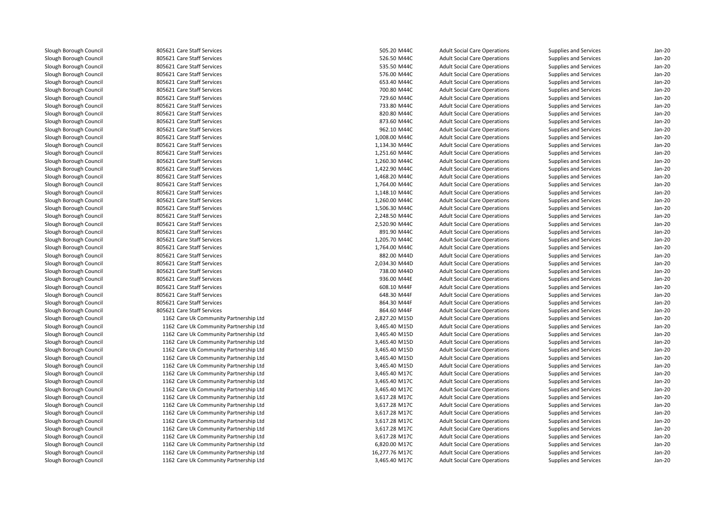| | | | | | | | |
|---|---|---|---|---|---|---|---|
| Slough Borough Council | 805621 | Care Staff Services | 505.20 | M44C | Adult Social Care Operations | Supplies and Services | Jan-20 |
| Slough Borough Council | 805621 | Care Staff Services | 526.50 | M44C | Adult Social Care Operations | Supplies and Services | Jan-20 |
| Slough Borough Council | 805621 | Care Staff Services | 535.50 | M44C | Adult Social Care Operations | Supplies and Services | Jan-20 |
| Slough Borough Council | 805621 | Care Staff Services | 576.00 | M44C | Adult Social Care Operations | Supplies and Services | Jan-20 |
| Slough Borough Council | 805621 | Care Staff Services | 653.40 | M44C | Adult Social Care Operations | Supplies and Services | Jan-20 |
| Slough Borough Council | 805621 | Care Staff Services | 700.80 | M44C | Adult Social Care Operations | Supplies and Services | Jan-20 |
| Slough Borough Council | 805621 | Care Staff Services | 729.60 | M44C | Adult Social Care Operations | Supplies and Services | Jan-20 |
| Slough Borough Council | 805621 | Care Staff Services | 733.80 | M44C | Adult Social Care Operations | Supplies and Services | Jan-20 |
| Slough Borough Council | 805621 | Care Staff Services | 820.80 | M44C | Adult Social Care Operations | Supplies and Services | Jan-20 |
| Slough Borough Council | 805621 | Care Staff Services | 873.60 | M44C | Adult Social Care Operations | Supplies and Services | Jan-20 |
| Slough Borough Council | 805621 | Care Staff Services | 962.10 | M44C | Adult Social Care Operations | Supplies and Services | Jan-20 |
| Slough Borough Council | 805621 | Care Staff Services | 1,008.00 | M44C | Adult Social Care Operations | Supplies and Services | Jan-20 |
| Slough Borough Council | 805621 | Care Staff Services | 1,134.30 | M44C | Adult Social Care Operations | Supplies and Services | Jan-20 |
| Slough Borough Council | 805621 | Care Staff Services | 1,251.60 | M44C | Adult Social Care Operations | Supplies and Services | Jan-20 |
| Slough Borough Council | 805621 | Care Staff Services | 1,260.30 | M44C | Adult Social Care Operations | Supplies and Services | Jan-20 |
| Slough Borough Council | 805621 | Care Staff Services | 1,422.90 | M44C | Adult Social Care Operations | Supplies and Services | Jan-20 |
| Slough Borough Council | 805621 | Care Staff Services | 1,468.20 | M44C | Adult Social Care Operations | Supplies and Services | Jan-20 |
| Slough Borough Council | 805621 | Care Staff Services | 1,764.00 | M44C | Adult Social Care Operations | Supplies and Services | Jan-20 |
| Slough Borough Council | 805621 | Care Staff Services | 1,148.10 | M44C | Adult Social Care Operations | Supplies and Services | Jan-20 |
| Slough Borough Council | 805621 | Care Staff Services | 1,260.00 | M44C | Adult Social Care Operations | Supplies and Services | Jan-20 |
| Slough Borough Council | 805621 | Care Staff Services | 1,506.30 | M44C | Adult Social Care Operations | Supplies and Services | Jan-20 |
| Slough Borough Council | 805621 | Care Staff Services | 2,248.50 | M44C | Adult Social Care Operations | Supplies and Services | Jan-20 |
| Slough Borough Council | 805621 | Care Staff Services | 2,520.90 | M44C | Adult Social Care Operations | Supplies and Services | Jan-20 |
| Slough Borough Council | 805621 | Care Staff Services | 891.90 | M44C | Adult Social Care Operations | Supplies and Services | Jan-20 |
| Slough Borough Council | 805621 | Care Staff Services | 1,205.70 | M44C | Adult Social Care Operations | Supplies and Services | Jan-20 |
| Slough Borough Council | 805621 | Care Staff Services | 1,764.00 | M44C | Adult Social Care Operations | Supplies and Services | Jan-20 |
| Slough Borough Council | 805621 | Care Staff Services | 882.00 | M44D | Adult Social Care Operations | Supplies and Services | Jan-20 |
| Slough Borough Council | 805621 | Care Staff Services | 2,034.30 | M44D | Adult Social Care Operations | Supplies and Services | Jan-20 |
| Slough Borough Council | 805621 | Care Staff Services | 738.00 | M44D | Adult Social Care Operations | Supplies and Services | Jan-20 |
| Slough Borough Council | 805621 | Care Staff Services | 936.00 | M44E | Adult Social Care Operations | Supplies and Services | Jan-20 |
| Slough Borough Council | 805621 | Care Staff Services | 608.10 | M44F | Adult Social Care Operations | Supplies and Services | Jan-20 |
| Slough Borough Council | 805621 | Care Staff Services | 648.30 | M44F | Adult Social Care Operations | Supplies and Services | Jan-20 |
| Slough Borough Council | 805621 | Care Staff Services | 864.30 | M44F | Adult Social Care Operations | Supplies and Services | Jan-20 |
| Slough Borough Council | 805621 | Care Staff Services | 864.60 | M44F | Adult Social Care Operations | Supplies and Services | Jan-20 |
| Slough Borough Council | 1162 | Care Uk Community Partnership Ltd | 2,827.20 | M15D | Adult Social Care Operations | Supplies and Services | Jan-20 |
| Slough Borough Council | 1162 | Care Uk Community Partnership Ltd | 3,465.40 | M15D | Adult Social Care Operations | Supplies and Services | Jan-20 |
| Slough Borough Council | 1162 | Care Uk Community Partnership Ltd | 3,465.40 | M15D | Adult Social Care Operations | Supplies and Services | Jan-20 |
| Slough Borough Council | 1162 | Care Uk Community Partnership Ltd | 3,465.40 | M15D | Adult Social Care Operations | Supplies and Services | Jan-20 |
| Slough Borough Council | 1162 | Care Uk Community Partnership Ltd | 3,465.40 | M15D | Adult Social Care Operations | Supplies and Services | Jan-20 |
| Slough Borough Council | 1162 | Care Uk Community Partnership Ltd | 3,465.40 | M15D | Adult Social Care Operations | Supplies and Services | Jan-20 |
| Slough Borough Council | 1162 | Care Uk Community Partnership Ltd | 3,465.40 | M15D | Adult Social Care Operations | Supplies and Services | Jan-20 |
| Slough Borough Council | 1162 | Care Uk Community Partnership Ltd | 3,465.40 | M17C | Adult Social Care Operations | Supplies and Services | Jan-20 |
| Slough Borough Council | 1162 | Care Uk Community Partnership Ltd | 3,465.40 | M17C | Adult Social Care Operations | Supplies and Services | Jan-20 |
| Slough Borough Council | 1162 | Care Uk Community Partnership Ltd | 3,465.40 | M17C | Adult Social Care Operations | Supplies and Services | Jan-20 |
| Slough Borough Council | 1162 | Care Uk Community Partnership Ltd | 3,617.28 | M17C | Adult Social Care Operations | Supplies and Services | Jan-20 |
| Slough Borough Council | 1162 | Care Uk Community Partnership Ltd | 3,617.28 | M17C | Adult Social Care Operations | Supplies and Services | Jan-20 |
| Slough Borough Council | 1162 | Care Uk Community Partnership Ltd | 3,617.28 | M17C | Adult Social Care Operations | Supplies and Services | Jan-20 |
| Slough Borough Council | 1162 | Care Uk Community Partnership Ltd | 3,617.28 | M17C | Adult Social Care Operations | Supplies and Services | Jan-20 |
| Slough Borough Council | 1162 | Care Uk Community Partnership Ltd | 3,617.28 | M17C | Adult Social Care Operations | Supplies and Services | Jan-20 |
| Slough Borough Council | 1162 | Care Uk Community Partnership Ltd | 3,617.28 | M17C | Adult Social Care Operations | Supplies and Services | Jan-20 |
| Slough Borough Council | 1162 | Care Uk Community Partnership Ltd | 6,820.00 | M17C | Adult Social Care Operations | Supplies and Services | Jan-20 |
| Slough Borough Council | 1162 | Care Uk Community Partnership Ltd | 16,277.76 | M17C | Adult Social Care Operations | Supplies and Services | Jan-20 |
| Slough Borough Council | 1162 | Care Uk Community Partnership Ltd | 3,465.40 | M17C | Adult Social Care Operations | Supplies and Services | Jan-20 |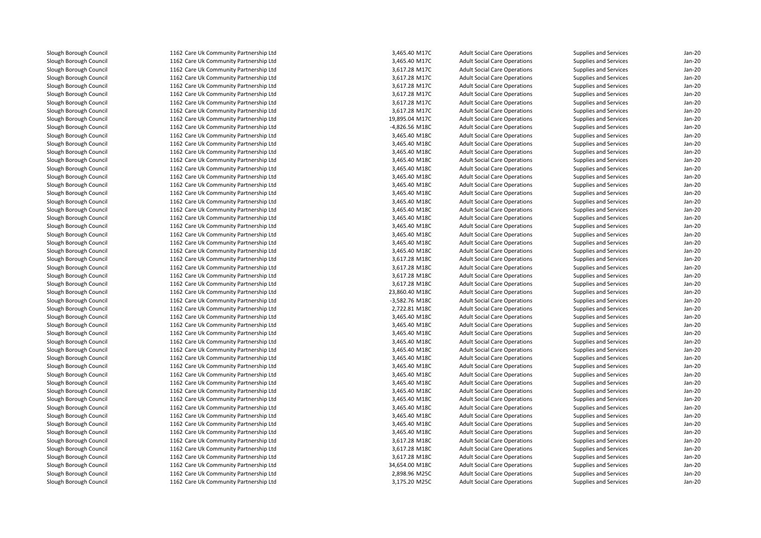| | | | | | | |
|---|---|---|---|---|---|---|
| Slough Borough Council | 1162 Care Uk Community Partnership Ltd | 3,465.40 M17C | Adult Social Care Operations | Supplies and Services | Jan-20 |
| Slough Borough Council | 1162 Care Uk Community Partnership Ltd | 3,465.40 M17C | Adult Social Care Operations | Supplies and Services | Jan-20 |
| Slough Borough Council | 1162 Care Uk Community Partnership Ltd | 3,617.28 M17C | Adult Social Care Operations | Supplies and Services | Jan-20 |
| Slough Borough Council | 1162 Care Uk Community Partnership Ltd | 3,617.28 M17C | Adult Social Care Operations | Supplies and Services | Jan-20 |
| Slough Borough Council | 1162 Care Uk Community Partnership Ltd | 3,617.28 M17C | Adult Social Care Operations | Supplies and Services | Jan-20 |
| Slough Borough Council | 1162 Care Uk Community Partnership Ltd | 3,617.28 M17C | Adult Social Care Operations | Supplies and Services | Jan-20 |
| Slough Borough Council | 1162 Care Uk Community Partnership Ltd | 3,617.28 M17C | Adult Social Care Operations | Supplies and Services | Jan-20 |
| Slough Borough Council | 1162 Care Uk Community Partnership Ltd | 3,617.28 M17C | Adult Social Care Operations | Supplies and Services | Jan-20 |
| Slough Borough Council | 1162 Care Uk Community Partnership Ltd | 19,895.04 M17C | Adult Social Care Operations | Supplies and Services | Jan-20 |
| Slough Borough Council | 1162 Care Uk Community Partnership Ltd | -4,826.56 M18C | Adult Social Care Operations | Supplies and Services | Jan-20 |
| Slough Borough Council | 1162 Care Uk Community Partnership Ltd | 3,465.40 M18C | Adult Social Care Operations | Supplies and Services | Jan-20 |
| Slough Borough Council | 1162 Care Uk Community Partnership Ltd | 3,465.40 M18C | Adult Social Care Operations | Supplies and Services | Jan-20 |
| Slough Borough Council | 1162 Care Uk Community Partnership Ltd | 3,465.40 M18C | Adult Social Care Operations | Supplies and Services | Jan-20 |
| Slough Borough Council | 1162 Care Uk Community Partnership Ltd | 3,465.40 M18C | Adult Social Care Operations | Supplies and Services | Jan-20 |
| Slough Borough Council | 1162 Care Uk Community Partnership Ltd | 3,465.40 M18C | Adult Social Care Operations | Supplies and Services | Jan-20 |
| Slough Borough Council | 1162 Care Uk Community Partnership Ltd | 3,465.40 M18C | Adult Social Care Operations | Supplies and Services | Jan-20 |
| Slough Borough Council | 1162 Care Uk Community Partnership Ltd | 3,465.40 M18C | Adult Social Care Operations | Supplies and Services | Jan-20 |
| Slough Borough Council | 1162 Care Uk Community Partnership Ltd | 3,465.40 M18C | Adult Social Care Operations | Supplies and Services | Jan-20 |
| Slough Borough Council | 1162 Care Uk Community Partnership Ltd | 3,465.40 M18C | Adult Social Care Operations | Supplies and Services | Jan-20 |
| Slough Borough Council | 1162 Care Uk Community Partnership Ltd | 3,465.40 M18C | Adult Social Care Operations | Supplies and Services | Jan-20 |
| Slough Borough Council | 1162 Care Uk Community Partnership Ltd | 3,465.40 M18C | Adult Social Care Operations | Supplies and Services | Jan-20 |
| Slough Borough Council | 1162 Care Uk Community Partnership Ltd | 3,465.40 M18C | Adult Social Care Operations | Supplies and Services | Jan-20 |
| Slough Borough Council | 1162 Care Uk Community Partnership Ltd | 3,465.40 M18C | Adult Social Care Operations | Supplies and Services | Jan-20 |
| Slough Borough Council | 1162 Care Uk Community Partnership Ltd | 3,465.40 M18C | Adult Social Care Operations | Supplies and Services | Jan-20 |
| Slough Borough Council | 1162 Care Uk Community Partnership Ltd | 3,465.40 M18C | Adult Social Care Operations | Supplies and Services | Jan-20 |
| Slough Borough Council | 1162 Care Uk Community Partnership Ltd | 3,617.28 M18C | Adult Social Care Operations | Supplies and Services | Jan-20 |
| Slough Borough Council | 1162 Care Uk Community Partnership Ltd | 3,617.28 M18C | Adult Social Care Operations | Supplies and Services | Jan-20 |
| Slough Borough Council | 1162 Care Uk Community Partnership Ltd | 3,617.28 M18C | Adult Social Care Operations | Supplies and Services | Jan-20 |
| Slough Borough Council | 1162 Care Uk Community Partnership Ltd | 3,617.28 M18C | Adult Social Care Operations | Supplies and Services | Jan-20 |
| Slough Borough Council | 1162 Care Uk Community Partnership Ltd | 23,860.40 M18C | Adult Social Care Operations | Supplies and Services | Jan-20 |
| Slough Borough Council | 1162 Care Uk Community Partnership Ltd | -3,582.76 M18C | Adult Social Care Operations | Supplies and Services | Jan-20 |
| Slough Borough Council | 1162 Care Uk Community Partnership Ltd | 2,722.81 M18C | Adult Social Care Operations | Supplies and Services | Jan-20 |
| Slough Borough Council | 1162 Care Uk Community Partnership Ltd | 3,465.40 M18C | Adult Social Care Operations | Supplies and Services | Jan-20 |
| Slough Borough Council | 1162 Care Uk Community Partnership Ltd | 3,465.40 M18C | Adult Social Care Operations | Supplies and Services | Jan-20 |
| Slough Borough Council | 1162 Care Uk Community Partnership Ltd | 3,465.40 M18C | Adult Social Care Operations | Supplies and Services | Jan-20 |
| Slough Borough Council | 1162 Care Uk Community Partnership Ltd | 3,465.40 M18C | Adult Social Care Operations | Supplies and Services | Jan-20 |
| Slough Borough Council | 1162 Care Uk Community Partnership Ltd | 3,465.40 M18C | Adult Social Care Operations | Supplies and Services | Jan-20 |
| Slough Borough Council | 1162 Care Uk Community Partnership Ltd | 3,465.40 M18C | Adult Social Care Operations | Supplies and Services | Jan-20 |
| Slough Borough Council | 1162 Care Uk Community Partnership Ltd | 3,465.40 M18C | Adult Social Care Operations | Supplies and Services | Jan-20 |
| Slough Borough Council | 1162 Care Uk Community Partnership Ltd | 3,465.40 M18C | Adult Social Care Operations | Supplies and Services | Jan-20 |
| Slough Borough Council | 1162 Care Uk Community Partnership Ltd | 3,465.40 M18C | Adult Social Care Operations | Supplies and Services | Jan-20 |
| Slough Borough Council | 1162 Care Uk Community Partnership Ltd | 3,465.40 M18C | Adult Social Care Operations | Supplies and Services | Jan-20 |
| Slough Borough Council | 1162 Care Uk Community Partnership Ltd | 3,465.40 M18C | Adult Social Care Operations | Supplies and Services | Jan-20 |
| Slough Borough Council | 1162 Care Uk Community Partnership Ltd | 3,465.40 M18C | Adult Social Care Operations | Supplies and Services | Jan-20 |
| Slough Borough Council | 1162 Care Uk Community Partnership Ltd | 3,465.40 M18C | Adult Social Care Operations | Supplies and Services | Jan-20 |
| Slough Borough Council | 1162 Care Uk Community Partnership Ltd | 3,465.40 M18C | Adult Social Care Operations | Supplies and Services | Jan-20 |
| Slough Borough Council | 1162 Care Uk Community Partnership Ltd | 3,617.28 M18C | Adult Social Care Operations | Supplies and Services | Jan-20 |
| Slough Borough Council | 1162 Care Uk Community Partnership Ltd | 3,617.28 M18C | Adult Social Care Operations | Supplies and Services | Jan-20 |
| Slough Borough Council | 1162 Care Uk Community Partnership Ltd | 3,617.28 M18C | Adult Social Care Operations | Supplies and Services | Jan-20 |
| Slough Borough Council | 1162 Care Uk Community Partnership Ltd | 34,654.00 M18C | Adult Social Care Operations | Supplies and Services | Jan-20 |
| Slough Borough Council | 1162 Care Uk Community Partnership Ltd | 2,898.96 M25C | Adult Social Care Operations | Supplies and Services | Jan-20 |
| Slough Borough Council | 1162 Care Uk Community Partnership Ltd | 3,175.20 M25C | Adult Social Care Operations | Supplies and Services | Jan-20 |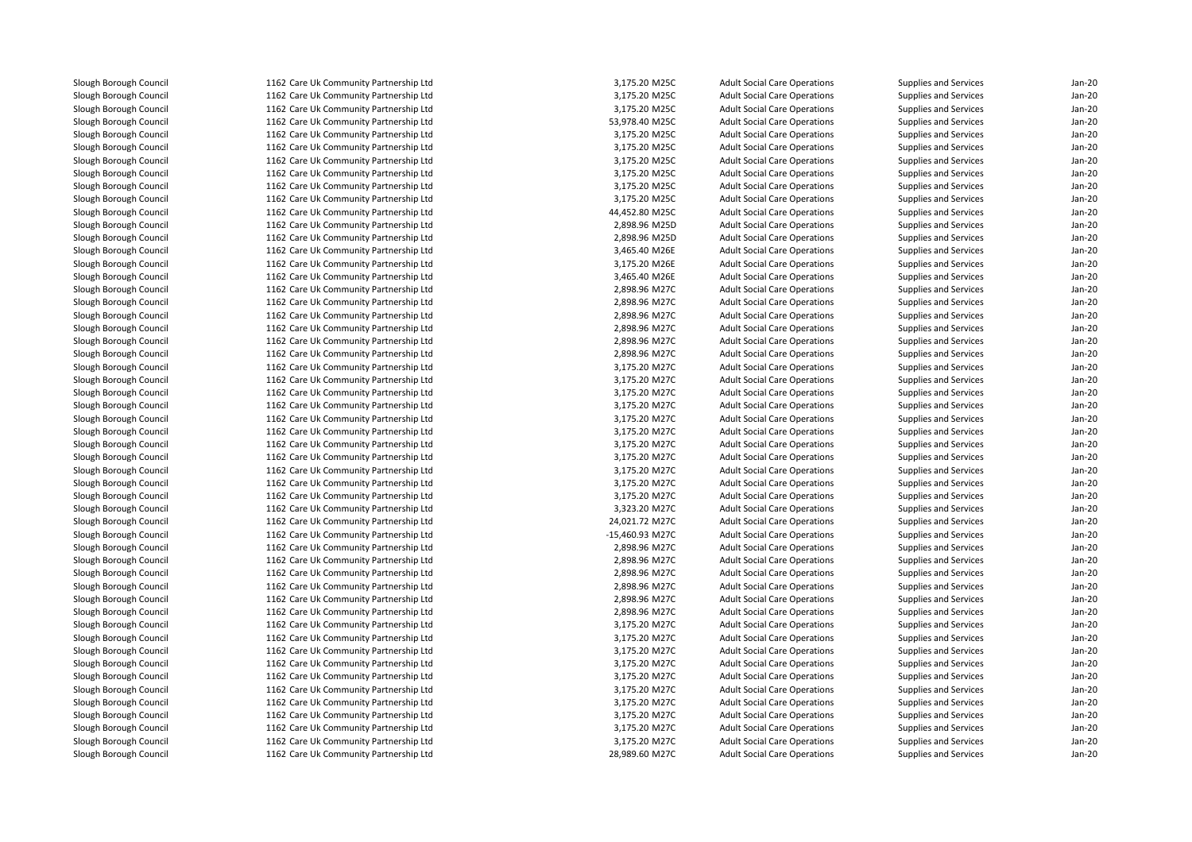| | | | | | | |
|---|---|---|---|---|---|---|
| Slough Borough Council | 1162 | Care Uk Community Partnership Ltd | 3,175.20 M25C | Adult Social Care Operations | Supplies and Services | Jan-20 |
| Slough Borough Council | 1162 | Care Uk Community Partnership Ltd | 3,175.20 M25C | Adult Social Care Operations | Supplies and Services | Jan-20 |
| Slough Borough Council | 1162 | Care Uk Community Partnership Ltd | 3,175.20 M25C | Adult Social Care Operations | Supplies and Services | Jan-20 |
| Slough Borough Council | 1162 | Care Uk Community Partnership Ltd | 53,978.40 M25C | Adult Social Care Operations | Supplies and Services | Jan-20 |
| Slough Borough Council | 1162 | Care Uk Community Partnership Ltd | 3,175.20 M25C | Adult Social Care Operations | Supplies and Services | Jan-20 |
| Slough Borough Council | 1162 | Care Uk Community Partnership Ltd | 3,175.20 M25C | Adult Social Care Operations | Supplies and Services | Jan-20 |
| Slough Borough Council | 1162 | Care Uk Community Partnership Ltd | 3,175.20 M25C | Adult Social Care Operations | Supplies and Services | Jan-20 |
| Slough Borough Council | 1162 | Care Uk Community Partnership Ltd | 3,175.20 M25C | Adult Social Care Operations | Supplies and Services | Jan-20 |
| Slough Borough Council | 1162 | Care Uk Community Partnership Ltd | 3,175.20 M25C | Adult Social Care Operations | Supplies and Services | Jan-20 |
| Slough Borough Council | 1162 | Care Uk Community Partnership Ltd | 3,175.20 M25C | Adult Social Care Operations | Supplies and Services | Jan-20 |
| Slough Borough Council | 1162 | Care Uk Community Partnership Ltd | 44,452.80 M25C | Adult Social Care Operations | Supplies and Services | Jan-20 |
| Slough Borough Council | 1162 | Care Uk Community Partnership Ltd | 2,898.96 M25D | Adult Social Care Operations | Supplies and Services | Jan-20 |
| Slough Borough Council | 1162 | Care Uk Community Partnership Ltd | 2,898.96 M25D | Adult Social Care Operations | Supplies and Services | Jan-20 |
| Slough Borough Council | 1162 | Care Uk Community Partnership Ltd | 3,465.40 M26E | Adult Social Care Operations | Supplies and Services | Jan-20 |
| Slough Borough Council | 1162 | Care Uk Community Partnership Ltd | 3,175.20 M26E | Adult Social Care Operations | Supplies and Services | Jan-20 |
| Slough Borough Council | 1162 | Care Uk Community Partnership Ltd | 3,465.40 M26E | Adult Social Care Operations | Supplies and Services | Jan-20 |
| Slough Borough Council | 1162 | Care Uk Community Partnership Ltd | 2,898.96 M27C | Adult Social Care Operations | Supplies and Services | Jan-20 |
| Slough Borough Council | 1162 | Care Uk Community Partnership Ltd | 2,898.96 M27C | Adult Social Care Operations | Supplies and Services | Jan-20 |
| Slough Borough Council | 1162 | Care Uk Community Partnership Ltd | 2,898.96 M27C | Adult Social Care Operations | Supplies and Services | Jan-20 |
| Slough Borough Council | 1162 | Care Uk Community Partnership Ltd | 2,898.96 M27C | Adult Social Care Operations | Supplies and Services | Jan-20 |
| Slough Borough Council | 1162 | Care Uk Community Partnership Ltd | 2,898.96 M27C | Adult Social Care Operations | Supplies and Services | Jan-20 |
| Slough Borough Council | 1162 | Care Uk Community Partnership Ltd | 2,898.96 M27C | Adult Social Care Operations | Supplies and Services | Jan-20 |
| Slough Borough Council | 1162 | Care Uk Community Partnership Ltd | 3,175.20 M27C | Adult Social Care Operations | Supplies and Services | Jan-20 |
| Slough Borough Council | 1162 | Care Uk Community Partnership Ltd | 3,175.20 M27C | Adult Social Care Operations | Supplies and Services | Jan-20 |
| Slough Borough Council | 1162 | Care Uk Community Partnership Ltd | 3,175.20 M27C | Adult Social Care Operations | Supplies and Services | Jan-20 |
| Slough Borough Council | 1162 | Care Uk Community Partnership Ltd | 3,175.20 M27C | Adult Social Care Operations | Supplies and Services | Jan-20 |
| Slough Borough Council | 1162 | Care Uk Community Partnership Ltd | 3,175.20 M27C | Adult Social Care Operations | Supplies and Services | Jan-20 |
| Slough Borough Council | 1162 | Care Uk Community Partnership Ltd | 3,175.20 M27C | Adult Social Care Operations | Supplies and Services | Jan-20 |
| Slough Borough Council | 1162 | Care Uk Community Partnership Ltd | 3,175.20 M27C | Adult Social Care Operations | Supplies and Services | Jan-20 |
| Slough Borough Council | 1162 | Care Uk Community Partnership Ltd | 3,175.20 M27C | Adult Social Care Operations | Supplies and Services | Jan-20 |
| Slough Borough Council | 1162 | Care Uk Community Partnership Ltd | 3,175.20 M27C | Adult Social Care Operations | Supplies and Services | Jan-20 |
| Slough Borough Council | 1162 | Care Uk Community Partnership Ltd | 3,175.20 M27C | Adult Social Care Operations | Supplies and Services | Jan-20 |
| Slough Borough Council | 1162 | Care Uk Community Partnership Ltd | 3,175.20 M27C | Adult Social Care Operations | Supplies and Services | Jan-20 |
| Slough Borough Council | 1162 | Care Uk Community Partnership Ltd | 3,323.20 M27C | Adult Social Care Operations | Supplies and Services | Jan-20 |
| Slough Borough Council | 1162 | Care Uk Community Partnership Ltd | 24,021.72 M27C | Adult Social Care Operations | Supplies and Services | Jan-20 |
| Slough Borough Council | 1162 | Care Uk Community Partnership Ltd | -15,460.93 M27C | Adult Social Care Operations | Supplies and Services | Jan-20 |
| Slough Borough Council | 1162 | Care Uk Community Partnership Ltd | 2,898.96 M27C | Adult Social Care Operations | Supplies and Services | Jan-20 |
| Slough Borough Council | 1162 | Care Uk Community Partnership Ltd | 2,898.96 M27C | Adult Social Care Operations | Supplies and Services | Jan-20 |
| Slough Borough Council | 1162 | Care Uk Community Partnership Ltd | 2,898.96 M27C | Adult Social Care Operations | Supplies and Services | Jan-20 |
| Slough Borough Council | 1162 | Care Uk Community Partnership Ltd | 2,898.96 M27C | Adult Social Care Operations | Supplies and Services | Jan-20 |
| Slough Borough Council | 1162 | Care Uk Community Partnership Ltd | 2,898.96 M27C | Adult Social Care Operations | Supplies and Services | Jan-20 |
| Slough Borough Council | 1162 | Care Uk Community Partnership Ltd | 2,898.96 M27C | Adult Social Care Operations | Supplies and Services | Jan-20 |
| Slough Borough Council | 1162 | Care Uk Community Partnership Ltd | 3,175.20 M27C | Adult Social Care Operations | Supplies and Services | Jan-20 |
| Slough Borough Council | 1162 | Care Uk Community Partnership Ltd | 3,175.20 M27C | Adult Social Care Operations | Supplies and Services | Jan-20 |
| Slough Borough Council | 1162 | Care Uk Community Partnership Ltd | 3,175.20 M27C | Adult Social Care Operations | Supplies and Services | Jan-20 |
| Slough Borough Council | 1162 | Care Uk Community Partnership Ltd | 3,175.20 M27C | Adult Social Care Operations | Supplies and Services | Jan-20 |
| Slough Borough Council | 1162 | Care Uk Community Partnership Ltd | 3,175.20 M27C | Adult Social Care Operations | Supplies and Services | Jan-20 |
| Slough Borough Council | 1162 | Care Uk Community Partnership Ltd | 3,175.20 M27C | Adult Social Care Operations | Supplies and Services | Jan-20 |
| Slough Borough Council | 1162 | Care Uk Community Partnership Ltd | 3,175.20 M27C | Adult Social Care Operations | Supplies and Services | Jan-20 |
| Slough Borough Council | 1162 | Care Uk Community Partnership Ltd | 3,175.20 M27C | Adult Social Care Operations | Supplies and Services | Jan-20 |
| Slough Borough Council | 1162 | Care Uk Community Partnership Ltd | 3,175.20 M27C | Adult Social Care Operations | Supplies and Services | Jan-20 |
| Slough Borough Council | 1162 | Care Uk Community Partnership Ltd | 3,175.20 M27C | Adult Social Care Operations | Supplies and Services | Jan-20 |
| Slough Borough Council | 1162 | Care Uk Community Partnership Ltd | 28,989.60 M27C | Adult Social Care Operations | Supplies and Services | Jan-20 |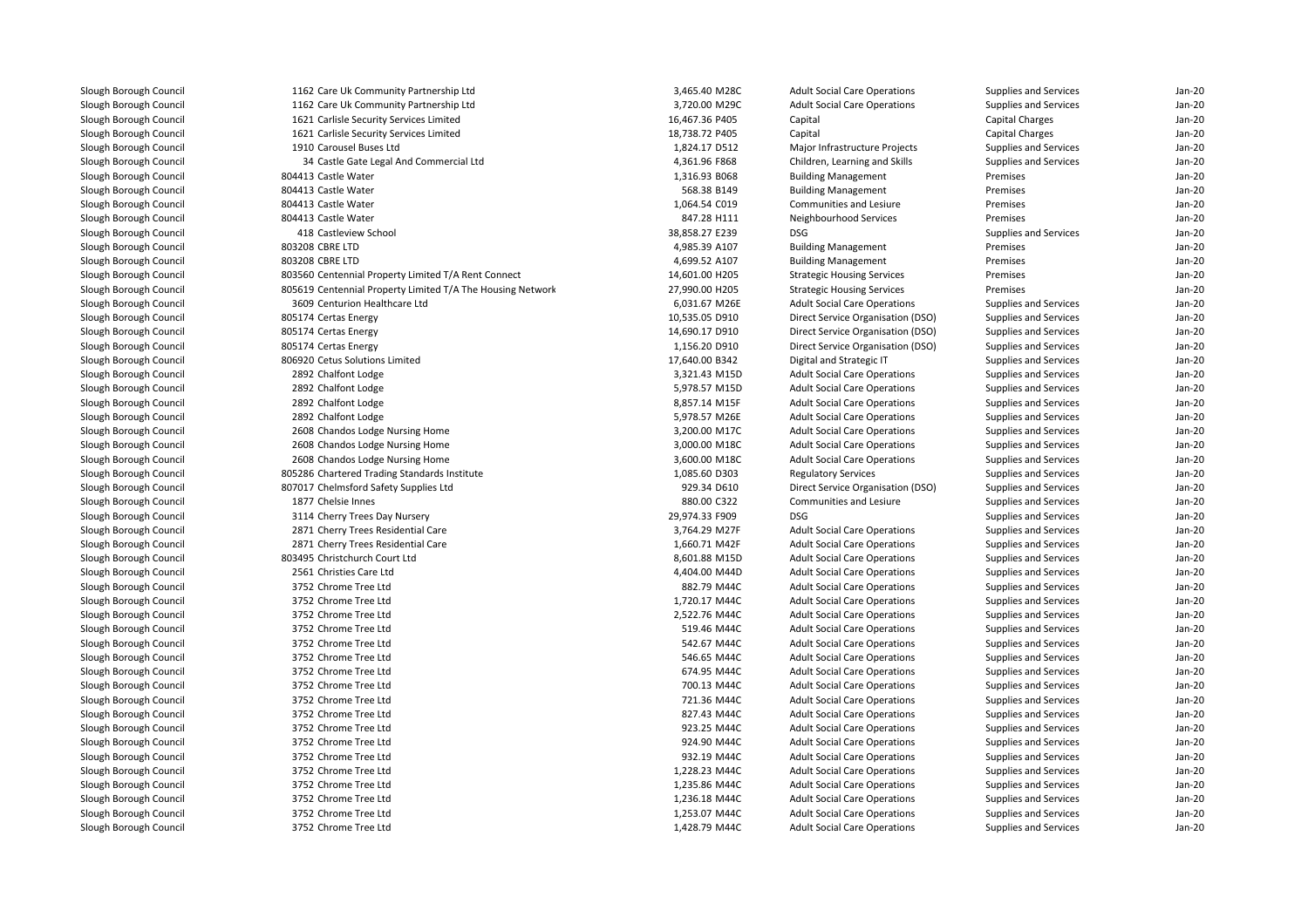| | | | | | | |
|---|---|---|---|---|---|---|
| Slough Borough Council | 1162 Care Uk Community Partnership Ltd | 3,465.40 | M28C | Adult Social Care Operations | Supplies and Services | Jan-20 |
| Slough Borough Council | 1162 Care Uk Community Partnership Ltd | 3,720.00 | M29C | Adult Social Care Operations | Supplies and Services | Jan-20 |
| Slough Borough Council | 1621 Carlisle Security Services Limited | 16,467.36 | P405 | Capital | Capital Charges | Jan-20 |
| Slough Borough Council | 1621 Carlisle Security Services Limited | 18,738.72 | P405 | Capital | Capital Charges | Jan-20 |
| Slough Borough Council | 1910 Carousel Buses Ltd | 1,824.17 | D512 | Major Infrastructure Projects | Supplies and Services | Jan-20 |
| Slough Borough Council | 34 Castle Gate Legal And Commercial Ltd | 4,361.96 | F868 | Children, Learning and Skills | Supplies and Services | Jan-20 |
| Slough Borough Council | 804413 Castle Water | 1,316.93 | B068 | Building Management | Premises | Jan-20 |
| Slough Borough Council | 804413 Castle Water | 568.38 | B149 | Building Management | Premises | Jan-20 |
| Slough Borough Council | 804413 Castle Water | 1,064.54 | C019 | Communities and Lesiure | Premises | Jan-20 |
| Slough Borough Council | 804413 Castle Water | 847.28 | H111 | Neighbourhood Services | Premises | Jan-20 |
| Slough Borough Council | 418 Castleview School | 38,858.27 | E239 | DSG | Supplies and Services | Jan-20 |
| Slough Borough Council | 803208 CBRE LTD | 4,985.39 | A107 | Building Management | Premises | Jan-20 |
| Slough Borough Council | 803208 CBRE LTD | 4,699.52 | A107 | Building Management | Premises | Jan-20 |
| Slough Borough Council | 803560 Centennial Property Limited T/A Rent Connect | 14,601.00 | H205 | Strategic Housing Services | Premises | Jan-20 |
| Slough Borough Council | 805619 Centennial Property Limited T/A The Housing Network | 27,990.00 | H205 | Strategic Housing Services | Premises | Jan-20 |
| Slough Borough Council | 3609 Centurion Healthcare Ltd | 6,031.67 | M26E | Adult Social Care Operations | Supplies and Services | Jan-20 |
| Slough Borough Council | 805174 Certas Energy | 10,535.05 | D910 | Direct Service Organisation (DSO) | Supplies and Services | Jan-20 |
| Slough Borough Council | 805174 Certas Energy | 14,690.17 | D910 | Direct Service Organisation (DSO) | Supplies and Services | Jan-20 |
| Slough Borough Council | 805174 Certas Energy | 1,156.20 | D910 | Direct Service Organisation (DSO) | Supplies and Services | Jan-20 |
| Slough Borough Council | 806920 Cetus Solutions Limited | 17,640.00 | B342 | Digital and Strategic IT | Supplies and Services | Jan-20 |
| Slough Borough Council | 2892 Chalfont Lodge | 3,321.43 | M15D | Adult Social Care Operations | Supplies and Services | Jan-20 |
| Slough Borough Council | 2892 Chalfont Lodge | 5,978.57 | M15D | Adult Social Care Operations | Supplies and Services | Jan-20 |
| Slough Borough Council | 2892 Chalfont Lodge | 8,857.14 | M15F | Adult Social Care Operations | Supplies and Services | Jan-20 |
| Slough Borough Council | 2892 Chalfont Lodge | 5,978.57 | M26E | Adult Social Care Operations | Supplies and Services | Jan-20 |
| Slough Borough Council | 2608 Chandos Lodge Nursing Home | 3,200.00 | M17C | Adult Social Care Operations | Supplies and Services | Jan-20 |
| Slough Borough Council | 2608 Chandos Lodge Nursing Home | 3,000.00 | M18C | Adult Social Care Operations | Supplies and Services | Jan-20 |
| Slough Borough Council | 2608 Chandos Lodge Nursing Home | 3,600.00 | M18C | Adult Social Care Operations | Supplies and Services | Jan-20 |
| Slough Borough Council | 805286 Chartered Trading Standards Institute | 1,085.60 | D303 | Regulatory Services | Supplies and Services | Jan-20 |
| Slough Borough Council | 807017 Chelmsford Safety Supplies Ltd | 929.34 | D610 | Direct Service Organisation (DSO) | Supplies and Services | Jan-20 |
| Slough Borough Council | 1877 Chelsie Innes | 880.00 | C322 | Communities and Lesiure | Supplies and Services | Jan-20 |
| Slough Borough Council | 3114 Cherry Trees Day Nursery | 29,974.33 | F909 | DSG | Supplies and Services | Jan-20 |
| Slough Borough Council | 2871 Cherry Trees Residential Care | 3,764.29 | M27F | Adult Social Care Operations | Supplies and Services | Jan-20 |
| Slough Borough Council | 2871 Cherry Trees Residential Care | 1,660.71 | M42F | Adult Social Care Operations | Supplies and Services | Jan-20 |
| Slough Borough Council | 803495 Christchurch Court Ltd | 8,601.88 | M15D | Adult Social Care Operations | Supplies and Services | Jan-20 |
| Slough Borough Council | 2561 Christies Care Ltd | 4,404.00 | M44D | Adult Social Care Operations | Supplies and Services | Jan-20 |
| Slough Borough Council | 3752 Chrome Tree Ltd | 882.79 | M44C | Adult Social Care Operations | Supplies and Services | Jan-20 |
| Slough Borough Council | 3752 Chrome Tree Ltd | 1,720.17 | M44C | Adult Social Care Operations | Supplies and Services | Jan-20 |
| Slough Borough Council | 3752 Chrome Tree Ltd | 2,522.76 | M44C | Adult Social Care Operations | Supplies and Services | Jan-20 |
| Slough Borough Council | 3752 Chrome Tree Ltd | 519.46 | M44C | Adult Social Care Operations | Supplies and Services | Jan-20 |
| Slough Borough Council | 3752 Chrome Tree Ltd | 542.67 | M44C | Adult Social Care Operations | Supplies and Services | Jan-20 |
| Slough Borough Council | 3752 Chrome Tree Ltd | 546.65 | M44C | Adult Social Care Operations | Supplies and Services | Jan-20 |
| Slough Borough Council | 3752 Chrome Tree Ltd | 674.95 | M44C | Adult Social Care Operations | Supplies and Services | Jan-20 |
| Slough Borough Council | 3752 Chrome Tree Ltd | 700.13 | M44C | Adult Social Care Operations | Supplies and Services | Jan-20 |
| Slough Borough Council | 3752 Chrome Tree Ltd | 721.36 | M44C | Adult Social Care Operations | Supplies and Services | Jan-20 |
| Slough Borough Council | 3752 Chrome Tree Ltd | 827.43 | M44C | Adult Social Care Operations | Supplies and Services | Jan-20 |
| Slough Borough Council | 3752 Chrome Tree Ltd | 923.25 | M44C | Adult Social Care Operations | Supplies and Services | Jan-20 |
| Slough Borough Council | 3752 Chrome Tree Ltd | 924.90 | M44C | Adult Social Care Operations | Supplies and Services | Jan-20 |
| Slough Borough Council | 3752 Chrome Tree Ltd | 932.19 | M44C | Adult Social Care Operations | Supplies and Services | Jan-20 |
| Slough Borough Council | 3752 Chrome Tree Ltd | 1,228.23 | M44C | Adult Social Care Operations | Supplies and Services | Jan-20 |
| Slough Borough Council | 3752 Chrome Tree Ltd | 1,235.86 | M44C | Adult Social Care Operations | Supplies and Services | Jan-20 |
| Slough Borough Council | 3752 Chrome Tree Ltd | 1,236.18 | M44C | Adult Social Care Operations | Supplies and Services | Jan-20 |
| Slough Borough Council | 3752 Chrome Tree Ltd | 1,253.07 | M44C | Adult Social Care Operations | Supplies and Services | Jan-20 |
| Slough Borough Council | 3752 Chrome Tree Ltd | 1,428.79 | M44C | Adult Social Care Operations | Supplies and Services | Jan-20 |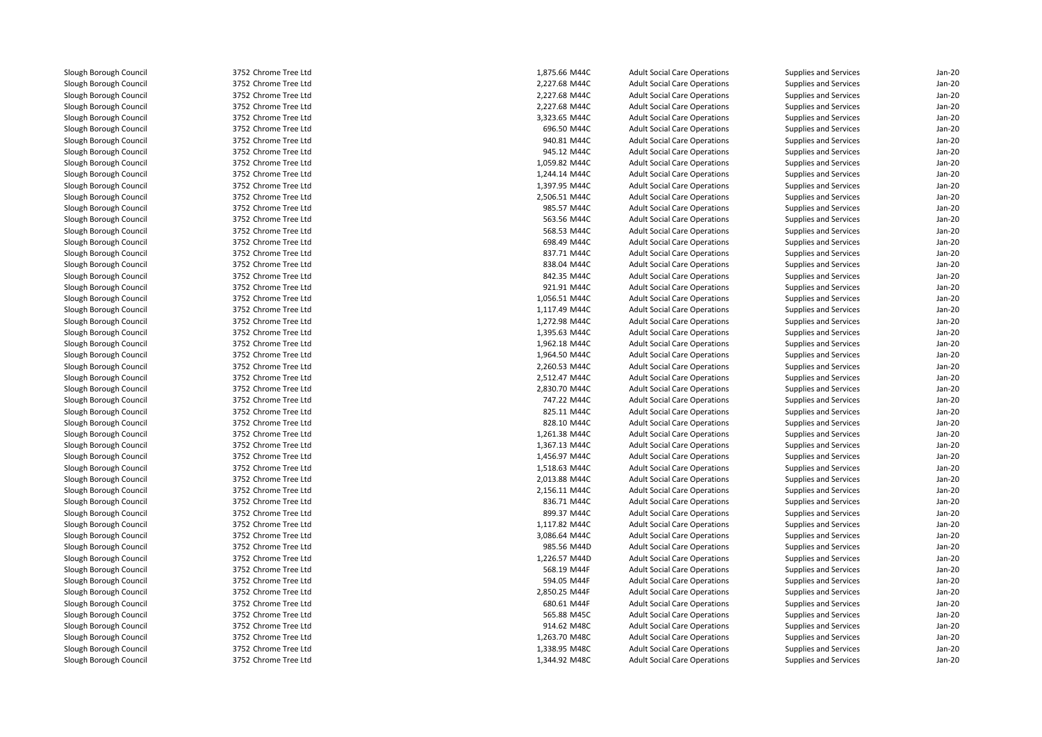| | | | | | | |
|---|---|---|---|---|---|---|
| Slough Borough Council | 3752 | Chrome Tree Ltd | 1,875.66 | M44C | Adult Social Care Operations | Supplies and Services | Jan-20 |
| Slough Borough Council | 3752 | Chrome Tree Ltd | 2,227.68 | M44C | Adult Social Care Operations | Supplies and Services | Jan-20 |
| Slough Borough Council | 3752 | Chrome Tree Ltd | 2,227.68 | M44C | Adult Social Care Operations | Supplies and Services | Jan-20 |
| Slough Borough Council | 3752 | Chrome Tree Ltd | 2,227.68 | M44C | Adult Social Care Operations | Supplies and Services | Jan-20 |
| Slough Borough Council | 3752 | Chrome Tree Ltd | 3,323.65 | M44C | Adult Social Care Operations | Supplies and Services | Jan-20 |
| Slough Borough Council | 3752 | Chrome Tree Ltd | 696.50 | M44C | Adult Social Care Operations | Supplies and Services | Jan-20 |
| Slough Borough Council | 3752 | Chrome Tree Ltd | 940.81 | M44C | Adult Social Care Operations | Supplies and Services | Jan-20 |
| Slough Borough Council | 3752 | Chrome Tree Ltd | 945.12 | M44C | Adult Social Care Operations | Supplies and Services | Jan-20 |
| Slough Borough Council | 3752 | Chrome Tree Ltd | 1,059.82 | M44C | Adult Social Care Operations | Supplies and Services | Jan-20 |
| Slough Borough Council | 3752 | Chrome Tree Ltd | 1,244.14 | M44C | Adult Social Care Operations | Supplies and Services | Jan-20 |
| Slough Borough Council | 3752 | Chrome Tree Ltd | 1,397.95 | M44C | Adult Social Care Operations | Supplies and Services | Jan-20 |
| Slough Borough Council | 3752 | Chrome Tree Ltd | 2,506.51 | M44C | Adult Social Care Operations | Supplies and Services | Jan-20 |
| Slough Borough Council | 3752 | Chrome Tree Ltd | 985.57 | M44C | Adult Social Care Operations | Supplies and Services | Jan-20 |
| Slough Borough Council | 3752 | Chrome Tree Ltd | 563.56 | M44C | Adult Social Care Operations | Supplies and Services | Jan-20 |
| Slough Borough Council | 3752 | Chrome Tree Ltd | 568.53 | M44C | Adult Social Care Operations | Supplies and Services | Jan-20 |
| Slough Borough Council | 3752 | Chrome Tree Ltd | 698.49 | M44C | Adult Social Care Operations | Supplies and Services | Jan-20 |
| Slough Borough Council | 3752 | Chrome Tree Ltd | 837.71 | M44C | Adult Social Care Operations | Supplies and Services | Jan-20 |
| Slough Borough Council | 3752 | Chrome Tree Ltd | 838.04 | M44C | Adult Social Care Operations | Supplies and Services | Jan-20 |
| Slough Borough Council | 3752 | Chrome Tree Ltd | 842.35 | M44C | Adult Social Care Operations | Supplies and Services | Jan-20 |
| Slough Borough Council | 3752 | Chrome Tree Ltd | 921.91 | M44C | Adult Social Care Operations | Supplies and Services | Jan-20 |
| Slough Borough Council | 3752 | Chrome Tree Ltd | 1,056.51 | M44C | Adult Social Care Operations | Supplies and Services | Jan-20 |
| Slough Borough Council | 3752 | Chrome Tree Ltd | 1,117.49 | M44C | Adult Social Care Operations | Supplies and Services | Jan-20 |
| Slough Borough Council | 3752 | Chrome Tree Ltd | 1,272.98 | M44C | Adult Social Care Operations | Supplies and Services | Jan-20 |
| Slough Borough Council | 3752 | Chrome Tree Ltd | 1,395.63 | M44C | Adult Social Care Operations | Supplies and Services | Jan-20 |
| Slough Borough Council | 3752 | Chrome Tree Ltd | 1,962.18 | M44C | Adult Social Care Operations | Supplies and Services | Jan-20 |
| Slough Borough Council | 3752 | Chrome Tree Ltd | 1,964.50 | M44C | Adult Social Care Operations | Supplies and Services | Jan-20 |
| Slough Borough Council | 3752 | Chrome Tree Ltd | 2,260.53 | M44C | Adult Social Care Operations | Supplies and Services | Jan-20 |
| Slough Borough Council | 3752 | Chrome Tree Ltd | 2,512.47 | M44C | Adult Social Care Operations | Supplies and Services | Jan-20 |
| Slough Borough Council | 3752 | Chrome Tree Ltd | 2,830.70 | M44C | Adult Social Care Operations | Supplies and Services | Jan-20 |
| Slough Borough Council | 3752 | Chrome Tree Ltd | 747.22 | M44C | Adult Social Care Operations | Supplies and Services | Jan-20 |
| Slough Borough Council | 3752 | Chrome Tree Ltd | 825.11 | M44C | Adult Social Care Operations | Supplies and Services | Jan-20 |
| Slough Borough Council | 3752 | Chrome Tree Ltd | 828.10 | M44C | Adult Social Care Operations | Supplies and Services | Jan-20 |
| Slough Borough Council | 3752 | Chrome Tree Ltd | 1,261.38 | M44C | Adult Social Care Operations | Supplies and Services | Jan-20 |
| Slough Borough Council | 3752 | Chrome Tree Ltd | 1,367.13 | M44C | Adult Social Care Operations | Supplies and Services | Jan-20 |
| Slough Borough Council | 3752 | Chrome Tree Ltd | 1,456.97 | M44C | Adult Social Care Operations | Supplies and Services | Jan-20 |
| Slough Borough Council | 3752 | Chrome Tree Ltd | 1,518.63 | M44C | Adult Social Care Operations | Supplies and Services | Jan-20 |
| Slough Borough Council | 3752 | Chrome Tree Ltd | 2,013.88 | M44C | Adult Social Care Operations | Supplies and Services | Jan-20 |
| Slough Borough Council | 3752 | Chrome Tree Ltd | 2,156.11 | M44C | Adult Social Care Operations | Supplies and Services | Jan-20 |
| Slough Borough Council | 3752 | Chrome Tree Ltd | 836.71 | M44C | Adult Social Care Operations | Supplies and Services | Jan-20 |
| Slough Borough Council | 3752 | Chrome Tree Ltd | 899.37 | M44C | Adult Social Care Operations | Supplies and Services | Jan-20 |
| Slough Borough Council | 3752 | Chrome Tree Ltd | 1,117.82 | M44C | Adult Social Care Operations | Supplies and Services | Jan-20 |
| Slough Borough Council | 3752 | Chrome Tree Ltd | 3,086.64 | M44C | Adult Social Care Operations | Supplies and Services | Jan-20 |
| Slough Borough Council | 3752 | Chrome Tree Ltd | 985.56 | M44D | Adult Social Care Operations | Supplies and Services | Jan-20 |
| Slough Borough Council | 3752 | Chrome Tree Ltd | 1,226.57 | M44D | Adult Social Care Operations | Supplies and Services | Jan-20 |
| Slough Borough Council | 3752 | Chrome Tree Ltd | 568.19 | M44F | Adult Social Care Operations | Supplies and Services | Jan-20 |
| Slough Borough Council | 3752 | Chrome Tree Ltd | 594.05 | M44F | Adult Social Care Operations | Supplies and Services | Jan-20 |
| Slough Borough Council | 3752 | Chrome Tree Ltd | 2,850.25 | M44F | Adult Social Care Operations | Supplies and Services | Jan-20 |
| Slough Borough Council | 3752 | Chrome Tree Ltd | 680.61 | M44F | Adult Social Care Operations | Supplies and Services | Jan-20 |
| Slough Borough Council | 3752 | Chrome Tree Ltd | 565.88 | M45C | Adult Social Care Operations | Supplies and Services | Jan-20 |
| Slough Borough Council | 3752 | Chrome Tree Ltd | 914.62 | M48C | Adult Social Care Operations | Supplies and Services | Jan-20 |
| Slough Borough Council | 3752 | Chrome Tree Ltd | 1,263.70 | M48C | Adult Social Care Operations | Supplies and Services | Jan-20 |
| Slough Borough Council | 3752 | Chrome Tree Ltd | 1,338.95 | M48C | Adult Social Care Operations | Supplies and Services | Jan-20 |
| Slough Borough Council | 3752 | Chrome Tree Ltd | 1,344.92 | M48C | Adult Social Care Operations | Supplies and Services | Jan-20 |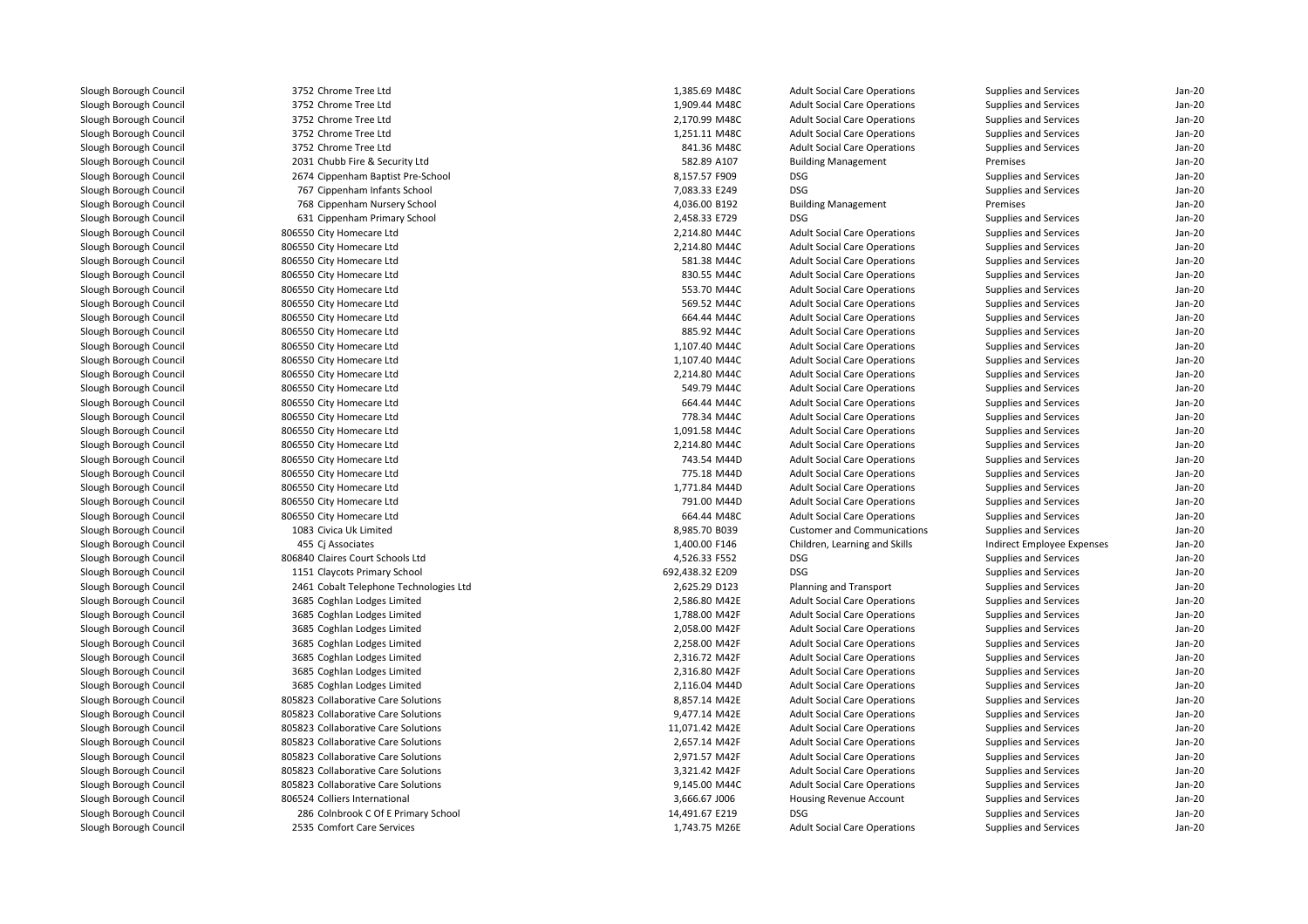| | | | | | | |
|---|---|---|---|---|---|---|
| Slough Borough Council | 3752 Chrome Tree Ltd | 1,385.69 M48C | Adult Social Care Operations | Supplies and Services | Jan-20 |
| Slough Borough Council | 3752 Chrome Tree Ltd | 1,909.44 M48C | Adult Social Care Operations | Supplies and Services | Jan-20 |
| Slough Borough Council | 3752 Chrome Tree Ltd | 2,170.99 M48C | Adult Social Care Operations | Supplies and Services | Jan-20 |
| Slough Borough Council | 3752 Chrome Tree Ltd | 1,251.11 M48C | Adult Social Care Operations | Supplies and Services | Jan-20 |
| Slough Borough Council | 3752 Chrome Tree Ltd | 841.36 M48C | Adult Social Care Operations | Supplies and Services | Jan-20 |
| Slough Borough Council | 2031 Chubb Fire & Security Ltd | 582.89 A107 | Building Management | Premises | Jan-20 |
| Slough Borough Council | 2674 Cippenham Baptist Pre-School | 8,157.57 F909 | DSG | Supplies and Services | Jan-20 |
| Slough Borough Council | 767 Cippenham Infants School | 7,083.33 E249 | DSG | Supplies and Services | Jan-20 |
| Slough Borough Council | 768 Cippenham Nursery School | 4,036.00 B192 | Building Management | Premises | Jan-20 |
| Slough Borough Council | 631 Cippenham Primary School | 2,458.33 E729 | DSG | Supplies and Services | Jan-20 |
| Slough Borough Council | 806550 City Homecare Ltd | 2,214.80 M44C | Adult Social Care Operations | Supplies and Services | Jan-20 |
| Slough Borough Council | 806550 City Homecare Ltd | 2,214.80 M44C | Adult Social Care Operations | Supplies and Services | Jan-20 |
| Slough Borough Council | 806550 City Homecare Ltd | 581.38 M44C | Adult Social Care Operations | Supplies and Services | Jan-20 |
| Slough Borough Council | 806550 City Homecare Ltd | 830.55 M44C | Adult Social Care Operations | Supplies and Services | Jan-20 |
| Slough Borough Council | 806550 City Homecare Ltd | 553.70 M44C | Adult Social Care Operations | Supplies and Services | Jan-20 |
| Slough Borough Council | 806550 City Homecare Ltd | 569.52 M44C | Adult Social Care Operations | Supplies and Services | Jan-20 |
| Slough Borough Council | 806550 City Homecare Ltd | 664.44 M44C | Adult Social Care Operations | Supplies and Services | Jan-20 |
| Slough Borough Council | 806550 City Homecare Ltd | 885.92 M44C | Adult Social Care Operations | Supplies and Services | Jan-20 |
| Slough Borough Council | 806550 City Homecare Ltd | 1,107.40 M44C | Adult Social Care Operations | Supplies and Services | Jan-20 |
| Slough Borough Council | 806550 City Homecare Ltd | 1,107.40 M44C | Adult Social Care Operations | Supplies and Services | Jan-20 |
| Slough Borough Council | 806550 City Homecare Ltd | 2,214.80 M44C | Adult Social Care Operations | Supplies and Services | Jan-20 |
| Slough Borough Council | 806550 City Homecare Ltd | 549.79 M44C | Adult Social Care Operations | Supplies and Services | Jan-20 |
| Slough Borough Council | 806550 City Homecare Ltd | 664.44 M44C | Adult Social Care Operations | Supplies and Services | Jan-20 |
| Slough Borough Council | 806550 City Homecare Ltd | 778.34 M44C | Adult Social Care Operations | Supplies and Services | Jan-20 |
| Slough Borough Council | 806550 City Homecare Ltd | 1,091.58 M44C | Adult Social Care Operations | Supplies and Services | Jan-20 |
| Slough Borough Council | 806550 City Homecare Ltd | 2,214.80 M44C | Adult Social Care Operations | Supplies and Services | Jan-20 |
| Slough Borough Council | 806550 City Homecare Ltd | 743.54 M44D | Adult Social Care Operations | Supplies and Services | Jan-20 |
| Slough Borough Council | 806550 City Homecare Ltd | 775.18 M44D | Adult Social Care Operations | Supplies and Services | Jan-20 |
| Slough Borough Council | 806550 City Homecare Ltd | 1,771.84 M44D | Adult Social Care Operations | Supplies and Services | Jan-20 |
| Slough Borough Council | 806550 City Homecare Ltd | 791.00 M44D | Adult Social Care Operations | Supplies and Services | Jan-20 |
| Slough Borough Council | 806550 City Homecare Ltd | 664.44 M48C | Adult Social Care Operations | Supplies and Services | Jan-20 |
| Slough Borough Council | 1083 Civica Uk Limited | 8,985.70 B039 | Customer and Communications | Supplies and Services | Jan-20 |
| Slough Borough Council | 455 Cj Associates | 1,400.00 F146 | Children, Learning and Skills | Indirect Employee Expenses | Jan-20 |
| Slough Borough Council | 806840 Claires Court Schools Ltd | 4,526.33 F552 | DSG | Supplies and Services | Jan-20 |
| Slough Borough Council | 1151 Claycots Primary School | 692,438.32 E209 | DSG | Supplies and Services | Jan-20 |
| Slough Borough Council | 2461 Cobalt Telephone Technologies Ltd | 2,625.29 D123 | Planning and Transport | Supplies and Services | Jan-20 |
| Slough Borough Council | 3685 Coghlan Lodges Limited | 2,586.80 M42E | Adult Social Care Operations | Supplies and Services | Jan-20 |
| Slough Borough Council | 3685 Coghlan Lodges Limited | 1,788.00 M42F | Adult Social Care Operations | Supplies and Services | Jan-20 |
| Slough Borough Council | 3685 Coghlan Lodges Limited | 2,058.00 M42F | Adult Social Care Operations | Supplies and Services | Jan-20 |
| Slough Borough Council | 3685 Coghlan Lodges Limited | 2,258.00 M42F | Adult Social Care Operations | Supplies and Services | Jan-20 |
| Slough Borough Council | 3685 Coghlan Lodges Limited | 2,316.72 M42F | Adult Social Care Operations | Supplies and Services | Jan-20 |
| Slough Borough Council | 3685 Coghlan Lodges Limited | 2,316.80 M42F | Adult Social Care Operations | Supplies and Services | Jan-20 |
| Slough Borough Council | 3685 Coghlan Lodges Limited | 2,116.04 M44D | Adult Social Care Operations | Supplies and Services | Jan-20 |
| Slough Borough Council | 805823 Collaborative Care Solutions | 8,857.14 M42E | Adult Social Care Operations | Supplies and Services | Jan-20 |
| Slough Borough Council | 805823 Collaborative Care Solutions | 9,477.14 M42E | Adult Social Care Operations | Supplies and Services | Jan-20 |
| Slough Borough Council | 805823 Collaborative Care Solutions | 11,071.42 M42E | Adult Social Care Operations | Supplies and Services | Jan-20 |
| Slough Borough Council | 805823 Collaborative Care Solutions | 2,657.14 M42F | Adult Social Care Operations | Supplies and Services | Jan-20 |
| Slough Borough Council | 805823 Collaborative Care Solutions | 2,971.57 M42F | Adult Social Care Operations | Supplies and Services | Jan-20 |
| Slough Borough Council | 805823 Collaborative Care Solutions | 3,321.42 M42F | Adult Social Care Operations | Supplies and Services | Jan-20 |
| Slough Borough Council | 805823 Collaborative Care Solutions | 9,145.00 M44C | Adult Social Care Operations | Supplies and Services | Jan-20 |
| Slough Borough Council | 806524 Colliers International | 3,666.67 J006 | Housing Revenue Account | Supplies and Services | Jan-20 |
| Slough Borough Council | 286 Colnbrook C Of E Primary School | 14,491.67 E219 | DSG | Supplies and Services | Jan-20 |
| Slough Borough Council | 2535 Comfort Care Services | 1,743.75 M26E | Adult Social Care Operations | Supplies and Services | Jan-20 |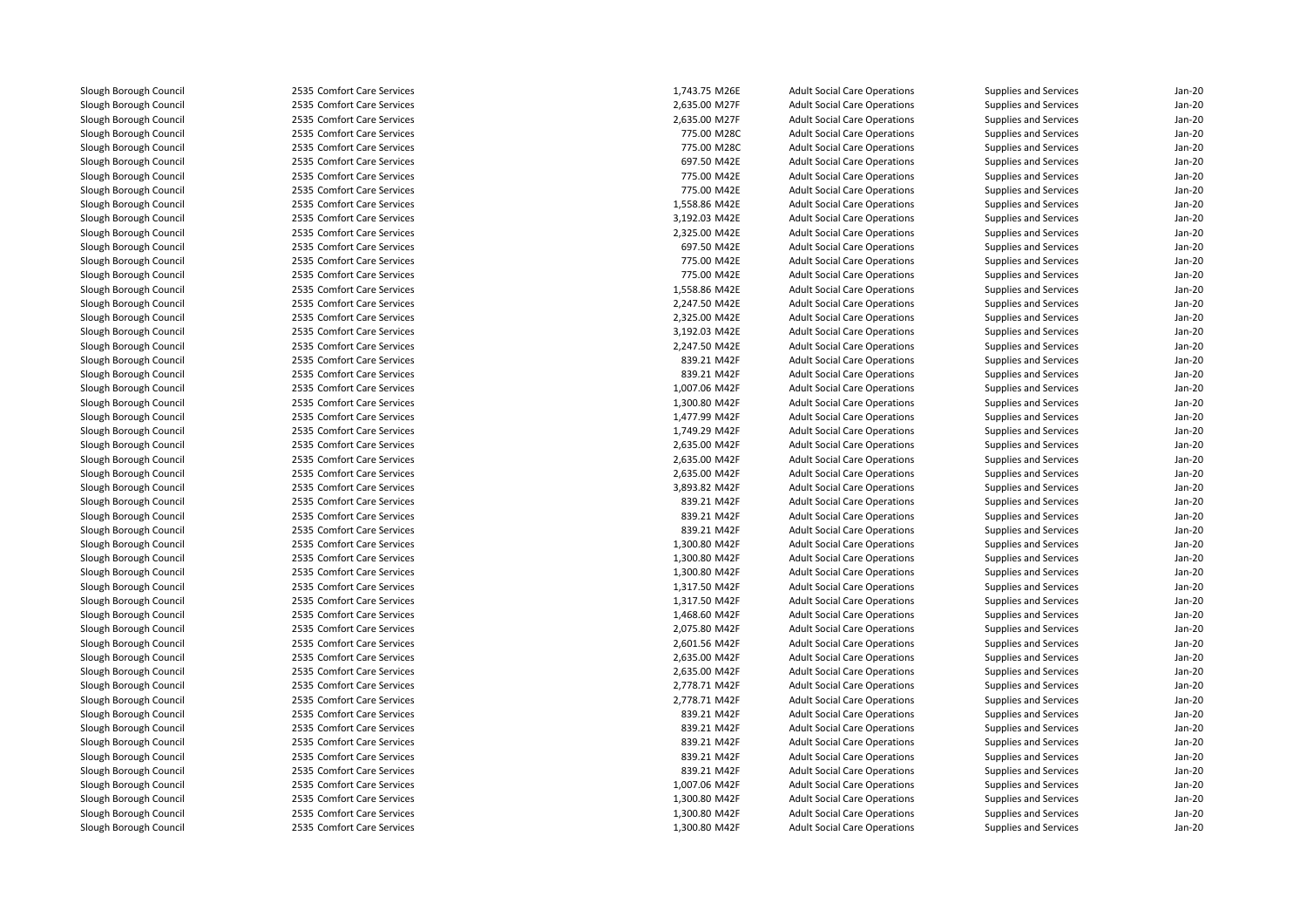| | | | | | | | |
|---|---|---|---|---|---|---|---|
| Slough Borough Council | 2535 | Comfort Care Services | 1,743.75 | M26E | Adult Social Care Operations | Supplies and Services | Jan-20 |
| Slough Borough Council | 2535 | Comfort Care Services | 2,635.00 | M27F | Adult Social Care Operations | Supplies and Services | Jan-20 |
| Slough Borough Council | 2535 | Comfort Care Services | 2,635.00 | M27F | Adult Social Care Operations | Supplies and Services | Jan-20 |
| Slough Borough Council | 2535 | Comfort Care Services | 775.00 | M28C | Adult Social Care Operations | Supplies and Services | Jan-20 |
| Slough Borough Council | 2535 | Comfort Care Services | 775.00 | M28C | Adult Social Care Operations | Supplies and Services | Jan-20 |
| Slough Borough Council | 2535 | Comfort Care Services | 697.50 | M42E | Adult Social Care Operations | Supplies and Services | Jan-20 |
| Slough Borough Council | 2535 | Comfort Care Services | 775.00 | M42E | Adult Social Care Operations | Supplies and Services | Jan-20 |
| Slough Borough Council | 2535 | Comfort Care Services | 775.00 | M42E | Adult Social Care Operations | Supplies and Services | Jan-20 |
| Slough Borough Council | 2535 | Comfort Care Services | 1,558.86 | M42E | Adult Social Care Operations | Supplies and Services | Jan-20 |
| Slough Borough Council | 2535 | Comfort Care Services | 3,192.03 | M42E | Adult Social Care Operations | Supplies and Services | Jan-20 |
| Slough Borough Council | 2535 | Comfort Care Services | 2,325.00 | M42E | Adult Social Care Operations | Supplies and Services | Jan-20 |
| Slough Borough Council | 2535 | Comfort Care Services | 697.50 | M42E | Adult Social Care Operations | Supplies and Services | Jan-20 |
| Slough Borough Council | 2535 | Comfort Care Services | 775.00 | M42E | Adult Social Care Operations | Supplies and Services | Jan-20 |
| Slough Borough Council | 2535 | Comfort Care Services | 775.00 | M42E | Adult Social Care Operations | Supplies and Services | Jan-20 |
| Slough Borough Council | 2535 | Comfort Care Services | 1,558.86 | M42E | Adult Social Care Operations | Supplies and Services | Jan-20 |
| Slough Borough Council | 2535 | Comfort Care Services | 2,247.50 | M42E | Adult Social Care Operations | Supplies and Services | Jan-20 |
| Slough Borough Council | 2535 | Comfort Care Services | 2,325.00 | M42E | Adult Social Care Operations | Supplies and Services | Jan-20 |
| Slough Borough Council | 2535 | Comfort Care Services | 3,192.03 | M42E | Adult Social Care Operations | Supplies and Services | Jan-20 |
| Slough Borough Council | 2535 | Comfort Care Services | 2,247.50 | M42E | Adult Social Care Operations | Supplies and Services | Jan-20 |
| Slough Borough Council | 2535 | Comfort Care Services | 839.21 | M42F | Adult Social Care Operations | Supplies and Services | Jan-20 |
| Slough Borough Council | 2535 | Comfort Care Services | 839.21 | M42F | Adult Social Care Operations | Supplies and Services | Jan-20 |
| Slough Borough Council | 2535 | Comfort Care Services | 1,007.06 | M42F | Adult Social Care Operations | Supplies and Services | Jan-20 |
| Slough Borough Council | 2535 | Comfort Care Services | 1,300.80 | M42F | Adult Social Care Operations | Supplies and Services | Jan-20 |
| Slough Borough Council | 2535 | Comfort Care Services | 1,477.99 | M42F | Adult Social Care Operations | Supplies and Services | Jan-20 |
| Slough Borough Council | 2535 | Comfort Care Services | 1,749.29 | M42F | Adult Social Care Operations | Supplies and Services | Jan-20 |
| Slough Borough Council | 2535 | Comfort Care Services | 2,635.00 | M42F | Adult Social Care Operations | Supplies and Services | Jan-20 |
| Slough Borough Council | 2535 | Comfort Care Services | 2,635.00 | M42F | Adult Social Care Operations | Supplies and Services | Jan-20 |
| Slough Borough Council | 2535 | Comfort Care Services | 2,635.00 | M42F | Adult Social Care Operations | Supplies and Services | Jan-20 |
| Slough Borough Council | 2535 | Comfort Care Services | 3,893.82 | M42F | Adult Social Care Operations | Supplies and Services | Jan-20 |
| Slough Borough Council | 2535 | Comfort Care Services | 839.21 | M42F | Adult Social Care Operations | Supplies and Services | Jan-20 |
| Slough Borough Council | 2535 | Comfort Care Services | 839.21 | M42F | Adult Social Care Operations | Supplies and Services | Jan-20 |
| Slough Borough Council | 2535 | Comfort Care Services | 839.21 | M42F | Adult Social Care Operations | Supplies and Services | Jan-20 |
| Slough Borough Council | 2535 | Comfort Care Services | 1,300.80 | M42F | Adult Social Care Operations | Supplies and Services | Jan-20 |
| Slough Borough Council | 2535 | Comfort Care Services | 1,300.80 | M42F | Adult Social Care Operations | Supplies and Services | Jan-20 |
| Slough Borough Council | 2535 | Comfort Care Services | 1,300.80 | M42F | Adult Social Care Operations | Supplies and Services | Jan-20 |
| Slough Borough Council | 2535 | Comfort Care Services | 1,317.50 | M42F | Adult Social Care Operations | Supplies and Services | Jan-20 |
| Slough Borough Council | 2535 | Comfort Care Services | 1,317.50 | M42F | Adult Social Care Operations | Supplies and Services | Jan-20 |
| Slough Borough Council | 2535 | Comfort Care Services | 1,468.60 | M42F | Adult Social Care Operations | Supplies and Services | Jan-20 |
| Slough Borough Council | 2535 | Comfort Care Services | 2,075.80 | M42F | Adult Social Care Operations | Supplies and Services | Jan-20 |
| Slough Borough Council | 2535 | Comfort Care Services | 2,601.56 | M42F | Adult Social Care Operations | Supplies and Services | Jan-20 |
| Slough Borough Council | 2535 | Comfort Care Services | 2,635.00 | M42F | Adult Social Care Operations | Supplies and Services | Jan-20 |
| Slough Borough Council | 2535 | Comfort Care Services | 2,635.00 | M42F | Adult Social Care Operations | Supplies and Services | Jan-20 |
| Slough Borough Council | 2535 | Comfort Care Services | 2,778.71 | M42F | Adult Social Care Operations | Supplies and Services | Jan-20 |
| Slough Borough Council | 2535 | Comfort Care Services | 2,778.71 | M42F | Adult Social Care Operations | Supplies and Services | Jan-20 |
| Slough Borough Council | 2535 | Comfort Care Services | 839.21 | M42F | Adult Social Care Operations | Supplies and Services | Jan-20 |
| Slough Borough Council | 2535 | Comfort Care Services | 839.21 | M42F | Adult Social Care Operations | Supplies and Services | Jan-20 |
| Slough Borough Council | 2535 | Comfort Care Services | 839.21 | M42F | Adult Social Care Operations | Supplies and Services | Jan-20 |
| Slough Borough Council | 2535 | Comfort Care Services | 839.21 | M42F | Adult Social Care Operations | Supplies and Services | Jan-20 |
| Slough Borough Council | 2535 | Comfort Care Services | 839.21 | M42F | Adult Social Care Operations | Supplies and Services | Jan-20 |
| Slough Borough Council | 2535 | Comfort Care Services | 1,007.06 | M42F | Adult Social Care Operations | Supplies and Services | Jan-20 |
| Slough Borough Council | 2535 | Comfort Care Services | 1,300.80 | M42F | Adult Social Care Operations | Supplies and Services | Jan-20 |
| Slough Borough Council | 2535 | Comfort Care Services | 1,300.80 | M42F | Adult Social Care Operations | Supplies and Services | Jan-20 |
| Slough Borough Council | 2535 | Comfort Care Services | 1,300.80 | M42F | Adult Social Care Operations | Supplies and Services | Jan-20 |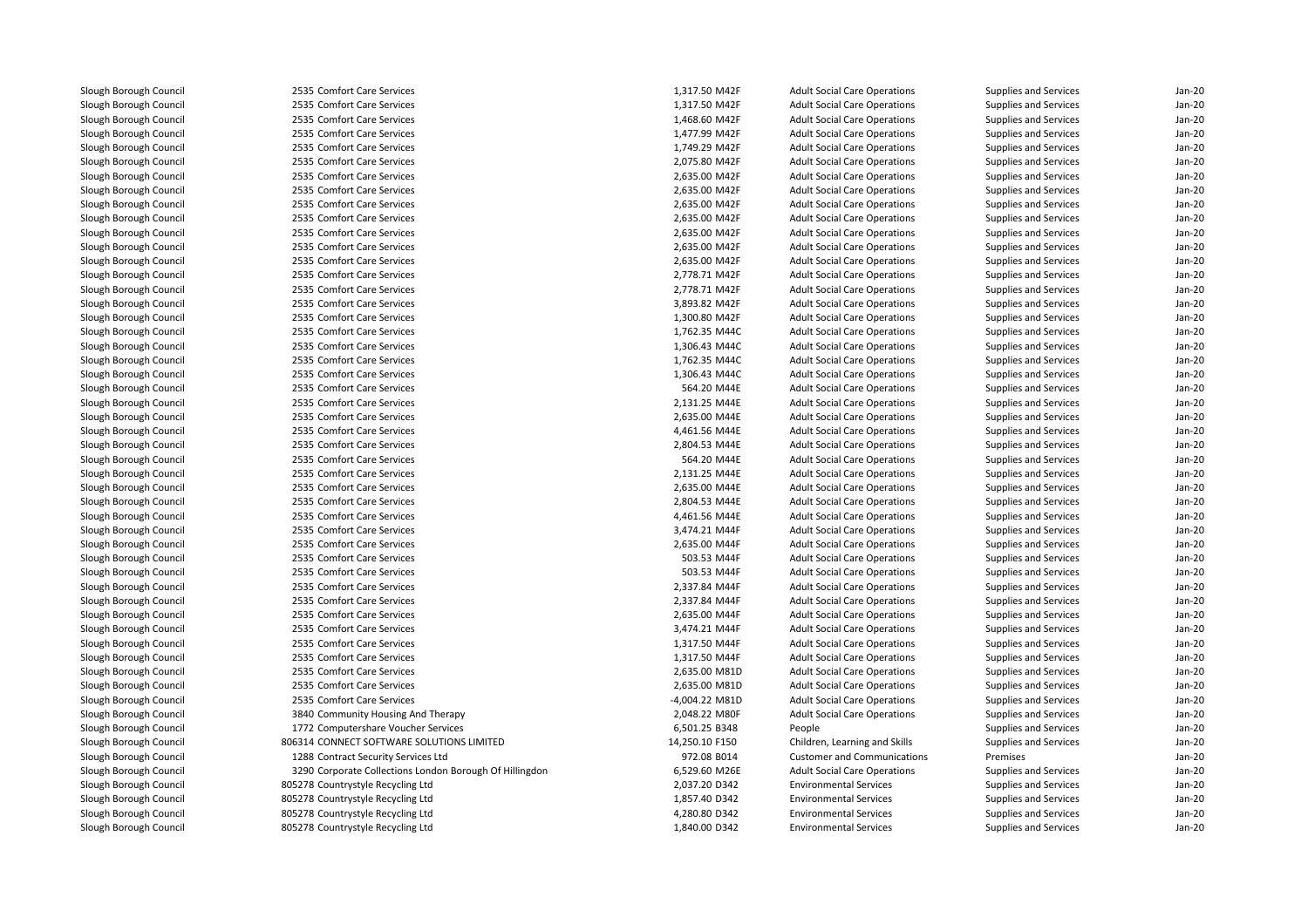| | | | | | | |
|---|---|---|---|---|---|---|
| Slough Borough Council | 2535 Comfort Care Services | 1,317.50 M42F | Adult Social Care Operations | Supplies and Services | Jan-20 |
| Slough Borough Council | 2535 Comfort Care Services | 1,317.50 M42F | Adult Social Care Operations | Supplies and Services | Jan-20 |
| Slough Borough Council | 2535 Comfort Care Services | 1,468.60 M42F | Adult Social Care Operations | Supplies and Services | Jan-20 |
| Slough Borough Council | 2535 Comfort Care Services | 1,477.99 M42F | Adult Social Care Operations | Supplies and Services | Jan-20 |
| Slough Borough Council | 2535 Comfort Care Services | 1,749.29 M42F | Adult Social Care Operations | Supplies and Services | Jan-20 |
| Slough Borough Council | 2535 Comfort Care Services | 2,075.80 M42F | Adult Social Care Operations | Supplies and Services | Jan-20 |
| Slough Borough Council | 2535 Comfort Care Services | 2,635.00 M42F | Adult Social Care Operations | Supplies and Services | Jan-20 |
| Slough Borough Council | 2535 Comfort Care Services | 2,635.00 M42F | Adult Social Care Operations | Supplies and Services | Jan-20 |
| Slough Borough Council | 2535 Comfort Care Services | 2,635.00 M42F | Adult Social Care Operations | Supplies and Services | Jan-20 |
| Slough Borough Council | 2535 Comfort Care Services | 2,635.00 M42F | Adult Social Care Operations | Supplies and Services | Jan-20 |
| Slough Borough Council | 2535 Comfort Care Services | 2,635.00 M42F | Adult Social Care Operations | Supplies and Services | Jan-20 |
| Slough Borough Council | 2535 Comfort Care Services | 2,635.00 M42F | Adult Social Care Operations | Supplies and Services | Jan-20 |
| Slough Borough Council | 2535 Comfort Care Services | 2,635.00 M42F | Adult Social Care Operations | Supplies and Services | Jan-20 |
| Slough Borough Council | 2535 Comfort Care Services | 2,778.71 M42F | Adult Social Care Operations | Supplies and Services | Jan-20 |
| Slough Borough Council | 2535 Comfort Care Services | 2,778.71 M42F | Adult Social Care Operations | Supplies and Services | Jan-20 |
| Slough Borough Council | 2535 Comfort Care Services | 3,893.82 M42F | Adult Social Care Operations | Supplies and Services | Jan-20 |
| Slough Borough Council | 2535 Comfort Care Services | 1,300.80 M42F | Adult Social Care Operations | Supplies and Services | Jan-20 |
| Slough Borough Council | 2535 Comfort Care Services | 1,762.35 M44C | Adult Social Care Operations | Supplies and Services | Jan-20 |
| Slough Borough Council | 2535 Comfort Care Services | 1,306.43 M44C | Adult Social Care Operations | Supplies and Services | Jan-20 |
| Slough Borough Council | 2535 Comfort Care Services | 1,762.35 M44C | Adult Social Care Operations | Supplies and Services | Jan-20 |
| Slough Borough Council | 2535 Comfort Care Services | 1,306.43 M44C | Adult Social Care Operations | Supplies and Services | Jan-20 |
| Slough Borough Council | 2535 Comfort Care Services | 564.20 M44E | Adult Social Care Operations | Supplies and Services | Jan-20 |
| Slough Borough Council | 2535 Comfort Care Services | 2,131.25 M44E | Adult Social Care Operations | Supplies and Services | Jan-20 |
| Slough Borough Council | 2535 Comfort Care Services | 2,635.00 M44E | Adult Social Care Operations | Supplies and Services | Jan-20 |
| Slough Borough Council | 2535 Comfort Care Services | 4,461.56 M44E | Adult Social Care Operations | Supplies and Services | Jan-20 |
| Slough Borough Council | 2535 Comfort Care Services | 2,804.53 M44E | Adult Social Care Operations | Supplies and Services | Jan-20 |
| Slough Borough Council | 2535 Comfort Care Services | 564.20 M44E | Adult Social Care Operations | Supplies and Services | Jan-20 |
| Slough Borough Council | 2535 Comfort Care Services | 2,131.25 M44E | Adult Social Care Operations | Supplies and Services | Jan-20 |
| Slough Borough Council | 2535 Comfort Care Services | 2,635.00 M44E | Adult Social Care Operations | Supplies and Services | Jan-20 |
| Slough Borough Council | 2535 Comfort Care Services | 2,804.53 M44E | Adult Social Care Operations | Supplies and Services | Jan-20 |
| Slough Borough Council | 2535 Comfort Care Services | 4,461.56 M44E | Adult Social Care Operations | Supplies and Services | Jan-20 |
| Slough Borough Council | 2535 Comfort Care Services | 3,474.21 M44F | Adult Social Care Operations | Supplies and Services | Jan-20 |
| Slough Borough Council | 2535 Comfort Care Services | 2,635.00 M44F | Adult Social Care Operations | Supplies and Services | Jan-20 |
| Slough Borough Council | 2535 Comfort Care Services | 503.53 M44F | Adult Social Care Operations | Supplies and Services | Jan-20 |
| Slough Borough Council | 2535 Comfort Care Services | 503.53 M44F | Adult Social Care Operations | Supplies and Services | Jan-20 |
| Slough Borough Council | 2535 Comfort Care Services | 2,337.84 M44F | Adult Social Care Operations | Supplies and Services | Jan-20 |
| Slough Borough Council | 2535 Comfort Care Services | 2,337.84 M44F | Adult Social Care Operations | Supplies and Services | Jan-20 |
| Slough Borough Council | 2535 Comfort Care Services | 2,635.00 M44F | Adult Social Care Operations | Supplies and Services | Jan-20 |
| Slough Borough Council | 2535 Comfort Care Services | 3,474.21 M44F | Adult Social Care Operations | Supplies and Services | Jan-20 |
| Slough Borough Council | 2535 Comfort Care Services | 1,317.50 M44F | Adult Social Care Operations | Supplies and Services | Jan-20 |
| Slough Borough Council | 2535 Comfort Care Services | 1,317.50 M44F | Adult Social Care Operations | Supplies and Services | Jan-20 |
| Slough Borough Council | 2535 Comfort Care Services | 2,635.00 M81D | Adult Social Care Operations | Supplies and Services | Jan-20 |
| Slough Borough Council | 2535 Comfort Care Services | 2,635.00 M81D | Adult Social Care Operations | Supplies and Services | Jan-20 |
| Slough Borough Council | 2535 Comfort Care Services | -4,004.22 M81D | Adult Social Care Operations | Supplies and Services | Jan-20 |
| Slough Borough Council | 3840 Community Housing And Therapy | 2,048.22 M80F | Adult Social Care Operations | Supplies and Services | Jan-20 |
| Slough Borough Council | 1772 Computershare Voucher Services | 6,501.25 B348 | People | Supplies and Services | Jan-20 |
| Slough Borough Council | 806314 CONNECT SOFTWARE SOLUTIONS LIMITED | 14,250.10 F150 | Children, Learning and Skills | Supplies and Services | Jan-20 |
| Slough Borough Council | 1288 Contract Security Services Ltd | 972.08 B014 | Customer and Communications | Premises | Jan-20 |
| Slough Borough Council | 3290 Corporate Collections London Borough Of Hillingdon | 6,529.60 M26E | Adult Social Care Operations | Supplies and Services | Jan-20 |
| Slough Borough Council | 805278 Countrystyle Recycling Ltd | 2,037.20 D342 | Environmental Services | Supplies and Services | Jan-20 |
| Slough Borough Council | 805278 Countrystyle Recycling Ltd | 1,857.40 D342 | Environmental Services | Supplies and Services | Jan-20 |
| Slough Borough Council | 805278 Countrystyle Recycling Ltd | 4,280.80 D342 | Environmental Services | Supplies and Services | Jan-20 |
| Slough Borough Council | 805278 Countrystyle Recycling Ltd | 1,840.00 D342 | Environmental Services | Supplies and Services | Jan-20 |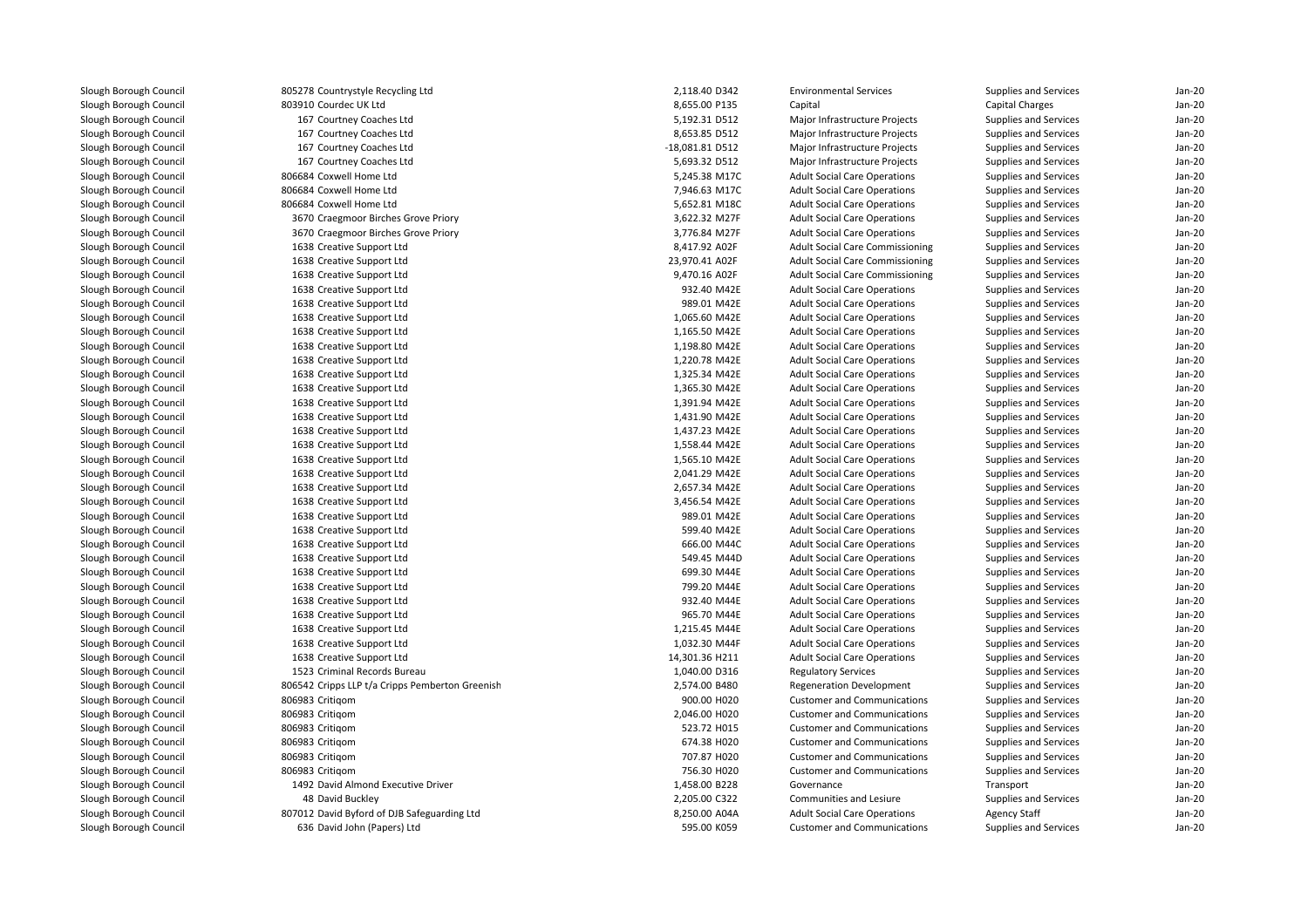| | | | | | | |
|---|---|---|---|---|---|---|
| Slough Borough Council | 805278 Countrystyle Recycling Ltd | 2,118.40 D342 | Environmental Services | Supplies and Services | Jan-20 |
| Slough Borough Council | 803910 Courdec UK Ltd | 8,655.00 P135 | Capital | Capital Charges | Jan-20 |
| Slough Borough Council | 167 Courtney Coaches Ltd | 5,192.31 D512 | Major Infrastructure Projects | Supplies and Services | Jan-20 |
| Slough Borough Council | 167 Courtney Coaches Ltd | 8,653.85 D512 | Major Infrastructure Projects | Supplies and Services | Jan-20 |
| Slough Borough Council | 167 Courtney Coaches Ltd | -18,081.81 D512 | Major Infrastructure Projects | Supplies and Services | Jan-20 |
| Slough Borough Council | 167 Courtney Coaches Ltd | 5,693.32 D512 | Major Infrastructure Projects | Supplies and Services | Jan-20 |
| Slough Borough Council | 806684 Coxwell Home Ltd | 5,245.38 M17C | Adult Social Care Operations | Supplies and Services | Jan-20 |
| Slough Borough Council | 806684 Coxwell Home Ltd | 7,946.63 M17C | Adult Social Care Operations | Supplies and Services | Jan-20 |
| Slough Borough Council | 806684 Coxwell Home Ltd | 5,652.81 M18C | Adult Social Care Operations | Supplies and Services | Jan-20 |
| Slough Borough Council | 3670 Craegmoor Birches Grove Priory | 3,622.32 M27F | Adult Social Care Operations | Supplies and Services | Jan-20 |
| Slough Borough Council | 3670 Craegmoor Birches Grove Priory | 3,776.84 M27F | Adult Social Care Operations | Supplies and Services | Jan-20 |
| Slough Borough Council | 1638 Creative Support Ltd | 8,417.92 A02F | Adult Social Care Commissioning | Supplies and Services | Jan-20 |
| Slough Borough Council | 1638 Creative Support Ltd | 23,970.41 A02F | Adult Social Care Commissioning | Supplies and Services | Jan-20 |
| Slough Borough Council | 1638 Creative Support Ltd | 9,470.16 A02F | Adult Social Care Commissioning | Supplies and Services | Jan-20 |
| Slough Borough Council | 1638 Creative Support Ltd | 932.40 M42E | Adult Social Care Operations | Supplies and Services | Jan-20 |
| Slough Borough Council | 1638 Creative Support Ltd | 989.01 M42E | Adult Social Care Operations | Supplies and Services | Jan-20 |
| Slough Borough Council | 1638 Creative Support Ltd | 1,065.60 M42E | Adult Social Care Operations | Supplies and Services | Jan-20 |
| Slough Borough Council | 1638 Creative Support Ltd | 1,165.50 M42E | Adult Social Care Operations | Supplies and Services | Jan-20 |
| Slough Borough Council | 1638 Creative Support Ltd | 1,198.80 M42E | Adult Social Care Operations | Supplies and Services | Jan-20 |
| Slough Borough Council | 1638 Creative Support Ltd | 1,220.78 M42E | Adult Social Care Operations | Supplies and Services | Jan-20 |
| Slough Borough Council | 1638 Creative Support Ltd | 1,325.34 M42E | Adult Social Care Operations | Supplies and Services | Jan-20 |
| Slough Borough Council | 1638 Creative Support Ltd | 1,365.30 M42E | Adult Social Care Operations | Supplies and Services | Jan-20 |
| Slough Borough Council | 1638 Creative Support Ltd | 1,391.94 M42E | Adult Social Care Operations | Supplies and Services | Jan-20 |
| Slough Borough Council | 1638 Creative Support Ltd | 1,431.90 M42E | Adult Social Care Operations | Supplies and Services | Jan-20 |
| Slough Borough Council | 1638 Creative Support Ltd | 1,437.23 M42E | Adult Social Care Operations | Supplies and Services | Jan-20 |
| Slough Borough Council | 1638 Creative Support Ltd | 1,558.44 M42E | Adult Social Care Operations | Supplies and Services | Jan-20 |
| Slough Borough Council | 1638 Creative Support Ltd | 1,565.10 M42E | Adult Social Care Operations | Supplies and Services | Jan-20 |
| Slough Borough Council | 1638 Creative Support Ltd | 2,041.29 M42E | Adult Social Care Operations | Supplies and Services | Jan-20 |
| Slough Borough Council | 1638 Creative Support Ltd | 2,657.34 M42E | Adult Social Care Operations | Supplies and Services | Jan-20 |
| Slough Borough Council | 1638 Creative Support Ltd | 3,456.54 M42E | Adult Social Care Operations | Supplies and Services | Jan-20 |
| Slough Borough Council | 1638 Creative Support Ltd | 989.01 M42E | Adult Social Care Operations | Supplies and Services | Jan-20 |
| Slough Borough Council | 1638 Creative Support Ltd | 599.40 M42E | Adult Social Care Operations | Supplies and Services | Jan-20 |
| Slough Borough Council | 1638 Creative Support Ltd | 666.00 M44C | Adult Social Care Operations | Supplies and Services | Jan-20 |
| Slough Borough Council | 1638 Creative Support Ltd | 549.45 M44D | Adult Social Care Operations | Supplies and Services | Jan-20 |
| Slough Borough Council | 1638 Creative Support Ltd | 699.30 M44E | Adult Social Care Operations | Supplies and Services | Jan-20 |
| Slough Borough Council | 1638 Creative Support Ltd | 799.20 M44E | Adult Social Care Operations | Supplies and Services | Jan-20 |
| Slough Borough Council | 1638 Creative Support Ltd | 932.40 M44E | Adult Social Care Operations | Supplies and Services | Jan-20 |
| Slough Borough Council | 1638 Creative Support Ltd | 965.70 M44E | Adult Social Care Operations | Supplies and Services | Jan-20 |
| Slough Borough Council | 1638 Creative Support Ltd | 1,215.45 M44E | Adult Social Care Operations | Supplies and Services | Jan-20 |
| Slough Borough Council | 1638 Creative Support Ltd | 1,032.30 M44F | Adult Social Care Operations | Supplies and Services | Jan-20 |
| Slough Borough Council | 1638 Creative Support Ltd | 14,301.36 H211 | Adult Social Care Operations | Supplies and Services | Jan-20 |
| Slough Borough Council | 1523 Criminal Records Bureau | 1,040.00 D316 | Regulatory Services | Supplies and Services | Jan-20 |
| Slough Borough Council | 806542 Cripps LLP t/a Cripps Pemberton Greenish | 2,574.00 B480 | Regeneration Development | Supplies and Services | Jan-20 |
| Slough Borough Council | 806983 Critiqom | 900.00 H020 | Customer and Communications | Supplies and Services | Jan-20 |
| Slough Borough Council | 806983 Critiqom | 2,046.00 H020 | Customer and Communications | Supplies and Services | Jan-20 |
| Slough Borough Council | 806983 Critiqom | 523.72 H015 | Customer and Communications | Supplies and Services | Jan-20 |
| Slough Borough Council | 806983 Critiqom | 674.38 H020 | Customer and Communications | Supplies and Services | Jan-20 |
| Slough Borough Council | 806983 Critiqom | 707.87 H020 | Customer and Communications | Supplies and Services | Jan-20 |
| Slough Borough Council | 806983 Critiqom | 756.30 H020 | Customer and Communications | Supplies and Services | Jan-20 |
| Slough Borough Council | 1492 David Almond Executive Driver | 1,458.00 B228 | Governance | Transport | Jan-20 |
| Slough Borough Council | 48 David Buckley | 2,205.00 C322 | Communities and Lesiure | Supplies and Services | Jan-20 |
| Slough Borough Council | 807012 David Byford of DJB Safeguarding Ltd | 8,250.00 A04A | Adult Social Care Operations | Agency Staff | Jan-20 |
| Slough Borough Council | 636 David John (Papers) Ltd | 595.00 K059 | Customer and Communications | Supplies and Services | Jan-20 |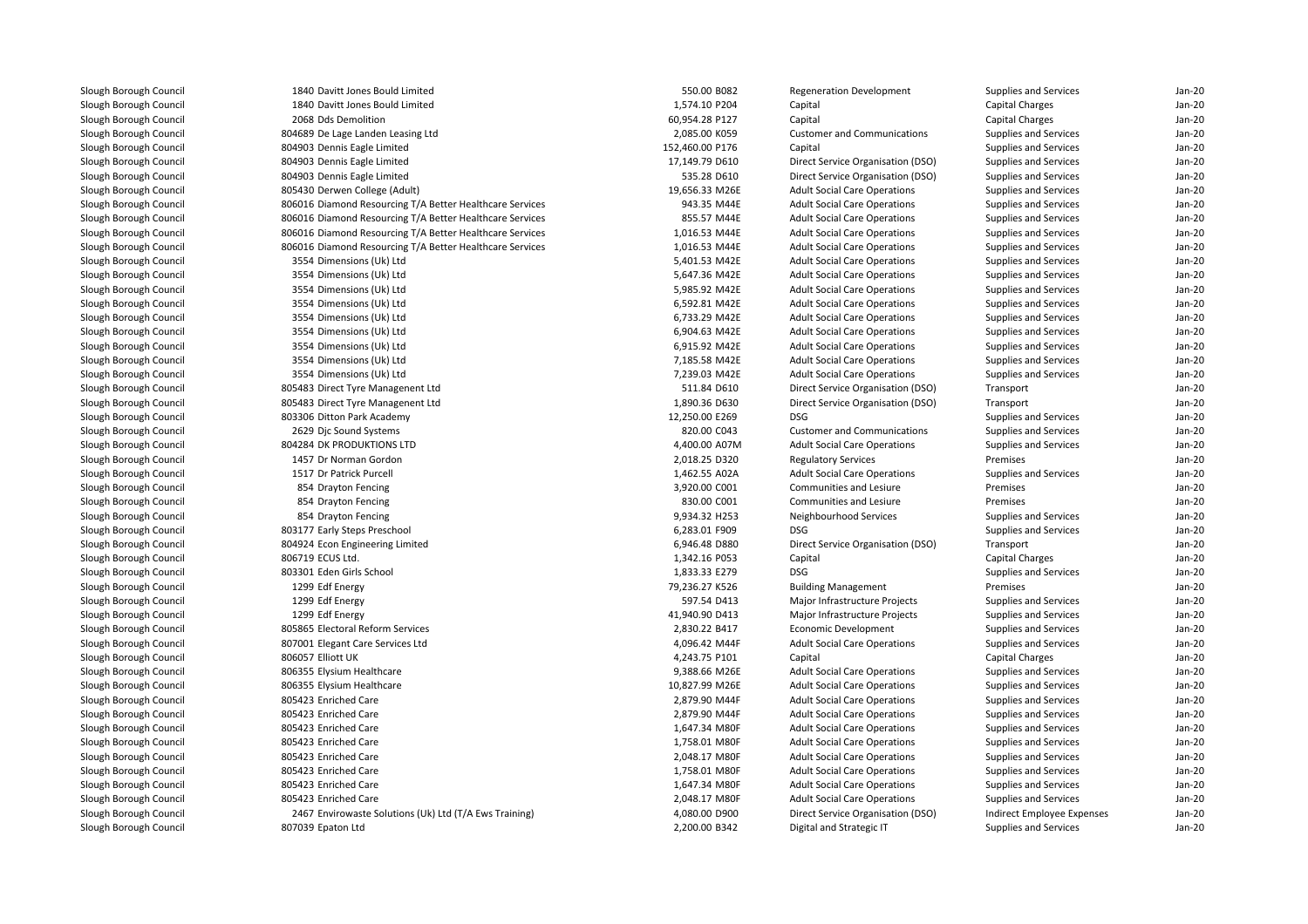| | | | | | | |
|---|---|---|---|---|---|---|
| Slough Borough Council | 1840 Davitt Jones Bould Limited | 550.00 B082 | Regeneration Development | Supplies and Services | Jan-20 |
| Slough Borough Council | 1840 Davitt Jones Bould Limited | 1,574.10 P204 | Capital | Capital Charges | Jan-20 |
| Slough Borough Council | 2068 Dds Demolition | 60,954.28 P127 | Capital | Capital Charges | Jan-20 |
| Slough Borough Council | 804689 De Lage Landen Leasing Ltd | 2,085.00 K059 | Customer and Communications | Supplies and Services | Jan-20 |
| Slough Borough Council | 804903 Dennis Eagle Limited | 152,460.00 P176 | Capital | Supplies and Services | Jan-20 |
| Slough Borough Council | 804903 Dennis Eagle Limited | 17,149.79 D610 | Direct Service Organisation (DSO) | Supplies and Services | Jan-20 |
| Slough Borough Council | 804903 Dennis Eagle Limited | 535.28 D610 | Direct Service Organisation (DSO) | Supplies and Services | Jan-20 |
| Slough Borough Council | 805430 Derwen College (Adult) | 19,656.33 M26E | Adult Social Care Operations | Supplies and Services | Jan-20 |
| Slough Borough Council | 806016 Diamond Resourcing T/A Better Healthcare Services | 943.35 M44E | Adult Social Care Operations | Supplies and Services | Jan-20 |
| Slough Borough Council | 806016 Diamond Resourcing T/A Better Healthcare Services | 855.57 M44E | Adult Social Care Operations | Supplies and Services | Jan-20 |
| Slough Borough Council | 806016 Diamond Resourcing T/A Better Healthcare Services | 1,016.53 M44E | Adult Social Care Operations | Supplies and Services | Jan-20 |
| Slough Borough Council | 806016 Diamond Resourcing T/A Better Healthcare Services | 1,016.53 M44E | Adult Social Care Operations | Supplies and Services | Jan-20 |
| Slough Borough Council | 3554 Dimensions (Uk) Ltd | 5,401.53 M42E | Adult Social Care Operations | Supplies and Services | Jan-20 |
| Slough Borough Council | 3554 Dimensions (Uk) Ltd | 5,647.36 M42E | Adult Social Care Operations | Supplies and Services | Jan-20 |
| Slough Borough Council | 3554 Dimensions (Uk) Ltd | 5,985.92 M42E | Adult Social Care Operations | Supplies and Services | Jan-20 |
| Slough Borough Council | 3554 Dimensions (Uk) Ltd | 6,592.81 M42E | Adult Social Care Operations | Supplies and Services | Jan-20 |
| Slough Borough Council | 3554 Dimensions (Uk) Ltd | 6,733.29 M42E | Adult Social Care Operations | Supplies and Services | Jan-20 |
| Slough Borough Council | 3554 Dimensions (Uk) Ltd | 6,904.63 M42E | Adult Social Care Operations | Supplies and Services | Jan-20 |
| Slough Borough Council | 3554 Dimensions (Uk) Ltd | 6,915.92 M42E | Adult Social Care Operations | Supplies and Services | Jan-20 |
| Slough Borough Council | 3554 Dimensions (Uk) Ltd | 7,185.58 M42E | Adult Social Care Operations | Supplies and Services | Jan-20 |
| Slough Borough Council | 3554 Dimensions (Uk) Ltd | 7,239.03 M42E | Adult Social Care Operations | Supplies and Services | Jan-20 |
| Slough Borough Council | 805483 Direct Tyre Managenent Ltd | 511.84 D610 | Direct Service Organisation (DSO) | Transport | Jan-20 |
| Slough Borough Council | 805483 Direct Tyre Managenent Ltd | 1,890.36 D630 | Direct Service Organisation (DSO) | Transport | Jan-20 |
| Slough Borough Council | 803306 Ditton Park Academy | 12,250.00 E269 | DSG | Supplies and Services | Jan-20 |
| Slough Borough Council | 2629 Djc Sound Systems | 820.00 C043 | Customer and Communications | Supplies and Services | Jan-20 |
| Slough Borough Council | 804284 DK PRODUKTIONS LTD | 4,400.00 A07M | Adult Social Care Operations | Supplies and Services | Jan-20 |
| Slough Borough Council | 1457 Dr Norman Gordon | 2,018.25 D320 | Regulatory Services | Premises | Jan-20 |
| Slough Borough Council | 1517 Dr Patrick Purcell | 1,462.55 A02A | Adult Social Care Operations | Supplies and Services | Jan-20 |
| Slough Borough Council | 854 Drayton Fencing | 3,920.00 C001 | Communities and Lesiure | Premises | Jan-20 |
| Slough Borough Council | 854 Drayton Fencing | 830.00 C001 | Communities and Lesiure | Premises | Jan-20 |
| Slough Borough Council | 854 Drayton Fencing | 9,934.32 H253 | Neighbourhood Services | Supplies and Services | Jan-20 |
| Slough Borough Council | 803177 Early Steps Preschool | 6,283.01 F909 | DSG | Supplies and Services | Jan-20 |
| Slough Borough Council | 804924 Econ Engineering Limited | 6,946.48 D880 | Direct Service Organisation (DSO) | Transport | Jan-20 |
| Slough Borough Council | 806719 ECUS Ltd. | 1,342.16 P053 | Capital | Capital Charges | Jan-20 |
| Slough Borough Council | 803301 Eden Girls School | 1,833.33 E279 | DSG | Supplies and Services | Jan-20 |
| Slough Borough Council | 1299 Edf Energy | 79,236.27 K526 | Building Management | Premises | Jan-20 |
| Slough Borough Council | 1299 Edf Energy | 597.54 D413 | Major Infrastructure Projects | Supplies and Services | Jan-20 |
| Slough Borough Council | 1299 Edf Energy | 41,940.90 D413 | Major Infrastructure Projects | Supplies and Services | Jan-20 |
| Slough Borough Council | 805865 Electoral Reform Services | 2,830.22 B417 | Economic Development | Supplies and Services | Jan-20 |
| Slough Borough Council | 807001 Elegant Care Services Ltd | 4,096.42 M44F | Adult Social Care Operations | Supplies and Services | Jan-20 |
| Slough Borough Council | 806057 Elliott UK | 4,243.75 P101 | Capital | Capital Charges | Jan-20 |
| Slough Borough Council | 806355 Elysium Healthcare | 9,388.66 M26E | Adult Social Care Operations | Supplies and Services | Jan-20 |
| Slough Borough Council | 806355 Elysium Healthcare | 10,827.99 M26E | Adult Social Care Operations | Supplies and Services | Jan-20 |
| Slough Borough Council | 805423 Enriched Care | 2,879.90 M44F | Adult Social Care Operations | Supplies and Services | Jan-20 |
| Slough Borough Council | 805423 Enriched Care | 2,879.90 M44F | Adult Social Care Operations | Supplies and Services | Jan-20 |
| Slough Borough Council | 805423 Enriched Care | 1,647.34 M80F | Adult Social Care Operations | Supplies and Services | Jan-20 |
| Slough Borough Council | 805423 Enriched Care | 1,758.01 M80F | Adult Social Care Operations | Supplies and Services | Jan-20 |
| Slough Borough Council | 805423 Enriched Care | 2,048.17 M80F | Adult Social Care Operations | Supplies and Services | Jan-20 |
| Slough Borough Council | 805423 Enriched Care | 1,758.01 M80F | Adult Social Care Operations | Supplies and Services | Jan-20 |
| Slough Borough Council | 805423 Enriched Care | 1,647.34 M80F | Adult Social Care Operations | Supplies and Services | Jan-20 |
| Slough Borough Council | 805423 Enriched Care | 2,048.17 M80F | Adult Social Care Operations | Supplies and Services | Jan-20 |
| Slough Borough Council | 2467 Envirowaste Solutions (Uk) Ltd (T/A Ews Training) | 4,080.00 D900 | Direct Service Organisation (DSO) | Indirect Employee Expenses | Jan-20 |
| Slough Borough Council | 807039 Epaton Ltd | 2,200.00 B342 | Digital and Strategic IT | Supplies and Services | Jan-20 |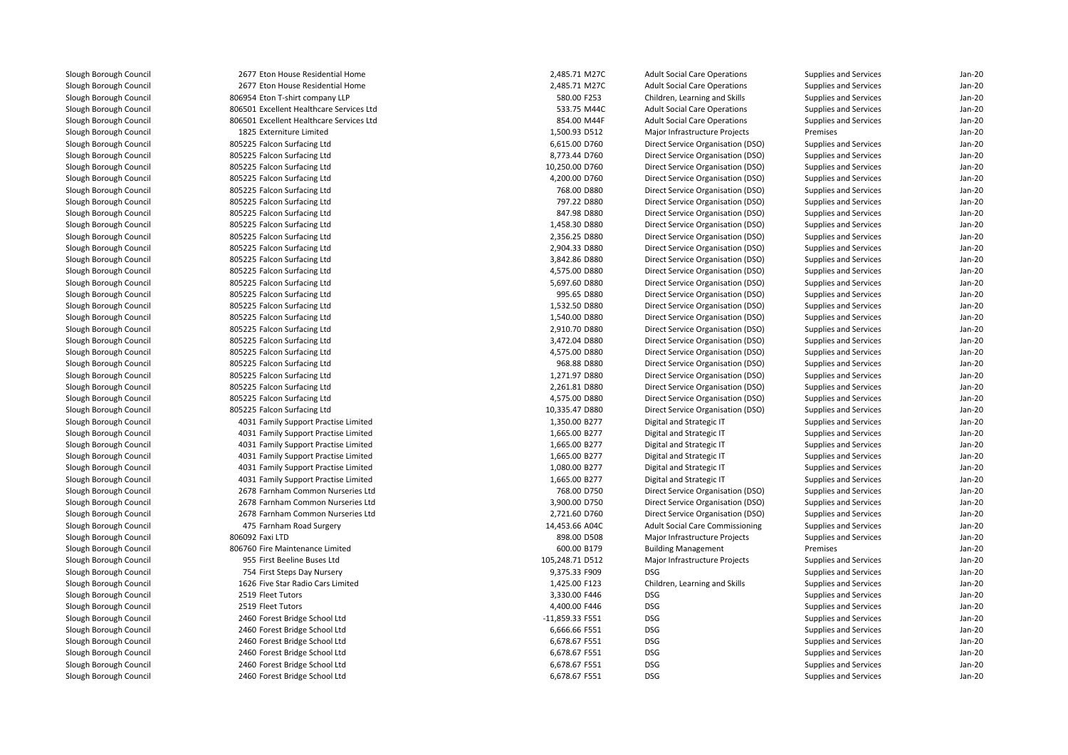| | | | | | | |
|---|---|---|---|---|---|---|
| Slough Borough Council | 2677 Eton House Residential Home | 2,485.71 M27C | Adult Social Care Operations | Supplies and Services | Jan-20 |
| Slough Borough Council | 2677 Eton House Residential Home | 2,485.71 M27C | Adult Social Care Operations | Supplies and Services | Jan-20 |
| Slough Borough Council | 806954 Eton T-shirt company LLP | 580.00 F253 | Children, Learning and Skills | Supplies and Services | Jan-20 |
| Slough Borough Council | 806501 Excellent Healthcare Services Ltd | 533.75 M44C | Adult Social Care Operations | Supplies and Services | Jan-20 |
| Slough Borough Council | 806501 Excellent Healthcare Services Ltd | 854.00 M44F | Adult Social Care Operations | Supplies and Services | Jan-20 |
| Slough Borough Council | 1825 Externiture Limited | 1,500.93 D512 | Major Infrastructure Projects | Premises | Jan-20 |
| Slough Borough Council | 805225 Falcon Surfacing Ltd | 6,615.00 D760 | Direct Service Organisation (DSO) | Supplies and Services | Jan-20 |
| Slough Borough Council | 805225 Falcon Surfacing Ltd | 8,773.44 D760 | Direct Service Organisation (DSO) | Supplies and Services | Jan-20 |
| Slough Borough Council | 805225 Falcon Surfacing Ltd | 10,250.00 D760 | Direct Service Organisation (DSO) | Supplies and Services | Jan-20 |
| Slough Borough Council | 805225 Falcon Surfacing Ltd | 4,200.00 D760 | Direct Service Organisation (DSO) | Supplies and Services | Jan-20 |
| Slough Borough Council | 805225 Falcon Surfacing Ltd | 768.00 D880 | Direct Service Organisation (DSO) | Supplies and Services | Jan-20 |
| Slough Borough Council | 805225 Falcon Surfacing Ltd | 797.22 D880 | Direct Service Organisation (DSO) | Supplies and Services | Jan-20 |
| Slough Borough Council | 805225 Falcon Surfacing Ltd | 847.98 D880 | Direct Service Organisation (DSO) | Supplies and Services | Jan-20 |
| Slough Borough Council | 805225 Falcon Surfacing Ltd | 1,458.30 D880 | Direct Service Organisation (DSO) | Supplies and Services | Jan-20 |
| Slough Borough Council | 805225 Falcon Surfacing Ltd | 2,356.25 D880 | Direct Service Organisation (DSO) | Supplies and Services | Jan-20 |
| Slough Borough Council | 805225 Falcon Surfacing Ltd | 2,904.33 D880 | Direct Service Organisation (DSO) | Supplies and Services | Jan-20 |
| Slough Borough Council | 805225 Falcon Surfacing Ltd | 3,842.86 D880 | Direct Service Organisation (DSO) | Supplies and Services | Jan-20 |
| Slough Borough Council | 805225 Falcon Surfacing Ltd | 4,575.00 D880 | Direct Service Organisation (DSO) | Supplies and Services | Jan-20 |
| Slough Borough Council | 805225 Falcon Surfacing Ltd | 5,697.60 D880 | Direct Service Organisation (DSO) | Supplies and Services | Jan-20 |
| Slough Borough Council | 805225 Falcon Surfacing Ltd | 995.65 D880 | Direct Service Organisation (DSO) | Supplies and Services | Jan-20 |
| Slough Borough Council | 805225 Falcon Surfacing Ltd | 1,532.50 D880 | Direct Service Organisation (DSO) | Supplies and Services | Jan-20 |
| Slough Borough Council | 805225 Falcon Surfacing Ltd | 1,540.00 D880 | Direct Service Organisation (DSO) | Supplies and Services | Jan-20 |
| Slough Borough Council | 805225 Falcon Surfacing Ltd | 2,910.70 D880 | Direct Service Organisation (DSO) | Supplies and Services | Jan-20 |
| Slough Borough Council | 805225 Falcon Surfacing Ltd | 3,472.04 D880 | Direct Service Organisation (DSO) | Supplies and Services | Jan-20 |
| Slough Borough Council | 805225 Falcon Surfacing Ltd | 4,575.00 D880 | Direct Service Organisation (DSO) | Supplies and Services | Jan-20 |
| Slough Borough Council | 805225 Falcon Surfacing Ltd | 968.88 D880 | Direct Service Organisation (DSO) | Supplies and Services | Jan-20 |
| Slough Borough Council | 805225 Falcon Surfacing Ltd | 1,271.97 D880 | Direct Service Organisation (DSO) | Supplies and Services | Jan-20 |
| Slough Borough Council | 805225 Falcon Surfacing Ltd | 2,261.81 D880 | Direct Service Organisation (DSO) | Supplies and Services | Jan-20 |
| Slough Borough Council | 805225 Falcon Surfacing Ltd | 4,575.00 D880 | Direct Service Organisation (DSO) | Supplies and Services | Jan-20 |
| Slough Borough Council | 805225 Falcon Surfacing Ltd | 10,335.47 D880 | Direct Service Organisation (DSO) | Supplies and Services | Jan-20 |
| Slough Borough Council | 4031 Family Support Practise Limited | 1,350.00 B277 | Digital and Strategic IT | Supplies and Services | Jan-20 |
| Slough Borough Council | 4031 Family Support Practise Limited | 1,665.00 B277 | Digital and Strategic IT | Supplies and Services | Jan-20 |
| Slough Borough Council | 4031 Family Support Practise Limited | 1,665.00 B277 | Digital and Strategic IT | Supplies and Services | Jan-20 |
| Slough Borough Council | 4031 Family Support Practise Limited | 1,665.00 B277 | Digital and Strategic IT | Supplies and Services | Jan-20 |
| Slough Borough Council | 4031 Family Support Practise Limited | 1,080.00 B277 | Digital and Strategic IT | Supplies and Services | Jan-20 |
| Slough Borough Council | 4031 Family Support Practise Limited | 1,665.00 B277 | Digital and Strategic IT | Supplies and Services | Jan-20 |
| Slough Borough Council | 2678 Farnham Common Nurseries Ltd | 768.00 D750 | Direct Service Organisation (DSO) | Supplies and Services | Jan-20 |
| Slough Borough Council | 2678 Farnham Common Nurseries Ltd | 3,900.00 D750 | Direct Service Organisation (DSO) | Supplies and Services | Jan-20 |
| Slough Borough Council | 2678 Farnham Common Nurseries Ltd | 2,721.60 D760 | Direct Service Organisation (DSO) | Supplies and Services | Jan-20 |
| Slough Borough Council | 475 Farnham Road Surgery | 14,453.66 A04C | Adult Social Care Commissioning | Supplies and Services | Jan-20 |
| Slough Borough Council | 806092 Faxi LTD | 898.00 D508 | Major Infrastructure Projects | Supplies and Services | Jan-20 |
| Slough Borough Council | 806760 Fire Maintenance Limited | 600.00 B179 | Building Management | Premises | Jan-20 |
| Slough Borough Council | 955 First Beeline Buses Ltd | 105,248.71 D512 | Major Infrastructure Projects | Supplies and Services | Jan-20 |
| Slough Borough Council | 754 First Steps Day Nursery | 9,375.33 F909 | DSG | Supplies and Services | Jan-20 |
| Slough Borough Council | 1626 Five Star Radio Cars Limited | 1,425.00 F123 | Children, Learning and Skills | Supplies and Services | Jan-20 |
| Slough Borough Council | 2519 Fleet Tutors | 3,330.00 F446 | DSG | Supplies and Services | Jan-20 |
| Slough Borough Council | 2519 Fleet Tutors | 4,400.00 F446 | DSG | Supplies and Services | Jan-20 |
| Slough Borough Council | 2460 Forest Bridge School Ltd | -11,859.33 F551 | DSG | Supplies and Services | Jan-20 |
| Slough Borough Council | 2460 Forest Bridge School Ltd | 6,666.66 F551 | DSG | Supplies and Services | Jan-20 |
| Slough Borough Council | 2460 Forest Bridge School Ltd | 6,678.67 F551 | DSG | Supplies and Services | Jan-20 |
| Slough Borough Council | 2460 Forest Bridge School Ltd | 6,678.67 F551 | DSG | Supplies and Services | Jan-20 |
| Slough Borough Council | 2460 Forest Bridge School Ltd | 6,678.67 F551 | DSG | Supplies and Services | Jan-20 |
| Slough Borough Council | 2460 Forest Bridge School Ltd | 6,678.67 F551 | DSG | Supplies and Services | Jan-20 |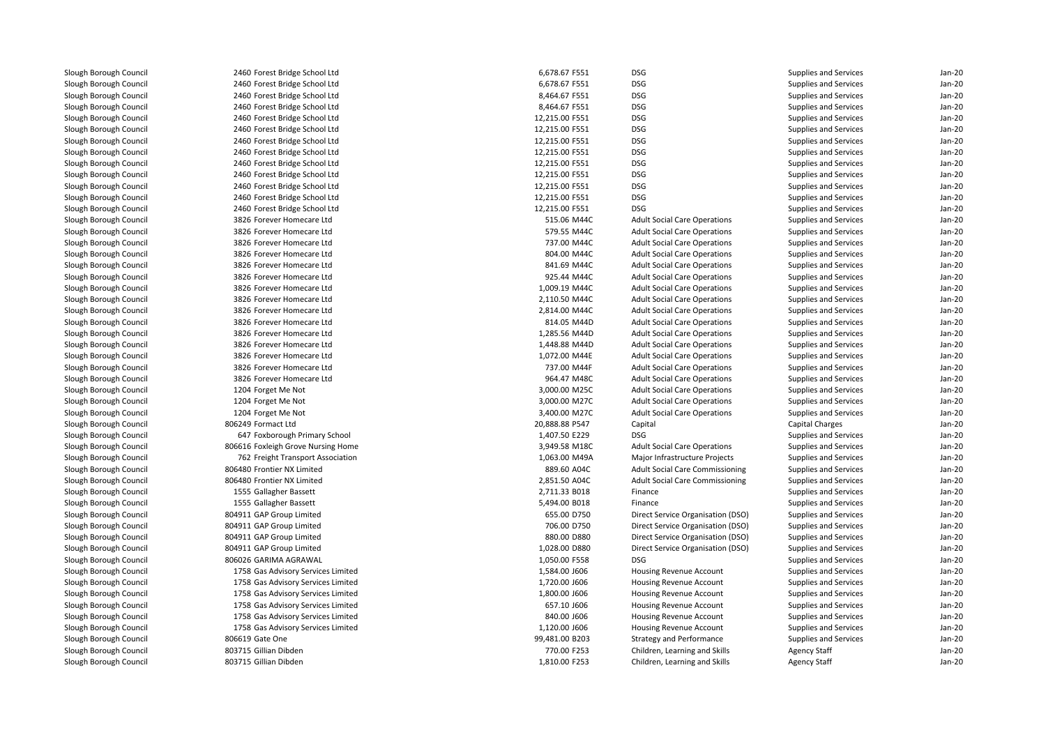| | | | | | | | |
|---|---|---|---|---|---|---|---|
| Slough Borough Council | 2460 | Forest Bridge School Ltd | 6,678.67 | F551 | DSG | Supplies and Services | Jan-20 |
| Slough Borough Council | 2460 | Forest Bridge School Ltd | 6,678.67 | F551 | DSG | Supplies and Services | Jan-20 |
| Slough Borough Council | 2460 | Forest Bridge School Ltd | 8,464.67 | F551 | DSG | Supplies and Services | Jan-20 |
| Slough Borough Council | 2460 | Forest Bridge School Ltd | 8,464.67 | F551 | DSG | Supplies and Services | Jan-20 |
| Slough Borough Council | 2460 | Forest Bridge School Ltd | 12,215.00 | F551 | DSG | Supplies and Services | Jan-20 |
| Slough Borough Council | 2460 | Forest Bridge School Ltd | 12,215.00 | F551 | DSG | Supplies and Services | Jan-20 |
| Slough Borough Council | 2460 | Forest Bridge School Ltd | 12,215.00 | F551 | DSG | Supplies and Services | Jan-20 |
| Slough Borough Council | 2460 | Forest Bridge School Ltd | 12,215.00 | F551 | DSG | Supplies and Services | Jan-20 |
| Slough Borough Council | 2460 | Forest Bridge School Ltd | 12,215.00 | F551 | DSG | Supplies and Services | Jan-20 |
| Slough Borough Council | 2460 | Forest Bridge School Ltd | 12,215.00 | F551 | DSG | Supplies and Services | Jan-20 |
| Slough Borough Council | 2460 | Forest Bridge School Ltd | 12,215.00 | F551 | DSG | Supplies and Services | Jan-20 |
| Slough Borough Council | 2460 | Forest Bridge School Ltd | 12,215.00 | F551 | DSG | Supplies and Services | Jan-20 |
| Slough Borough Council | 2460 | Forest Bridge School Ltd | 12,215.00 | F551 | DSG | Supplies and Services | Jan-20 |
| Slough Borough Council | 3826 | Forever Homecare Ltd | 515.06 | M44C | Adult Social Care Operations | Supplies and Services | Jan-20 |
| Slough Borough Council | 3826 | Forever Homecare Ltd | 579.55 | M44C | Adult Social Care Operations | Supplies and Services | Jan-20 |
| Slough Borough Council | 3826 | Forever Homecare Ltd | 737.00 | M44C | Adult Social Care Operations | Supplies and Services | Jan-20 |
| Slough Borough Council | 3826 | Forever Homecare Ltd | 804.00 | M44C | Adult Social Care Operations | Supplies and Services | Jan-20 |
| Slough Borough Council | 3826 | Forever Homecare Ltd | 841.69 | M44C | Adult Social Care Operations | Supplies and Services | Jan-20 |
| Slough Borough Council | 3826 | Forever Homecare Ltd | 925.44 | M44C | Adult Social Care Operations | Supplies and Services | Jan-20 |
| Slough Borough Council | 3826 | Forever Homecare Ltd | 1,009.19 | M44C | Adult Social Care Operations | Supplies and Services | Jan-20 |
| Slough Borough Council | 3826 | Forever Homecare Ltd | 2,110.50 | M44C | Adult Social Care Operations | Supplies and Services | Jan-20 |
| Slough Borough Council | 3826 | Forever Homecare Ltd | 2,814.00 | M44C | Adult Social Care Operations | Supplies and Services | Jan-20 |
| Slough Borough Council | 3826 | Forever Homecare Ltd | 814.05 | M44D | Adult Social Care Operations | Supplies and Services | Jan-20 |
| Slough Borough Council | 3826 | Forever Homecare Ltd | 1,285.56 | M44D | Adult Social Care Operations | Supplies and Services | Jan-20 |
| Slough Borough Council | 3826 | Forever Homecare Ltd | 1,448.88 | M44D | Adult Social Care Operations | Supplies and Services | Jan-20 |
| Slough Borough Council | 3826 | Forever Homecare Ltd | 1,072.00 | M44E | Adult Social Care Operations | Supplies and Services | Jan-20 |
| Slough Borough Council | 3826 | Forever Homecare Ltd | 737.00 | M44F | Adult Social Care Operations | Supplies and Services | Jan-20 |
| Slough Borough Council | 3826 | Forever Homecare Ltd | 964.47 | M48C | Adult Social Care Operations | Supplies and Services | Jan-20 |
| Slough Borough Council | 1204 | Forget Me Not | 3,000.00 | M25C | Adult Social Care Operations | Supplies and Services | Jan-20 |
| Slough Borough Council | 1204 | Forget Me Not | 3,000.00 | M27C | Adult Social Care Operations | Supplies and Services | Jan-20 |
| Slough Borough Council | 1204 | Forget Me Not | 3,400.00 | M27C | Adult Social Care Operations | Supplies and Services | Jan-20 |
| Slough Borough Council | 806249 | Formact Ltd | 20,888.88 | P547 | Capital | Capital Charges | Jan-20 |
| Slough Borough Council | 647 | Foxborough Primary School | 1,407.50 | E229 | DSG | Supplies and Services | Jan-20 |
| Slough Borough Council | 806616 | Foxleigh Grove Nursing Home | 3,949.58 | M18C | Adult Social Care Operations | Supplies and Services | Jan-20 |
| Slough Borough Council | 762 | Freight Transport Association | 1,063.00 | M49A | Major Infrastructure Projects | Supplies and Services | Jan-20 |
| Slough Borough Council | 806480 | Frontier NX Limited | 889.60 | A04C | Adult Social Care Commissioning | Supplies and Services | Jan-20 |
| Slough Borough Council | 806480 | Frontier NX Limited | 2,851.50 | A04C | Adult Social Care Commissioning | Supplies and Services | Jan-20 |
| Slough Borough Council | 1555 | Gallagher Bassett | 2,711.33 | B018 | Finance | Supplies and Services | Jan-20 |
| Slough Borough Council | 1555 | Gallagher Bassett | 5,494.00 | B018 | Finance | Supplies and Services | Jan-20 |
| Slough Borough Council | 804911 | GAP Group Limited | 655.00 | D750 | Direct Service Organisation (DSO) | Supplies and Services | Jan-20 |
| Slough Borough Council | 804911 | GAP Group Limited | 706.00 | D750 | Direct Service Organisation (DSO) | Supplies and Services | Jan-20 |
| Slough Borough Council | 804911 | GAP Group Limited | 880.00 | D880 | Direct Service Organisation (DSO) | Supplies and Services | Jan-20 |
| Slough Borough Council | 804911 | GAP Group Limited | 1,028.00 | D880 | Direct Service Organisation (DSO) | Supplies and Services | Jan-20 |
| Slough Borough Council | 806026 | GARIMA AGRAWAL | 1,050.00 | F558 | DSG | Supplies and Services | Jan-20 |
| Slough Borough Council | 1758 | Gas Advisory Services Limited | 1,584.00 | J606 | Housing Revenue Account | Supplies and Services | Jan-20 |
| Slough Borough Council | 1758 | Gas Advisory Services Limited | 1,720.00 | J606 | Housing Revenue Account | Supplies and Services | Jan-20 |
| Slough Borough Council | 1758 | Gas Advisory Services Limited | 1,800.00 | J606 | Housing Revenue Account | Supplies and Services | Jan-20 |
| Slough Borough Council | 1758 | Gas Advisory Services Limited | 657.10 | J606 | Housing Revenue Account | Supplies and Services | Jan-20 |
| Slough Borough Council | 1758 | Gas Advisory Services Limited | 840.00 | J606 | Housing Revenue Account | Supplies and Services | Jan-20 |
| Slough Borough Council | 1758 | Gas Advisory Services Limited | 1,120.00 | J606 | Housing Revenue Account | Supplies and Services | Jan-20 |
| Slough Borough Council | 806619 | Gate One | 99,481.00 | B203 | Strategy and Performance | Supplies and Services | Jan-20 |
| Slough Borough Council | 803715 | Gillian Dibden | 770.00 | F253 | Children, Learning and Skills | Agency Staff | Jan-20 |
| Slough Borough Council | 803715 | Gillian Dibden | 1,810.00 | F253 | Children, Learning and Skills | Agency Staff | Jan-20 |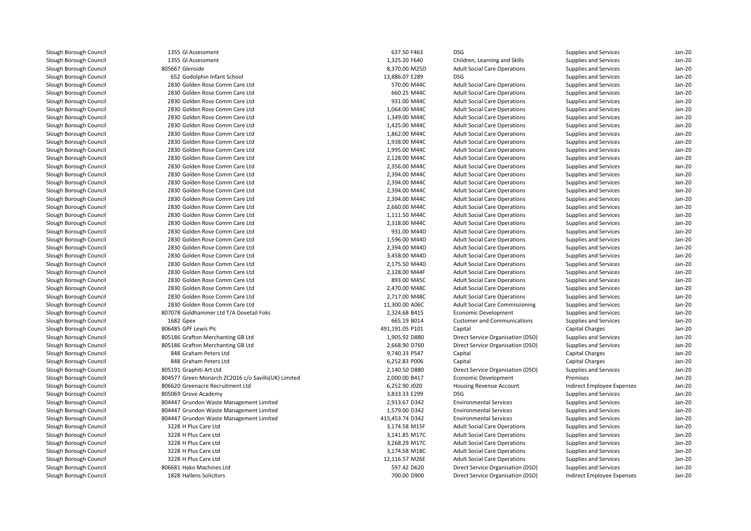| | | | | | | | |
|---|---|---|---|---|---|---|---|
| Slough Borough Council | 1355 | Gl Assessment | 637.50 | F463 | DSG | Supplies and Services | Jan-20 |
| Slough Borough Council | 1355 | Gl Assessment | 1,325.20 | F640 | Children, Learning and Skills | Supplies and Services | Jan-20 |
| Slough Borough Council | 805667 | Glenside | 8,370.00 | M25D | Adult Social Care Operations | Supplies and Services | Jan-20 |
| Slough Borough Council | 652 | Godolphin Infant School | 13,886.07 | E289 | DSG | Supplies and Services | Jan-20 |
| Slough Borough Council | 2830 | Golden Rose Comm Care Ltd | 570.00 | M44C | Adult Social Care Operations | Supplies and Services | Jan-20 |
| Slough Borough Council | 2830 | Golden Rose Comm Care Ltd | 660.25 | M44C | Adult Social Care Operations | Supplies and Services | Jan-20 |
| Slough Borough Council | 2830 | Golden Rose Comm Care Ltd | 931.00 | M44C | Adult Social Care Operations | Supplies and Services | Jan-20 |
| Slough Borough Council | 2830 | Golden Rose Comm Care Ltd | 1,064.00 | M44C | Adult Social Care Operations | Supplies and Services | Jan-20 |
| Slough Borough Council | 2830 | Golden Rose Comm Care Ltd | 1,349.00 | M44C | Adult Social Care Operations | Supplies and Services | Jan-20 |
| Slough Borough Council | 2830 | Golden Rose Comm Care Ltd | 1,425.00 | M44C | Adult Social Care Operations | Supplies and Services | Jan-20 |
| Slough Borough Council | 2830 | Golden Rose Comm Care Ltd | 1,862.00 | M44C | Adult Social Care Operations | Supplies and Services | Jan-20 |
| Slough Borough Council | 2830 | Golden Rose Comm Care Ltd | 1,938.00 | M44C | Adult Social Care Operations | Supplies and Services | Jan-20 |
| Slough Borough Council | 2830 | Golden Rose Comm Care Ltd | 1,995.00 | M44C | Adult Social Care Operations | Supplies and Services | Jan-20 |
| Slough Borough Council | 2830 | Golden Rose Comm Care Ltd | 2,128.00 | M44C | Adult Social Care Operations | Supplies and Services | Jan-20 |
| Slough Borough Council | 2830 | Golden Rose Comm Care Ltd | 2,356.00 | M44C | Adult Social Care Operations | Supplies and Services | Jan-20 |
| Slough Borough Council | 2830 | Golden Rose Comm Care Ltd | 2,394.00 | M44C | Adult Social Care Operations | Supplies and Services | Jan-20 |
| Slough Borough Council | 2830 | Golden Rose Comm Care Ltd | 2,394.00 | M44C | Adult Social Care Operations | Supplies and Services | Jan-20 |
| Slough Borough Council | 2830 | Golden Rose Comm Care Ltd | 2,394.00 | M44C | Adult Social Care Operations | Supplies and Services | Jan-20 |
| Slough Borough Council | 2830 | Golden Rose Comm Care Ltd | 2,394.00 | M44C | Adult Social Care Operations | Supplies and Services | Jan-20 |
| Slough Borough Council | 2830 | Golden Rose Comm Care Ltd | 2,660.00 | M44C | Adult Social Care Operations | Supplies and Services | Jan-20 |
| Slough Borough Council | 2830 | Golden Rose Comm Care Ltd | 1,111.50 | M44C | Adult Social Care Operations | Supplies and Services | Jan-20 |
| Slough Borough Council | 2830 | Golden Rose Comm Care Ltd | 2,318.00 | M44C | Adult Social Care Operations | Supplies and Services | Jan-20 |
| Slough Borough Council | 2830 | Golden Rose Comm Care Ltd | 931.00 | M44D | Adult Social Care Operations | Supplies and Services | Jan-20 |
| Slough Borough Council | 2830 | Golden Rose Comm Care Ltd | 1,596.00 | M44D | Adult Social Care Operations | Supplies and Services | Jan-20 |
| Slough Borough Council | 2830 | Golden Rose Comm Care Ltd | 2,394.00 | M44D | Adult Social Care Operations | Supplies and Services | Jan-20 |
| Slough Borough Council | 2830 | Golden Rose Comm Care Ltd | 3,458.00 | M44D | Adult Social Care Operations | Supplies and Services | Jan-20 |
| Slough Borough Council | 2830 | Golden Rose Comm Care Ltd | 2,175.50 | M44D | Adult Social Care Operations | Supplies and Services | Jan-20 |
| Slough Borough Council | 2830 | Golden Rose Comm Care Ltd | 2,128.00 | M44F | Adult Social Care Operations | Supplies and Services | Jan-20 |
| Slough Borough Council | 2830 | Golden Rose Comm Care Ltd | 893.00 | M45C | Adult Social Care Operations | Supplies and Services | Jan-20 |
| Slough Borough Council | 2830 | Golden Rose Comm Care Ltd | 2,470.00 | M48C | Adult Social Care Operations | Supplies and Services | Jan-20 |
| Slough Borough Council | 2830 | Golden Rose Comm Care Ltd | 2,717.00 | M48C | Adult Social Care Operations | Supplies and Services | Jan-20 |
| Slough Borough Council | 2830 | Golden Rose Comm Care Ltd | 11,300.00 | A06C | Adult Social Care Commissioning | Supplies and Services | Jan-20 |
| Slough Borough Council | 807078 | Goldhammer Ltd T/A Dovetail Foks | 2,324.68 | B415 | Economic Development | Supplies and Services | Jan-20 |
| Slough Borough Council | 1682 | Gpex | 665.19 | B014 | Customer and Communications | Supplies and Services | Jan-20 |
| Slough Borough Council | 806485 | GPF Lewis Plc | 491,191.05 | P101 | Capital | Capital Charges | Jan-20 |
| Slough Borough Council | 805186 | Grafton Merchanting GB Ltd | 1,905.92 | D880 | Direct Service Organisation (DSO) | Supplies and Services | Jan-20 |
| Slough Borough Council | 805186 | Grafton Merchanting GB Ltd | 2,668.90 | D760 | Direct Service Organisation (DSO) | Supplies and Services | Jan-20 |
| Slough Borough Council | 848 | Graham Peters Ltd | 9,740.33 | P547 | Capital | Capital Charges | Jan-20 |
| Slough Borough Council | 848 | Graham Peters Ltd | 6,252.83 | P006 | Capital | Capital Charges | Jan-20 |
| Slough Borough Council | 805191 | Graphiti Art Ltd | 2,140.50 | D880 | Direct Service Organisation (DSO) | Supplies and Services | Jan-20 |
| Slough Borough Council | 804577 | Green Monarch ZC2016 c/o Savills(UK) Limited | 2,000.00 | B417 | Economic Development | Premises | Jan-20 |
| Slough Borough Council | 806620 | Greenacre Recruitment Ltd | 6,252.90 | J020 | Housing Revenue Account | Indirect Employee Expenses | Jan-20 |
| Slough Borough Council | 805069 | Grove Academy | 3,833.33 | E299 | DSG | Supplies and Services | Jan-20 |
| Slough Borough Council | 804447 | Grundon Waste Management Limited | 2,913.67 | D342 | Environmental Services | Supplies and Services | Jan-20 |
| Slough Borough Council | 804447 | Grundon Waste Management Limited | 1,579.00 | D342 | Environmental Services | Supplies and Services | Jan-20 |
| Slough Borough Council | 804447 | Grundon Waste Management Limited | 415,453.74 | D342 | Environmental Services | Supplies and Services | Jan-20 |
| Slough Borough Council | 3228 | H Plus Care Ltd | 3,174.58 | M15F | Adult Social Care Operations | Supplies and Services | Jan-20 |
| Slough Borough Council | 3228 | H Plus Care Ltd | 3,141.85 | M17C | Adult Social Care Operations | Supplies and Services | Jan-20 |
| Slough Borough Council | 3228 | H Plus Care Ltd | 3,268.29 | M17C | Adult Social Care Operations | Supplies and Services | Jan-20 |
| Slough Borough Council | 3228 | H Plus Care Ltd | 3,174.58 | M18C | Adult Social Care Operations | Supplies and Services | Jan-20 |
| Slough Borough Council | 3228 | H Plus Care Ltd | 12,116.57 | M26E | Adult Social Care Operations | Supplies and Services | Jan-20 |
| Slough Borough Council | 806681 | Hako Machines Ltd | 597.42 | D620 | Direct Service Organisation (DSO) | Supplies and Services | Jan-20 |
| Slough Borough Council | 1828 | Hallens Solicitors | 700.00 | D900 | Direct Service Organisation (DSO) | Indirect Employee Expenses | Jan-20 |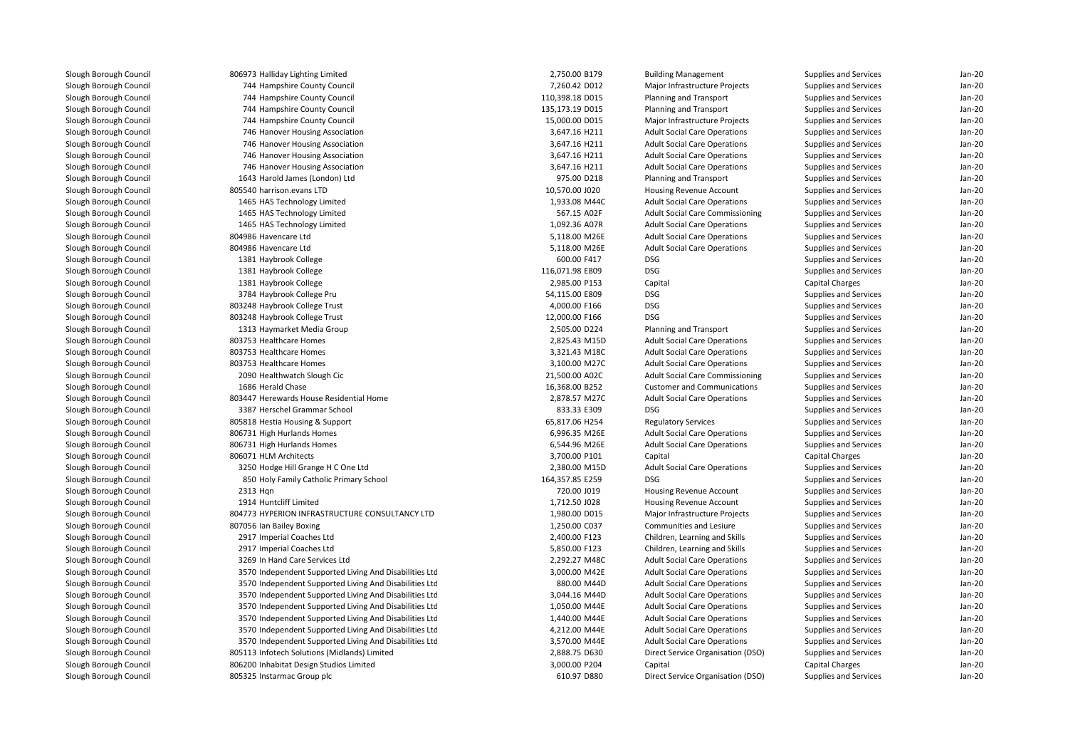| | | | | | | | |
|---|---|---|---|---|---|---|---|
| Slough Borough Council | 806973 | Halliday Lighting Limited | 2,750.00 | B179 | Building Management | Supplies and Services | Jan-20 |
| Slough Borough Council | 744 | Hampshire County Council | 7,260.42 | D012 | Major Infrastructure Projects | Supplies and Services | Jan-20 |
| Slough Borough Council | 744 | Hampshire County Council | 110,398.18 | D015 | Planning and Transport | Supplies and Services | Jan-20 |
| Slough Borough Council | 744 | Hampshire County Council | 135,173.19 | D015 | Planning and Transport | Supplies and Services | Jan-20 |
| Slough Borough Council | 744 | Hampshire County Council | 15,000.00 | D015 | Major Infrastructure Projects | Supplies and Services | Jan-20 |
| Slough Borough Council | 746 | Hanover Housing Association | 3,647.16 | H211 | Adult Social Care Operations | Supplies and Services | Jan-20 |
| Slough Borough Council | 746 | Hanover Housing Association | 3,647.16 | H211 | Adult Social Care Operations | Supplies and Services | Jan-20 |
| Slough Borough Council | 746 | Hanover Housing Association | 3,647.16 | H211 | Adult Social Care Operations | Supplies and Services | Jan-20 |
| Slough Borough Council | 746 | Hanover Housing Association | 3,647.16 | H211 | Adult Social Care Operations | Supplies and Services | Jan-20 |
| Slough Borough Council | 1643 | Harold James (London) Ltd | 975.00 | D218 | Planning and Transport | Supplies and Services | Jan-20 |
| Slough Borough Council | 805540 | harrison.evans LTD | 10,570.00 | J020 | Housing Revenue Account | Supplies and Services | Jan-20 |
| Slough Borough Council | 1465 | HAS Technology Limited | 1,933.08 | M44C | Adult Social Care Operations | Supplies and Services | Jan-20 |
| Slough Borough Council | 1465 | HAS Technology Limited | 567.15 | A02F | Adult Social Care Commissioning | Supplies and Services | Jan-20 |
| Slough Borough Council | 1465 | HAS Technology Limited | 1,092.36 | A07R | Adult Social Care Operations | Supplies and Services | Jan-20 |
| Slough Borough Council | 804986 | Havencare Ltd | 5,118.00 | M26E | Adult Social Care Operations | Supplies and Services | Jan-20 |
| Slough Borough Council | 804986 | Havencare Ltd | 5,118.00 | M26E | Adult Social Care Operations | Supplies and Services | Jan-20 |
| Slough Borough Council | 1381 | Haybrook College | 600.00 | F417 | DSG | Supplies and Services | Jan-20 |
| Slough Borough Council | 1381 | Haybrook College | 116,071.98 | E809 | DSG | Supplies and Services | Jan-20 |
| Slough Borough Council | 1381 | Haybrook College | 2,985.00 | P153 | Capital | Capital Charges | Jan-20 |
| Slough Borough Council | 3784 | Haybrook College Pru | 54,115.00 | E809 | DSG | Supplies and Services | Jan-20 |
| Slough Borough Council | 803248 | Haybrook College Trust | 4,000.00 | F166 | DSG | Supplies and Services | Jan-20 |
| Slough Borough Council | 803248 | Haybrook College Trust | 12,000.00 | F166 | DSG | Supplies and Services | Jan-20 |
| Slough Borough Council | 1313 | Haymarket Media Group | 2,505.00 | D224 | Planning and Transport | Supplies and Services | Jan-20 |
| Slough Borough Council | 803753 | Healthcare Homes | 2,825.43 | M15D | Adult Social Care Operations | Supplies and Services | Jan-20 |
| Slough Borough Council | 803753 | Healthcare Homes | 3,321.43 | M18C | Adult Social Care Operations | Supplies and Services | Jan-20 |
| Slough Borough Council | 803753 | Healthcare Homes | 3,100.00 | M27C | Adult Social Care Operations | Supplies and Services | Jan-20 |
| Slough Borough Council | 2090 | Healthwatch Slough Cic | 21,500.00 | A02C | Adult Social Care Commissioning | Supplies and Services | Jan-20 |
| Slough Borough Council | 1686 | Herald Chase | 16,368.00 | B252 | Customer and Communications | Supplies and Services | Jan-20 |
| Slough Borough Council | 803447 | Herewards House Residential Home | 2,878.57 | M27C | Adult Social Care Operations | Supplies and Services | Jan-20 |
| Slough Borough Council | 3387 | Herschel Grammar School | 833.33 | E309 | DSG | Supplies and Services | Jan-20 |
| Slough Borough Council | 805818 | Hestia Housing & Support | 65,817.06 | H254 | Regulatory Services | Supplies and Services | Jan-20 |
| Slough Borough Council | 806731 | High Hurlands Homes | 6,996.35 | M26E | Adult Social Care Operations | Supplies and Services | Jan-20 |
| Slough Borough Council | 806731 | High Hurlands Homes | 6,544.96 | M26E | Adult Social Care Operations | Supplies and Services | Jan-20 |
| Slough Borough Council | 806071 | HLM Architects | 3,700.00 | P101 | Capital | Capital Charges | Jan-20 |
| Slough Borough Council | 3250 | Hodge Hill Grange H C One Ltd | 2,380.00 | M15D | Adult Social Care Operations | Supplies and Services | Jan-20 |
| Slough Borough Council | 850 | Holy Family Catholic Primary School | 164,357.85 | E259 | DSG | Supplies and Services | Jan-20 |
| Slough Borough Council | 2313 | Hqn | 720.00 | J019 | Housing Revenue Account | Supplies and Services | Jan-20 |
| Slough Borough Council | 1914 | Huntcliff Limited | 1,712.50 | J028 | Housing Revenue Account | Supplies and Services | Jan-20 |
| Slough Borough Council | 804773 | HYPERION INFRASTRUCTURE CONSULTANCY LTD | 1,980.00 | D015 | Major Infrastructure Projects | Supplies and Services | Jan-20 |
| Slough Borough Council | 807056 | Ian Bailey Boxing | 1,250.00 | C037 | Communities and Lesiure | Supplies and Services | Jan-20 |
| Slough Borough Council | 2917 | Imperial Coaches Ltd | 2,400.00 | F123 | Children, Learning and Skills | Supplies and Services | Jan-20 |
| Slough Borough Council | 2917 | Imperial Coaches Ltd | 5,850.00 | F123 | Children, Learning and Skills | Supplies and Services | Jan-20 |
| Slough Borough Council | 3269 | In Hand Care Services Ltd | 2,292.27 | M48C | Adult Social Care Operations | Supplies and Services | Jan-20 |
| Slough Borough Council | 3570 | Independent Supported Living And Disabilities Ltd | 3,000.00 | M42E | Adult Social Care Operations | Supplies and Services | Jan-20 |
| Slough Borough Council | 3570 | Independent Supported Living And Disabilities Ltd | 880.00 | M44D | Adult Social Care Operations | Supplies and Services | Jan-20 |
| Slough Borough Council | 3570 | Independent Supported Living And Disabilities Ltd | 3,044.16 | M44D | Adult Social Care Operations | Supplies and Services | Jan-20 |
| Slough Borough Council | 3570 | Independent Supported Living And Disabilities Ltd | 1,050.00 | M44E | Adult Social Care Operations | Supplies and Services | Jan-20 |
| Slough Borough Council | 3570 | Independent Supported Living And Disabilities Ltd | 1,440.00 | M44E | Adult Social Care Operations | Supplies and Services | Jan-20 |
| Slough Borough Council | 3570 | Independent Supported Living And Disabilities Ltd | 4,212.00 | M44E | Adult Social Care Operations | Supplies and Services | Jan-20 |
| Slough Borough Council | 3570 | Independent Supported Living And Disabilities Ltd | 3,570.00 | M44E | Adult Social Care Operations | Supplies and Services | Jan-20 |
| Slough Borough Council | 805113 | Infotech Solutions (Midlands) Limited | 2,888.75 | D630 | Direct Service Organisation (DSO) | Supplies and Services | Jan-20 |
| Slough Borough Council | 806200 | Inhabitat Design Studios Limited | 3,000.00 | P204 | Capital | Capital Charges | Jan-20 |
| Slough Borough Council | 805325 | Instarmac Group plc | 610.97 | D880 | Direct Service Organisation (DSO) | Supplies and Services | Jan-20 |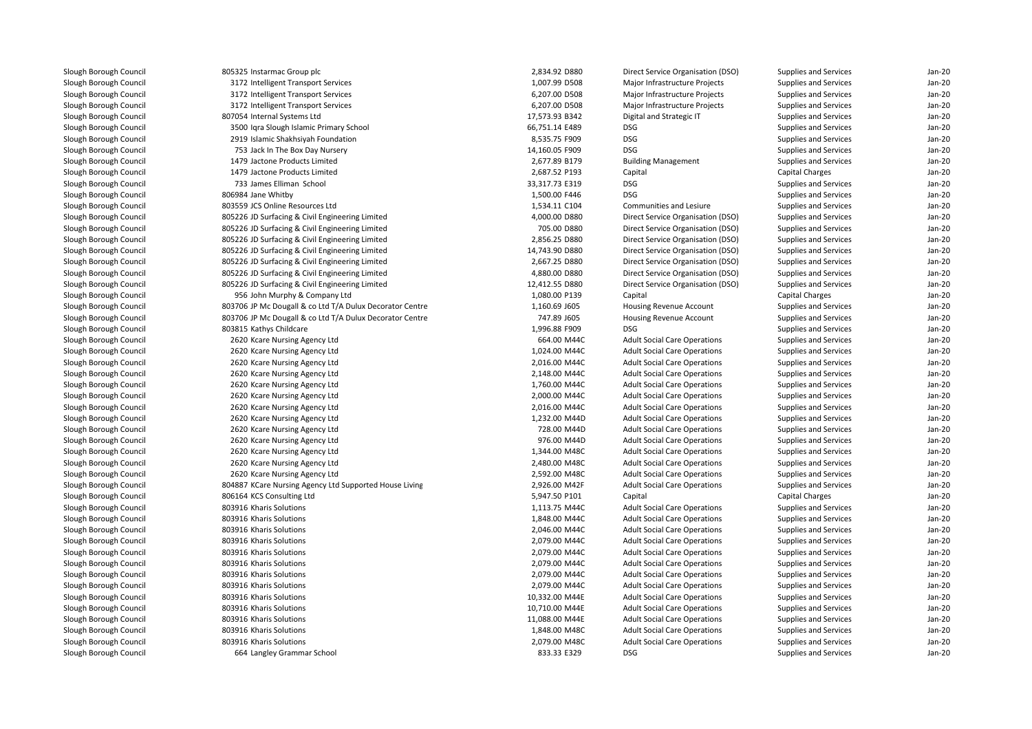| | | | | | | |
|---|---|---|---|---|---|---|
| Slough Borough Council | 805325 Instarmac Group plc | 2,834.92 D880 | Direct Service Organisation (DSO) | Supplies and Services | Jan-20 |
| Slough Borough Council | 3172 Intelligent Transport Services | 1,007.99 D508 | Major Infrastructure Projects | Supplies and Services | Jan-20 |
| Slough Borough Council | 3172 Intelligent Transport Services | 6,207.00 D508 | Major Infrastructure Projects | Supplies and Services | Jan-20 |
| Slough Borough Council | 3172 Intelligent Transport Services | 6,207.00 D508 | Major Infrastructure Projects | Supplies and Services | Jan-20 |
| Slough Borough Council | 807054 Internal Systems Ltd | 17,573.93 B342 | Digital and Strategic IT | Supplies and Services | Jan-20 |
| Slough Borough Council | 3500 Iqra Slough Islamic Primary School | 66,751.14 E489 | DSG | Supplies and Services | Jan-20 |
| Slough Borough Council | 2919 Islamic Shakhsiyah Foundation | 8,535.75 F909 | DSG | Supplies and Services | Jan-20 |
| Slough Borough Council | 753 Jack In The Box Day Nursery | 14,160.05 F909 | DSG | Supplies and Services | Jan-20 |
| Slough Borough Council | 1479 Jactone Products Limited | 2,677.89 B179 | Building Management | Supplies and Services | Jan-20 |
| Slough Borough Council | 1479 Jactone Products Limited | 2,687.52 P193 | Capital | Capital Charges | Jan-20 |
| Slough Borough Council | 733 James Elliman School | 33,317.73 E319 | DSG | Supplies and Services | Jan-20 |
| Slough Borough Council | 806984 Jane Whitby | 1,500.00 F446 | DSG | Supplies and Services | Jan-20 |
| Slough Borough Council | 803559 JCS Online Resources Ltd | 1,534.11 C104 | Communities and Lesiure | Supplies and Services | Jan-20 |
| Slough Borough Council | 805226 JD Surfacing & Civil Engineering Limited | 4,000.00 D880 | Direct Service Organisation (DSO) | Supplies and Services | Jan-20 |
| Slough Borough Council | 805226 JD Surfacing & Civil Engineering Limited | 705.00 D880 | Direct Service Organisation (DSO) | Supplies and Services | Jan-20 |
| Slough Borough Council | 805226 JD Surfacing & Civil Engineering Limited | 2,856.25 D880 | Direct Service Organisation (DSO) | Supplies and Services | Jan-20 |
| Slough Borough Council | 805226 JD Surfacing & Civil Engineering Limited | 14,743.90 D880 | Direct Service Organisation (DSO) | Supplies and Services | Jan-20 |
| Slough Borough Council | 805226 JD Surfacing & Civil Engineering Limited | 2,667.25 D880 | Direct Service Organisation (DSO) | Supplies and Services | Jan-20 |
| Slough Borough Council | 805226 JD Surfacing & Civil Engineering Limited | 4,880.00 D880 | Direct Service Organisation (DSO) | Supplies and Services | Jan-20 |
| Slough Borough Council | 805226 JD Surfacing & Civil Engineering Limited | 12,412.55 D880 | Direct Service Organisation (DSO) | Supplies and Services | Jan-20 |
| Slough Borough Council | 956 John Murphy & Company Ltd | 1,080.00 P139 | Capital | Capital Charges | Jan-20 |
| Slough Borough Council | 803706 JP Mc Dougall & co Ltd T/A Dulux Decorator Centre | 1,160.69 J605 | Housing Revenue Account | Supplies and Services | Jan-20 |
| Slough Borough Council | 803706 JP Mc Dougall & co Ltd T/A Dulux Decorator Centre | 747.89 J605 | Housing Revenue Account | Supplies and Services | Jan-20 |
| Slough Borough Council | 803815 Kathys Childcare | 1,996.88 F909 | DSG | Supplies and Services | Jan-20 |
| Slough Borough Council | 2620 Kcare Nursing Agency Ltd | 664.00 M44C | Adult Social Care Operations | Supplies and Services | Jan-20 |
| Slough Borough Council | 2620 Kcare Nursing Agency Ltd | 1,024.00 M44C | Adult Social Care Operations | Supplies and Services | Jan-20 |
| Slough Borough Council | 2620 Kcare Nursing Agency Ltd | 2,016.00 M44C | Adult Social Care Operations | Supplies and Services | Jan-20 |
| Slough Borough Council | 2620 Kcare Nursing Agency Ltd | 2,148.00 M44C | Adult Social Care Operations | Supplies and Services | Jan-20 |
| Slough Borough Council | 2620 Kcare Nursing Agency Ltd | 1,760.00 M44C | Adult Social Care Operations | Supplies and Services | Jan-20 |
| Slough Borough Council | 2620 Kcare Nursing Agency Ltd | 2,000.00 M44C | Adult Social Care Operations | Supplies and Services | Jan-20 |
| Slough Borough Council | 2620 Kcare Nursing Agency Ltd | 2,016.00 M44C | Adult Social Care Operations | Supplies and Services | Jan-20 |
| Slough Borough Council | 2620 Kcare Nursing Agency Ltd | 1,232.00 M44D | Adult Social Care Operations | Supplies and Services | Jan-20 |
| Slough Borough Council | 2620 Kcare Nursing Agency Ltd | 728.00 M44D | Adult Social Care Operations | Supplies and Services | Jan-20 |
| Slough Borough Council | 2620 Kcare Nursing Agency Ltd | 976.00 M44D | Adult Social Care Operations | Supplies and Services | Jan-20 |
| Slough Borough Council | 2620 Kcare Nursing Agency Ltd | 1,344.00 M48C | Adult Social Care Operations | Supplies and Services | Jan-20 |
| Slough Borough Council | 2620 Kcare Nursing Agency Ltd | 2,480.00 M48C | Adult Social Care Operations | Supplies and Services | Jan-20 |
| Slough Borough Council | 2620 Kcare Nursing Agency Ltd | 2,592.00 M48C | Adult Social Care Operations | Supplies and Services | Jan-20 |
| Slough Borough Council | 804887 KCare Nursing Agency Ltd Supported House Living | 2,926.00 M42F | Adult Social Care Operations | Supplies and Services | Jan-20 |
| Slough Borough Council | 806164 KCS Consulting Ltd | 5,947.50 P101 | Capital | Capital Charges | Jan-20 |
| Slough Borough Council | 803916 Kharis Solutions | 1,113.75 M44C | Adult Social Care Operations | Supplies and Services | Jan-20 |
| Slough Borough Council | 803916 Kharis Solutions | 1,848.00 M44C | Adult Social Care Operations | Supplies and Services | Jan-20 |
| Slough Borough Council | 803916 Kharis Solutions | 2,046.00 M44C | Adult Social Care Operations | Supplies and Services | Jan-20 |
| Slough Borough Council | 803916 Kharis Solutions | 2,079.00 M44C | Adult Social Care Operations | Supplies and Services | Jan-20 |
| Slough Borough Council | 803916 Kharis Solutions | 2,079.00 M44C | Adult Social Care Operations | Supplies and Services | Jan-20 |
| Slough Borough Council | 803916 Kharis Solutions | 2,079.00 M44C | Adult Social Care Operations | Supplies and Services | Jan-20 |
| Slough Borough Council | 803916 Kharis Solutions | 2,079.00 M44C | Adult Social Care Operations | Supplies and Services | Jan-20 |
| Slough Borough Council | 803916 Kharis Solutions | 2,079.00 M44C | Adult Social Care Operations | Supplies and Services | Jan-20 |
| Slough Borough Council | 803916 Kharis Solutions | 10,332.00 M44E | Adult Social Care Operations | Supplies and Services | Jan-20 |
| Slough Borough Council | 803916 Kharis Solutions | 10,710.00 M44E | Adult Social Care Operations | Supplies and Services | Jan-20 |
| Slough Borough Council | 803916 Kharis Solutions | 11,088.00 M44E | Adult Social Care Operations | Supplies and Services | Jan-20 |
| Slough Borough Council | 803916 Kharis Solutions | 1,848.00 M48C | Adult Social Care Operations | Supplies and Services | Jan-20 |
| Slough Borough Council | 803916 Kharis Solutions | 2,079.00 M48C | Adult Social Care Operations | Supplies and Services | Jan-20 |
| Slough Borough Council | 664 Langley Grammar School | 833.33 E329 | DSG | Supplies and Services | Jan-20 |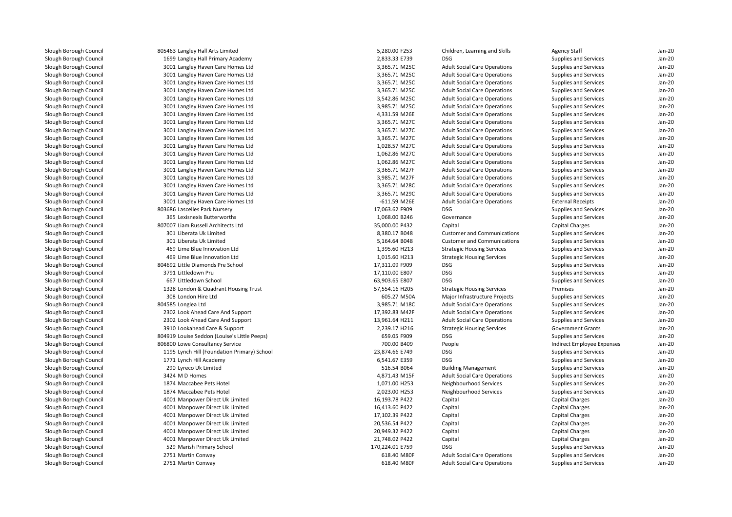| | | | | | | | |
|---|---|---|---|---|---|---|---|
| Slough Borough Council | 805463 | Langley Hall Arts Limited | 5,280.00 | F253 | Children, Learning and Skills | Agency Staff | Jan-20 |
| Slough Borough Council | 1699 | Langley Hall Primary Academy | 2,833.33 | E739 | DSG | Supplies and Services | Jan-20 |
| Slough Borough Council | 3001 | Langley Haven Care Homes Ltd | 3,365.71 | M25C | Adult Social Care Operations | Supplies and Services | Jan-20 |
| Slough Borough Council | 3001 | Langley Haven Care Homes Ltd | 3,365.71 | M25C | Adult Social Care Operations | Supplies and Services | Jan-20 |
| Slough Borough Council | 3001 | Langley Haven Care Homes Ltd | 3,365.71 | M25C | Adult Social Care Operations | Supplies and Services | Jan-20 |
| Slough Borough Council | 3001 | Langley Haven Care Homes Ltd | 3,365.71 | M25C | Adult Social Care Operations | Supplies and Services | Jan-20 |
| Slough Borough Council | 3001 | Langley Haven Care Homes Ltd | 3,542.86 | M25C | Adult Social Care Operations | Supplies and Services | Jan-20 |
| Slough Borough Council | 3001 | Langley Haven Care Homes Ltd | 3,985.71 | M25C | Adult Social Care Operations | Supplies and Services | Jan-20 |
| Slough Borough Council | 3001 | Langley Haven Care Homes Ltd | 4,331.59 | M26E | Adult Social Care Operations | Supplies and Services | Jan-20 |
| Slough Borough Council | 3001 | Langley Haven Care Homes Ltd | 3,365.71 | M27C | Adult Social Care Operations | Supplies and Services | Jan-20 |
| Slough Borough Council | 3001 | Langley Haven Care Homes Ltd | 3,365.71 | M27C | Adult Social Care Operations | Supplies and Services | Jan-20 |
| Slough Borough Council | 3001 | Langley Haven Care Homes Ltd | 3,365.71 | M27C | Adult Social Care Operations | Supplies and Services | Jan-20 |
| Slough Borough Council | 3001 | Langley Haven Care Homes Ltd | 1,028.57 | M27C | Adult Social Care Operations | Supplies and Services | Jan-20 |
| Slough Borough Council | 3001 | Langley Haven Care Homes Ltd | 1,062.86 | M27C | Adult Social Care Operations | Supplies and Services | Jan-20 |
| Slough Borough Council | 3001 | Langley Haven Care Homes Ltd | 1,062.86 | M27C | Adult Social Care Operations | Supplies and Services | Jan-20 |
| Slough Borough Council | 3001 | Langley Haven Care Homes Ltd | 3,365.71 | M27F | Adult Social Care Operations | Supplies and Services | Jan-20 |
| Slough Borough Council | 3001 | Langley Haven Care Homes Ltd | 3,985.71 | M27F | Adult Social Care Operations | Supplies and Services | Jan-20 |
| Slough Borough Council | 3001 | Langley Haven Care Homes Ltd | 3,365.71 | M28C | Adult Social Care Operations | Supplies and Services | Jan-20 |
| Slough Borough Council | 3001 | Langley Haven Care Homes Ltd | 3,365.71 | M29C | Adult Social Care Operations | Supplies and Services | Jan-20 |
| Slough Borough Council | 3001 | Langley Haven Care Homes Ltd | -611.59 | M26E | Adult Social Care Operations | External Receipts | Jan-20 |
| Slough Borough Council | 803686 | Lascelles Park Nursery | 17,063.62 | F909 | DSG | Supplies and Services | Jan-20 |
| Slough Borough Council | 365 | Lexisnexis Butterworths | 1,068.00 | B246 | Governance | Supplies and Services | Jan-20 |
| Slough Borough Council | 807007 | Liam Russell Architects Ltd | 35,000.00 | P432 | Capital | Capital Charges | Jan-20 |
| Slough Borough Council | 301 | Liberata Uk Limited | 8,380.17 | B048 | Customer and Communications | Supplies and Services | Jan-20 |
| Slough Borough Council | 301 | Liberata Uk Limited | 5,164.64 | B048 | Customer and Communications | Supplies and Services | Jan-20 |
| Slough Borough Council | 469 | Lime Blue Innovation Ltd | 1,395.60 | H213 | Strategic Housing Services | Supplies and Services | Jan-20 |
| Slough Borough Council | 469 | Lime Blue Innovation Ltd | 1,015.60 | H213 | Strategic Housing Services | Supplies and Services | Jan-20 |
| Slough Borough Council | 804692 | Little Diamonds Pre School | 17,311.09 | F909 | DSG | Supplies and Services | Jan-20 |
| Slough Borough Council | 3791 | Littledown Pru | 17,110.00 | E807 | DSG | Supplies and Services | Jan-20 |
| Slough Borough Council | 667 | Littledown School | 63,903.65 | E807 | DSG | Supplies and Services | Jan-20 |
| Slough Borough Council | 1328 | London & Quadrant Housing Trust | 57,554.16 | H205 | Strategic Housing Services | Premises | Jan-20 |
| Slough Borough Council | 308 | London Hire Ltd | 605.27 | M50A | Major Infrastructure Projects | Supplies and Services | Jan-20 |
| Slough Borough Council | 804585 | Longlea Ltd | 3,985.71 | M18C | Adult Social Care Operations | Supplies and Services | Jan-20 |
| Slough Borough Council | 2302 | Look Ahead Care And Support | 17,392.83 | M42F | Adult Social Care Operations | Supplies and Services | Jan-20 |
| Slough Borough Council | 2302 | Look Ahead Care And Support | 13,961.64 | H211 | Adult Social Care Operations | Supplies and Services | Jan-20 |
| Slough Borough Council | 3910 | Lookahead Care & Support | 2,239.17 | H216 | Strategic Housing Services | Government Grants | Jan-20 |
| Slough Borough Council | 804919 | Louise Seddon (Louise's Little Peeps) | 659.05 | F909 | DSG | Supplies and Services | Jan-20 |
| Slough Borough Council | 806800 | Lowe Consultancy Service | 700.00 | B409 | People | Indirect Employee Expenses | Jan-20 |
| Slough Borough Council | 1195 | Lynch Hill (Foundation Primary) School | 23,874.66 | E749 | DSG | Supplies and Services | Jan-20 |
| Slough Borough Council | 1771 | Lynch Hill Academy | 6,541.67 | E359 | DSG | Supplies and Services | Jan-20 |
| Slough Borough Council | 290 | Lyreco Uk Limited | 516.54 | B064 | Building Management | Supplies and Services | Jan-20 |
| Slough Borough Council | 3424 | M D Homes | 4,871.43 | M15F | Adult Social Care Operations | Supplies and Services | Jan-20 |
| Slough Borough Council | 1874 | Maccabee Pets Hotel | 1,071.00 | H253 | Neighbourhood Services | Supplies and Services | Jan-20 |
| Slough Borough Council | 1874 | Maccabee Pets Hotel | 2,023.00 | H253 | Neighbourhood Services | Supplies and Services | Jan-20 |
| Slough Borough Council | 4001 | Manpower Direct Uk Limited | 16,193.78 | P422 | Capital | Capital Charges | Jan-20 |
| Slough Borough Council | 4001 | Manpower Direct Uk Limited | 16,413.60 | P422 | Capital | Capital Charges | Jan-20 |
| Slough Borough Council | 4001 | Manpower Direct Uk Limited | 17,102.39 | P422 | Capital | Capital Charges | Jan-20 |
| Slough Borough Council | 4001 | Manpower Direct Uk Limited | 20,536.54 | P422 | Capital | Capital Charges | Jan-20 |
| Slough Borough Council | 4001 | Manpower Direct Uk Limited | 20,949.32 | P422 | Capital | Capital Charges | Jan-20 |
| Slough Borough Council | 4001 | Manpower Direct Uk Limited | 21,748.02 | P422 | Capital | Capital Charges | Jan-20 |
| Slough Borough Council | 529 | Marish Primary School | 170,224.01 | E759 | DSG | Supplies and Services | Jan-20 |
| Slough Borough Council | 2751 | Martin Conway | 618.40 | M80F | Adult Social Care Operations | Supplies and Services | Jan-20 |
| Slough Borough Council | 2751 | Martin Conway | 618.40 | M80F | Adult Social Care Operations | Supplies and Services | Jan-20 |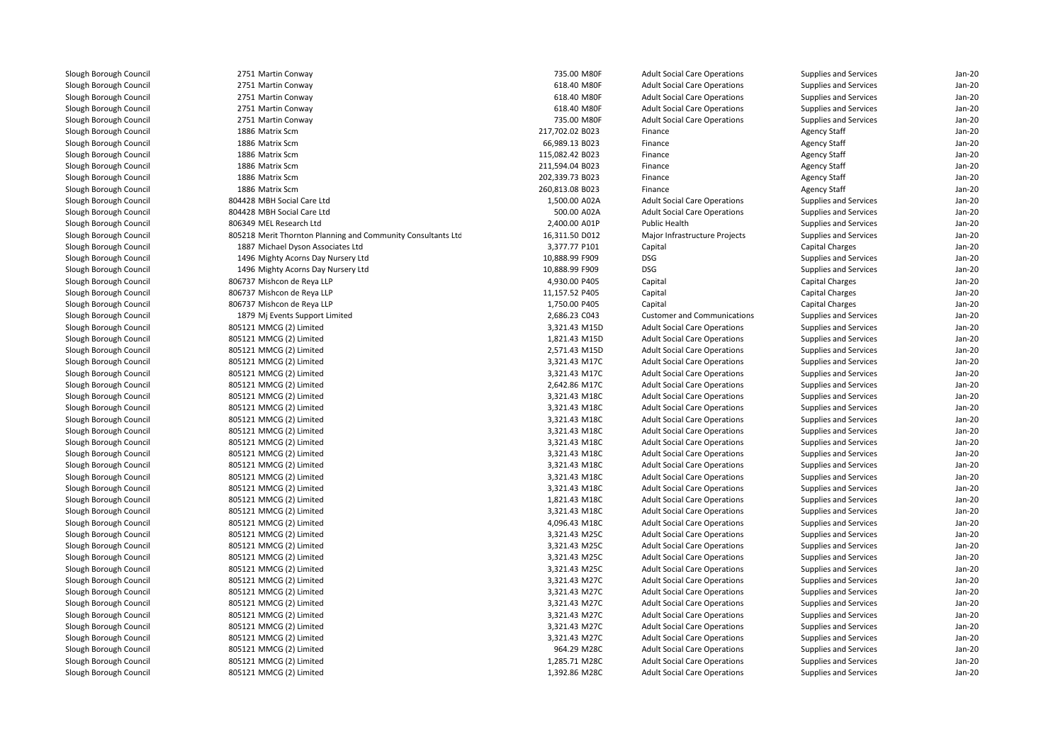| | | | | | | | |
|---|---|---|---|---|---|---|---|
| Slough Borough Council | 2751 | Martin Conway | 735.00 | M80F | Adult Social Care Operations | Supplies and Services | Jan-20 |
| Slough Borough Council | 2751 | Martin Conway | 618.40 | M80F | Adult Social Care Operations | Supplies and Services | Jan-20 |
| Slough Borough Council | 2751 | Martin Conway | 618.40 | M80F | Adult Social Care Operations | Supplies and Services | Jan-20 |
| Slough Borough Council | 2751 | Martin Conway | 618.40 | M80F | Adult Social Care Operations | Supplies and Services | Jan-20 |
| Slough Borough Council | 2751 | Martin Conway | 735.00 | M80F | Adult Social Care Operations | Supplies and Services | Jan-20 |
| Slough Borough Council | 1886 | Matrix Scm | 217,702.02 | B023 | Finance | Agency Staff | Jan-20 |
| Slough Borough Council | 1886 | Matrix Scm | 66,989.13 | B023 | Finance | Agency Staff | Jan-20 |
| Slough Borough Council | 1886 | Matrix Scm | 115,082.42 | B023 | Finance | Agency Staff | Jan-20 |
| Slough Borough Council | 1886 | Matrix Scm | 211,594.04 | B023 | Finance | Agency Staff | Jan-20 |
| Slough Borough Council | 1886 | Matrix Scm | 202,339.73 | B023 | Finance | Agency Staff | Jan-20 |
| Slough Borough Council | 1886 | Matrix Scm | 260,813.08 | B023 | Finance | Agency Staff | Jan-20 |
| Slough Borough Council | 804428 | MBH Social Care Ltd | 1,500.00 | A02A | Adult Social Care Operations | Supplies and Services | Jan-20 |
| Slough Borough Council | 804428 | MBH Social Care Ltd | 500.00 | A02A | Adult Social Care Operations | Supplies and Services | Jan-20 |
| Slough Borough Council | 806349 | MEL Research Ltd | 2,400.00 | A01P | Public Health | Supplies and Services | Jan-20 |
| Slough Borough Council | 805218 | Merit Thornton Planning and Community Consultants Ltd | 16,311.50 | D012 | Major Infrastructure Projects | Supplies and Services | Jan-20 |
| Slough Borough Council | 1887 | Michael Dyson Associates Ltd | 3,377.77 | P101 | Capital | Capital Charges | Jan-20 |
| Slough Borough Council | 1496 | Mighty Acorns Day Nursery Ltd | 10,888.99 | F909 | DSG | Supplies and Services | Jan-20 |
| Slough Borough Council | 1496 | Mighty Acorns Day Nursery Ltd | 10,888.99 | F909 | DSG | Supplies and Services | Jan-20 |
| Slough Borough Council | 806737 | Mishcon de Reya LLP | 4,930.00 | P405 | Capital | Capital Charges | Jan-20 |
| Slough Borough Council | 806737 | Mishcon de Reya LLP | 11,157.52 | P405 | Capital | Capital Charges | Jan-20 |
| Slough Borough Council | 806737 | Mishcon de Reya LLP | 1,750.00 | P405 | Capital | Capital Charges | Jan-20 |
| Slough Borough Council | 1879 | Mj Events Support Limited | 2,686.23 | C043 | Customer and Communications | Supplies and Services | Jan-20 |
| Slough Borough Council | 805121 | MMCG (2) Limited | 3,321.43 | M15D | Adult Social Care Operations | Supplies and Services | Jan-20 |
| Slough Borough Council | 805121 | MMCG (2) Limited | 1,821.43 | M15D | Adult Social Care Operations | Supplies and Services | Jan-20 |
| Slough Borough Council | 805121 | MMCG (2) Limited | 2,571.43 | M15D | Adult Social Care Operations | Supplies and Services | Jan-20 |
| Slough Borough Council | 805121 | MMCG (2) Limited | 3,321.43 | M17C | Adult Social Care Operations | Supplies and Services | Jan-20 |
| Slough Borough Council | 805121 | MMCG (2) Limited | 3,321.43 | M17C | Adult Social Care Operations | Supplies and Services | Jan-20 |
| Slough Borough Council | 805121 | MMCG (2) Limited | 2,642.86 | M17C | Adult Social Care Operations | Supplies and Services | Jan-20 |
| Slough Borough Council | 805121 | MMCG (2) Limited | 3,321.43 | M18C | Adult Social Care Operations | Supplies and Services | Jan-20 |
| Slough Borough Council | 805121 | MMCG (2) Limited | 3,321.43 | M18C | Adult Social Care Operations | Supplies and Services | Jan-20 |
| Slough Borough Council | 805121 | MMCG (2) Limited | 3,321.43 | M18C | Adult Social Care Operations | Supplies and Services | Jan-20 |
| Slough Borough Council | 805121 | MMCG (2) Limited | 3,321.43 | M18C | Adult Social Care Operations | Supplies and Services | Jan-20 |
| Slough Borough Council | 805121 | MMCG (2) Limited | 3,321.43 | M18C | Adult Social Care Operations | Supplies and Services | Jan-20 |
| Slough Borough Council | 805121 | MMCG (2) Limited | 3,321.43 | M18C | Adult Social Care Operations | Supplies and Services | Jan-20 |
| Slough Borough Council | 805121 | MMCG (2) Limited | 3,321.43 | M18C | Adult Social Care Operations | Supplies and Services | Jan-20 |
| Slough Borough Council | 805121 | MMCG (2) Limited | 3,321.43 | M18C | Adult Social Care Operations | Supplies and Services | Jan-20 |
| Slough Borough Council | 805121 | MMCG (2) Limited | 3,321.43 | M18C | Adult Social Care Operations | Supplies and Services | Jan-20 |
| Slough Borough Council | 805121 | MMCG (2) Limited | 1,821.43 | M18C | Adult Social Care Operations | Supplies and Services | Jan-20 |
| Slough Borough Council | 805121 | MMCG (2) Limited | 3,321.43 | M18C | Adult Social Care Operations | Supplies and Services | Jan-20 |
| Slough Borough Council | 805121 | MMCG (2) Limited | 4,096.43 | M18C | Adult Social Care Operations | Supplies and Services | Jan-20 |
| Slough Borough Council | 805121 | MMCG (2) Limited | 3,321.43 | M25C | Adult Social Care Operations | Supplies and Services | Jan-20 |
| Slough Borough Council | 805121 | MMCG (2) Limited | 3,321.43 | M25C | Adult Social Care Operations | Supplies and Services | Jan-20 |
| Slough Borough Council | 805121 | MMCG (2) Limited | 3,321.43 | M25C | Adult Social Care Operations | Supplies and Services | Jan-20 |
| Slough Borough Council | 805121 | MMCG (2) Limited | 3,321.43 | M25C | Adult Social Care Operations | Supplies and Services | Jan-20 |
| Slough Borough Council | 805121 | MMCG (2) Limited | 3,321.43 | M27C | Adult Social Care Operations | Supplies and Services | Jan-20 |
| Slough Borough Council | 805121 | MMCG (2) Limited | 3,321.43 | M27C | Adult Social Care Operations | Supplies and Services | Jan-20 |
| Slough Borough Council | 805121 | MMCG (2) Limited | 3,321.43 | M27C | Adult Social Care Operations | Supplies and Services | Jan-20 |
| Slough Borough Council | 805121 | MMCG (2) Limited | 3,321.43 | M27C | Adult Social Care Operations | Supplies and Services | Jan-20 |
| Slough Borough Council | 805121 | MMCG (2) Limited | 3,321.43 | M27C | Adult Social Care Operations | Supplies and Services | Jan-20 |
| Slough Borough Council | 805121 | MMCG (2) Limited | 3,321.43 | M27C | Adult Social Care Operations | Supplies and Services | Jan-20 |
| Slough Borough Council | 805121 | MMCG (2) Limited | 964.29 | M28C | Adult Social Care Operations | Supplies and Services | Jan-20 |
| Slough Borough Council | 805121 | MMCG (2) Limited | 1,285.71 | M28C | Adult Social Care Operations | Supplies and Services | Jan-20 |
| Slough Borough Council | 805121 | MMCG (2) Limited | 1,392.86 | M28C | Adult Social Care Operations | Supplies and Services | Jan-20 |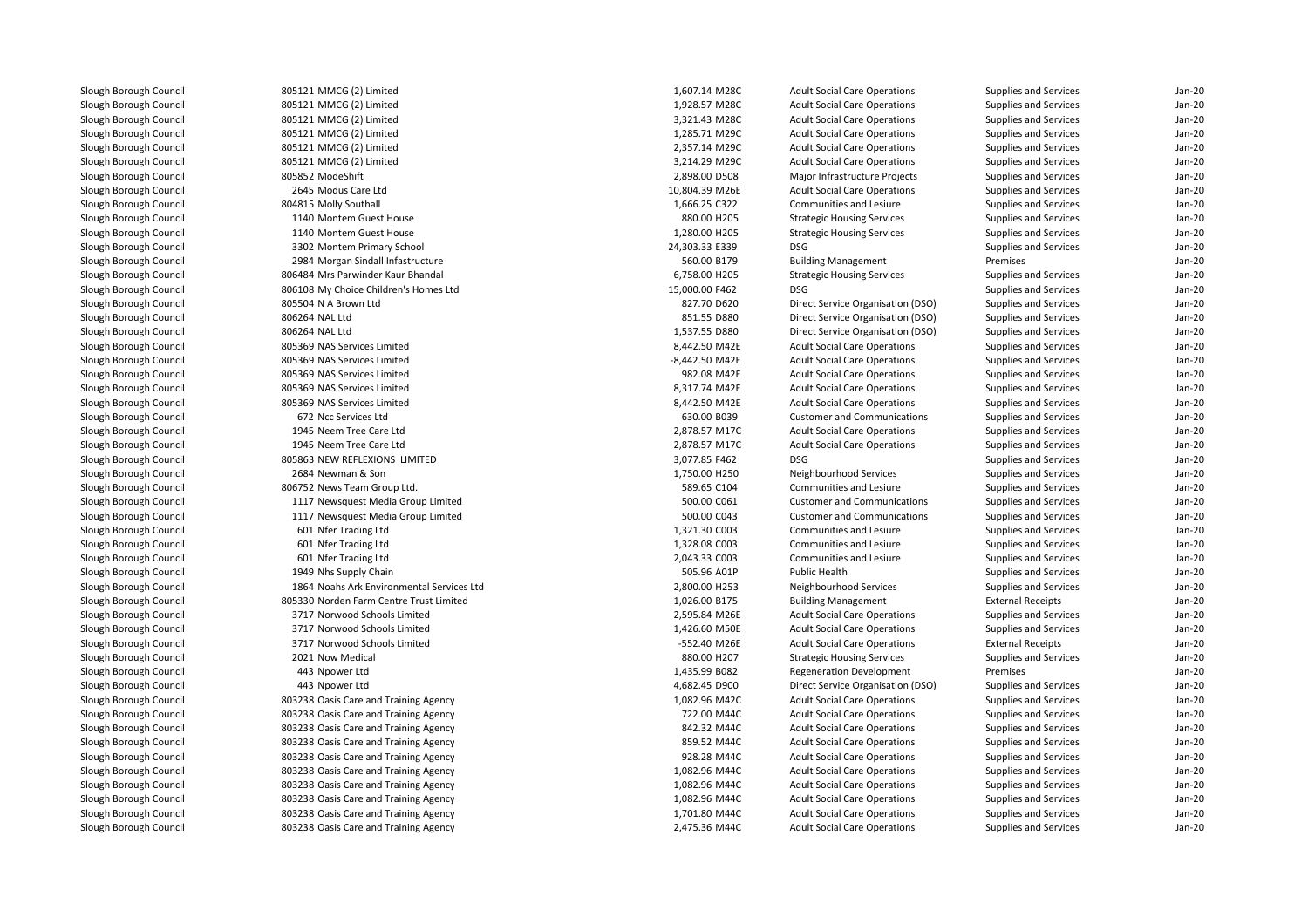| | | | | | | | |
|---|---|---|---|---|---|---|---|
| Slough Borough Council | 805121 MMCG (2) Limited | 1,607.14 | M28C | Adult Social Care Operations | Supplies and Services | Jan-20 |
| Slough Borough Council | 805121 MMCG (2) Limited | 1,928.57 | M28C | Adult Social Care Operations | Supplies and Services | Jan-20 |
| Slough Borough Council | 805121 MMCG (2) Limited | 3,321.43 | M28C | Adult Social Care Operations | Supplies and Services | Jan-20 |
| Slough Borough Council | 805121 MMCG (2) Limited | 1,285.71 | M29C | Adult Social Care Operations | Supplies and Services | Jan-20 |
| Slough Borough Council | 805121 MMCG (2) Limited | 2,357.14 | M29C | Adult Social Care Operations | Supplies and Services | Jan-20 |
| Slough Borough Council | 805121 MMCG (2) Limited | 3,214.29 | M29C | Adult Social Care Operations | Supplies and Services | Jan-20 |
| Slough Borough Council | 805852 ModeShift | 2,898.00 | D508 | Major Infrastructure Projects | Supplies and Services | Jan-20 |
| Slough Borough Council | 2645 Modus Care Ltd | 10,804.39 | M26E | Adult Social Care Operations | Supplies and Services | Jan-20 |
| Slough Borough Council | 804815 Molly Southall | 1,666.25 | C322 | Communities and Lesiure | Supplies and Services | Jan-20 |
| Slough Borough Council | 1140 Montem Guest House | 880.00 | H205 | Strategic Housing Services | Supplies and Services | Jan-20 |
| Slough Borough Council | 1140 Montem Guest House | 1,280.00 | H205 | Strategic Housing Services | Supplies and Services | Jan-20 |
| Slough Borough Council | 3302 Montem Primary School | 24,303.33 | E339 | DSG | Supplies and Services | Jan-20 |
| Slough Borough Council | 2984 Morgan Sindall Infastructure | 560.00 | B179 | Building Management | Premises | Jan-20 |
| Slough Borough Council | 806484 Mrs Parwinder Kaur Bhandal | 6,758.00 | H205 | Strategic Housing Services | Supplies and Services | Jan-20 |
| Slough Borough Council | 806108 My Choice Children's Homes Ltd | 15,000.00 | F462 | DSG | Supplies and Services | Jan-20 |
| Slough Borough Council | 805504 N A Brown Ltd | 827.70 | D620 | Direct Service Organisation (DSO) | Supplies and Services | Jan-20 |
| Slough Borough Council | 806264 NAL Ltd | 851.55 | D880 | Direct Service Organisation (DSO) | Supplies and Services | Jan-20 |
| Slough Borough Council | 806264 NAL Ltd | 1,537.55 | D880 | Direct Service Organisation (DSO) | Supplies and Services | Jan-20 |
| Slough Borough Council | 805369 NAS Services Limited | 8,442.50 | M42E | Adult Social Care Operations | Supplies and Services | Jan-20 |
| Slough Borough Council | 805369 NAS Services Limited | -8,442.50 | M42E | Adult Social Care Operations | Supplies and Services | Jan-20 |
| Slough Borough Council | 805369 NAS Services Limited | 982.08 | M42E | Adult Social Care Operations | Supplies and Services | Jan-20 |
| Slough Borough Council | 805369 NAS Services Limited | 8,317.74 | M42E | Adult Social Care Operations | Supplies and Services | Jan-20 |
| Slough Borough Council | 805369 NAS Services Limited | 8,442.50 | M42E | Adult Social Care Operations | Supplies and Services | Jan-20 |
| Slough Borough Council | 672 Ncc Services Ltd | 630.00 | B039 | Customer and Communications | Supplies and Services | Jan-20 |
| Slough Borough Council | 1945 Neem Tree Care Ltd | 2,878.57 | M17C | Adult Social Care Operations | Supplies and Services | Jan-20 |
| Slough Borough Council | 1945 Neem Tree Care Ltd | 2,878.57 | M17C | Adult Social Care Operations | Supplies and Services | Jan-20 |
| Slough Borough Council | 805863 NEW REFLEXIONS LIMITED | 3,077.85 | F462 | DSG | Supplies and Services | Jan-20 |
| Slough Borough Council | 2684 Newman & Son | 1,750.00 | H250 | Neighbourhood Services | Supplies and Services | Jan-20 |
| Slough Borough Council | 806752 News Team Group Ltd. | 589.65 | C104 | Communities and Lesiure | Supplies and Services | Jan-20 |
| Slough Borough Council | 1117 Newsquest Media Group Limited | 500.00 | C061 | Customer and Communications | Supplies and Services | Jan-20 |
| Slough Borough Council | 1117 Newsquest Media Group Limited | 500.00 | C043 | Customer and Communications | Supplies and Services | Jan-20 |
| Slough Borough Council | 601 Nfer Trading Ltd | 1,321.30 | C003 | Communities and Lesiure | Supplies and Services | Jan-20 |
| Slough Borough Council | 601 Nfer Trading Ltd | 1,328.08 | C003 | Communities and Lesiure | Supplies and Services | Jan-20 |
| Slough Borough Council | 601 Nfer Trading Ltd | 2,043.33 | C003 | Communities and Lesiure | Supplies and Services | Jan-20 |
| Slough Borough Council | 1949 Nhs Supply Chain | 505.96 | A01P | Public Health | Supplies and Services | Jan-20 |
| Slough Borough Council | 1864 Noahs Ark Environmental Services Ltd | 2,800.00 | H253 | Neighbourhood Services | Supplies and Services | Jan-20 |
| Slough Borough Council | 805330 Norden Farm Centre Trust Limited | 1,026.00 | B175 | Building Management | External Receipts | Jan-20 |
| Slough Borough Council | 3717 Norwood Schools Limited | 2,595.84 | M26E | Adult Social Care Operations | Supplies and Services | Jan-20 |
| Slough Borough Council | 3717 Norwood Schools Limited | 1,426.60 | M50E | Adult Social Care Operations | Supplies and Services | Jan-20 |
| Slough Borough Council | 3717 Norwood Schools Limited | -552.40 | M26E | Adult Social Care Operations | External Receipts | Jan-20 |
| Slough Borough Council | 2021 Now Medical | 880.00 | H207 | Strategic Housing Services | Supplies and Services | Jan-20 |
| Slough Borough Council | 443 Npower Ltd | 1,435.99 | B082 | Regeneration Development | Premises | Jan-20 |
| Slough Borough Council | 443 Npower Ltd | 4,682.45 | D900 | Direct Service Organisation (DSO) | Supplies and Services | Jan-20 |
| Slough Borough Council | 803238 Oasis Care and Training Agency | 1,082.96 | M42C | Adult Social Care Operations | Supplies and Services | Jan-20 |
| Slough Borough Council | 803238 Oasis Care and Training Agency | 722.00 | M44C | Adult Social Care Operations | Supplies and Services | Jan-20 |
| Slough Borough Council | 803238 Oasis Care and Training Agency | 842.32 | M44C | Adult Social Care Operations | Supplies and Services | Jan-20 |
| Slough Borough Council | 803238 Oasis Care and Training Agency | 859.52 | M44C | Adult Social Care Operations | Supplies and Services | Jan-20 |
| Slough Borough Council | 803238 Oasis Care and Training Agency | 928.28 | M44C | Adult Social Care Operations | Supplies and Services | Jan-20 |
| Slough Borough Council | 803238 Oasis Care and Training Agency | 1,082.96 | M44C | Adult Social Care Operations | Supplies and Services | Jan-20 |
| Slough Borough Council | 803238 Oasis Care and Training Agency | 1,082.96 | M44C | Adult Social Care Operations | Supplies and Services | Jan-20 |
| Slough Borough Council | 803238 Oasis Care and Training Agency | 1,082.96 | M44C | Adult Social Care Operations | Supplies and Services | Jan-20 |
| Slough Borough Council | 803238 Oasis Care and Training Agency | 1,701.80 | M44C | Adult Social Care Operations | Supplies and Services | Jan-20 |
| Slough Borough Council | 803238 Oasis Care and Training Agency | 2,475.36 | M44C | Adult Social Care Operations | Supplies and Services | Jan-20 |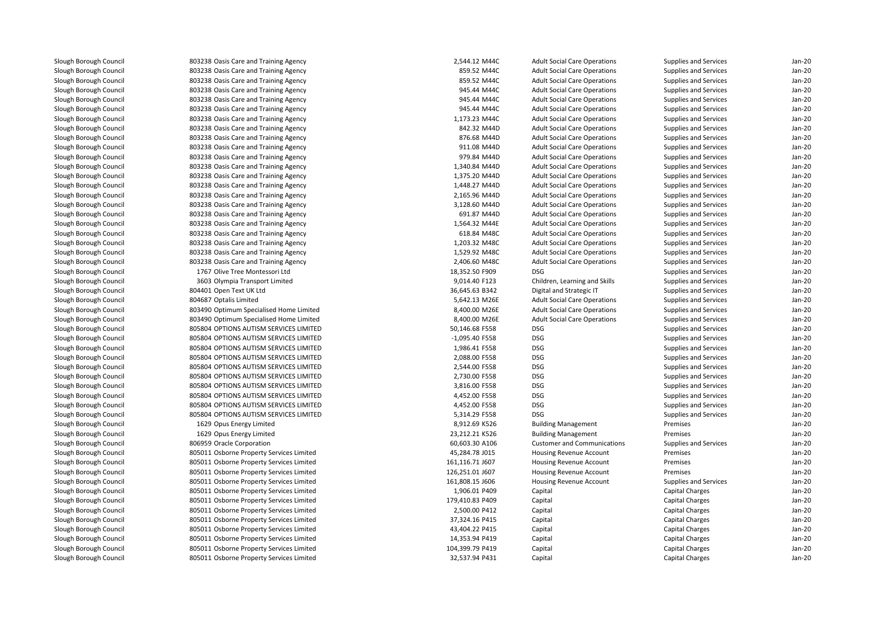| | | | | | | |
|---|---|---|---|---|---|---|
| Slough Borough Council | 803238 Oasis Care and Training Agency | 2,544.12 M44C | Adult Social Care Operations | Supplies and Services | Jan-20 |
| Slough Borough Council | 803238 Oasis Care and Training Agency | 859.52 M44C | Adult Social Care Operations | Supplies and Services | Jan-20 |
| Slough Borough Council | 803238 Oasis Care and Training Agency | 859.52 M44C | Adult Social Care Operations | Supplies and Services | Jan-20 |
| Slough Borough Council | 803238 Oasis Care and Training Agency | 945.44 M44C | Adult Social Care Operations | Supplies and Services | Jan-20 |
| Slough Borough Council | 803238 Oasis Care and Training Agency | 945.44 M44C | Adult Social Care Operations | Supplies and Services | Jan-20 |
| Slough Borough Council | 803238 Oasis Care and Training Agency | 945.44 M44C | Adult Social Care Operations | Supplies and Services | Jan-20 |
| Slough Borough Council | 803238 Oasis Care and Training Agency | 1,173.23 M44C | Adult Social Care Operations | Supplies and Services | Jan-20 |
| Slough Borough Council | 803238 Oasis Care and Training Agency | 842.32 M44D | Adult Social Care Operations | Supplies and Services | Jan-20 |
| Slough Borough Council | 803238 Oasis Care and Training Agency | 876.68 M44D | Adult Social Care Operations | Supplies and Services | Jan-20 |
| Slough Borough Council | 803238 Oasis Care and Training Agency | 911.08 M44D | Adult Social Care Operations | Supplies and Services | Jan-20 |
| Slough Borough Council | 803238 Oasis Care and Training Agency | 979.84 M44D | Adult Social Care Operations | Supplies and Services | Jan-20 |
| Slough Borough Council | 803238 Oasis Care and Training Agency | 1,340.84 M44D | Adult Social Care Operations | Supplies and Services | Jan-20 |
| Slough Borough Council | 803238 Oasis Care and Training Agency | 1,375.20 M44D | Adult Social Care Operations | Supplies and Services | Jan-20 |
| Slough Borough Council | 803238 Oasis Care and Training Agency | 1,448.27 M44D | Adult Social Care Operations | Supplies and Services | Jan-20 |
| Slough Borough Council | 803238 Oasis Care and Training Agency | 2,165.96 M44D | Adult Social Care Operations | Supplies and Services | Jan-20 |
| Slough Borough Council | 803238 Oasis Care and Training Agency | 3,128.60 M44D | Adult Social Care Operations | Supplies and Services | Jan-20 |
| Slough Borough Council | 803238 Oasis Care and Training Agency | 691.87 M44D | Adult Social Care Operations | Supplies and Services | Jan-20 |
| Slough Borough Council | 803238 Oasis Care and Training Agency | 1,564.32 M44E | Adult Social Care Operations | Supplies and Services | Jan-20 |
| Slough Borough Council | 803238 Oasis Care and Training Agency | 618.84 M48C | Adult Social Care Operations | Supplies and Services | Jan-20 |
| Slough Borough Council | 803238 Oasis Care and Training Agency | 1,203.32 M48C | Adult Social Care Operations | Supplies and Services | Jan-20 |
| Slough Borough Council | 803238 Oasis Care and Training Agency | 1,529.92 M48C | Adult Social Care Operations | Supplies and Services | Jan-20 |
| Slough Borough Council | 803238 Oasis Care and Training Agency | 2,406.60 M48C | Adult Social Care Operations | Supplies and Services | Jan-20 |
| Slough Borough Council | 1767 Olive Tree Montessori Ltd | 18,352.50 F909 | DSG | Supplies and Services | Jan-20 |
| Slough Borough Council | 3603 Olympia Transport Limited | 9,014.40 F123 | Children, Learning and Skills | Supplies and Services | Jan-20 |
| Slough Borough Council | 804401 Open Text UK Ltd | 36,645.63 B342 | Digital and Strategic IT | Supplies and Services | Jan-20 |
| Slough Borough Council | 804687 Optalis Limited | 5,642.13 M26E | Adult Social Care Operations | Supplies and Services | Jan-20 |
| Slough Borough Council | 803490 Optimum Specialised Home Limited | 8,400.00 M26E | Adult Social Care Operations | Supplies and Services | Jan-20 |
| Slough Borough Council | 803490 Optimum Specialised Home Limited | 8,400.00 M26E | Adult Social Care Operations | Supplies and Services | Jan-20 |
| Slough Borough Council | 805804 OPTIONS AUTISM SERVICES LIMITED | 50,146.68 F558 | DSG | Supplies and Services | Jan-20 |
| Slough Borough Council | 805804 OPTIONS AUTISM SERVICES LIMITED | -1,095.40 F558 | DSG | Supplies and Services | Jan-20 |
| Slough Borough Council | 805804 OPTIONS AUTISM SERVICES LIMITED | 1,986.41 F558 | DSG | Supplies and Services | Jan-20 |
| Slough Borough Council | 805804 OPTIONS AUTISM SERVICES LIMITED | 2,088.00 F558 | DSG | Supplies and Services | Jan-20 |
| Slough Borough Council | 805804 OPTIONS AUTISM SERVICES LIMITED | 2,544.00 F558 | DSG | Supplies and Services | Jan-20 |
| Slough Borough Council | 805804 OPTIONS AUTISM SERVICES LIMITED | 2,730.00 F558 | DSG | Supplies and Services | Jan-20 |
| Slough Borough Council | 805804 OPTIONS AUTISM SERVICES LIMITED | 3,816.00 F558 | DSG | Supplies and Services | Jan-20 |
| Slough Borough Council | 805804 OPTIONS AUTISM SERVICES LIMITED | 4,452.00 F558 | DSG | Supplies and Services | Jan-20 |
| Slough Borough Council | 805804 OPTIONS AUTISM SERVICES LIMITED | 4,452.00 F558 | DSG | Supplies and Services | Jan-20 |
| Slough Borough Council | 805804 OPTIONS AUTISM SERVICES LIMITED | 5,314.29 F558 | DSG | Supplies and Services | Jan-20 |
| Slough Borough Council | 1629 Opus Energy Limited | 8,912.69 K526 | Building Management | Premises | Jan-20 |
| Slough Borough Council | 1629 Opus Energy Limited | 23,212.21 K526 | Building Management | Premises | Jan-20 |
| Slough Borough Council | 806959 Oracle Corporation | 60,603.30 A106 | Customer and Communications | Supplies and Services | Jan-20 |
| Slough Borough Council | 805011 Osborne Property Services Limited | 45,284.78 J015 | Housing Revenue Account | Premises | Jan-20 |
| Slough Borough Council | 805011 Osborne Property Services Limited | 161,116.71 J607 | Housing Revenue Account | Premises | Jan-20 |
| Slough Borough Council | 805011 Osborne Property Services Limited | 126,251.01 J607 | Housing Revenue Account | Premises | Jan-20 |
| Slough Borough Council | 805011 Osborne Property Services Limited | 161,808.15 J606 | Housing Revenue Account | Supplies and Services | Jan-20 |
| Slough Borough Council | 805011 Osborne Property Services Limited | 1,906.01 P409 | Capital | Capital Charges | Jan-20 |
| Slough Borough Council | 805011 Osborne Property Services Limited | 179,410.83 P409 | Capital | Capital Charges | Jan-20 |
| Slough Borough Council | 805011 Osborne Property Services Limited | 2,500.00 P412 | Capital | Capital Charges | Jan-20 |
| Slough Borough Council | 805011 Osborne Property Services Limited | 37,324.16 P415 | Capital | Capital Charges | Jan-20 |
| Slough Borough Council | 805011 Osborne Property Services Limited | 43,404.22 P415 | Capital | Capital Charges | Jan-20 |
| Slough Borough Council | 805011 Osborne Property Services Limited | 14,353.94 P419 | Capital | Capital Charges | Jan-20 |
| Slough Borough Council | 805011 Osborne Property Services Limited | 104,399.79 P419 | Capital | Capital Charges | Jan-20 |
| Slough Borough Council | 805011 Osborne Property Services Limited | 32,537.94 P431 | Capital | Capital Charges | Jan-20 |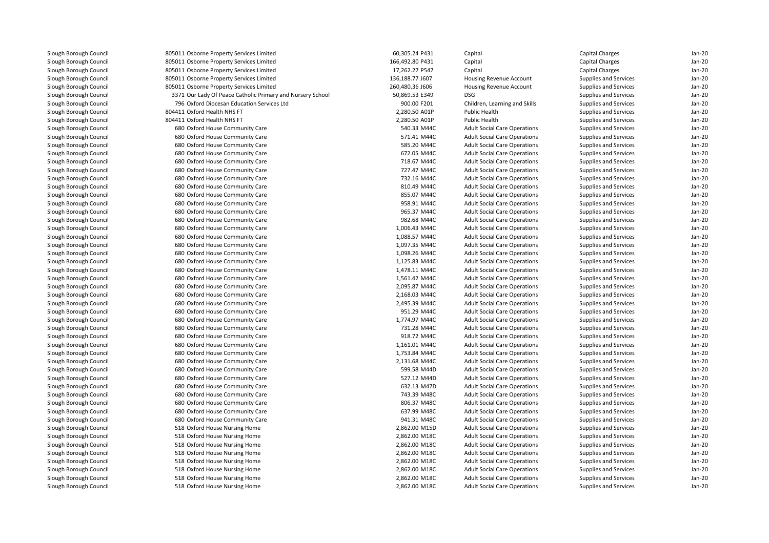| | | | | | | |
|---|---|---|---|---|---|---|
| Slough Borough Council | 805011 Osborne Property Services Limited | 60,305.24 P431 | Capital | Capital Charges | Jan-20 |
| Slough Borough Council | 805011 Osborne Property Services Limited | 166,492.80 P431 | Capital | Capital Charges | Jan-20 |
| Slough Borough Council | 805011 Osborne Property Services Limited | 17,262.27 P547 | Capital | Capital Charges | Jan-20 |
| Slough Borough Council | 805011 Osborne Property Services Limited | 136,188.77 J607 | Housing Revenue Account | Supplies and Services | Jan-20 |
| Slough Borough Council | 805011 Osborne Property Services Limited | 260,480.36 J606 | Housing Revenue Account | Supplies and Services | Jan-20 |
| Slough Borough Council | 3371 Our Lady Of Peace Catholic Primary and Nursery School | 50,869.53 E349 | DSG | Supplies and Services | Jan-20 |
| Slough Borough Council | 796 Oxford Diocesan Education Services Ltd | 900.00 F201 | Children, Learning and Skills | Supplies and Services | Jan-20 |
| Slough Borough Council | 804411 Oxford Health NHS FT | 2,280.50 A01P | Public Health | Supplies and Services | Jan-20 |
| Slough Borough Council | 804411 Oxford Health NHS FT | 2,280.50 A01P | Public Health | Supplies and Services | Jan-20 |
| Slough Borough Council | 680 Oxford House Community Care | 540.33 M44C | Adult Social Care Operations | Supplies and Services | Jan-20 |
| Slough Borough Council | 680 Oxford House Community Care | 571.41 M44C | Adult Social Care Operations | Supplies and Services | Jan-20 |
| Slough Borough Council | 680 Oxford House Community Care | 585.20 M44C | Adult Social Care Operations | Supplies and Services | Jan-20 |
| Slough Borough Council | 680 Oxford House Community Care | 672.05 M44C | Adult Social Care Operations | Supplies and Services | Jan-20 |
| Slough Borough Council | 680 Oxford House Community Care | 718.67 M44C | Adult Social Care Operations | Supplies and Services | Jan-20 |
| Slough Borough Council | 680 Oxford House Community Care | 727.47 M44C | Adult Social Care Operations | Supplies and Services | Jan-20 |
| Slough Borough Council | 680 Oxford House Community Care | 732.16 M44C | Adult Social Care Operations | Supplies and Services | Jan-20 |
| Slough Borough Council | 680 Oxford House Community Care | 810.49 M44C | Adult Social Care Operations | Supplies and Services | Jan-20 |
| Slough Borough Council | 680 Oxford House Community Care | 855.07 M44C | Adult Social Care Operations | Supplies and Services | Jan-20 |
| Slough Borough Council | 680 Oxford House Community Care | 958.91 M44C | Adult Social Care Operations | Supplies and Services | Jan-20 |
| Slough Borough Council | 680 Oxford House Community Care | 965.37 M44C | Adult Social Care Operations | Supplies and Services | Jan-20 |
| Slough Borough Council | 680 Oxford House Community Care | 982.68 M44C | Adult Social Care Operations | Supplies and Services | Jan-20 |
| Slough Borough Council | 680 Oxford House Community Care | 1,006.43 M44C | Adult Social Care Operations | Supplies and Services | Jan-20 |
| Slough Borough Council | 680 Oxford House Community Care | 1,088.57 M44C | Adult Social Care Operations | Supplies and Services | Jan-20 |
| Slough Borough Council | 680 Oxford House Community Care | 1,097.35 M44C | Adult Social Care Operations | Supplies and Services | Jan-20 |
| Slough Borough Council | 680 Oxford House Community Care | 1,098.26 M44C | Adult Social Care Operations | Supplies and Services | Jan-20 |
| Slough Borough Council | 680 Oxford House Community Care | 1,125.83 M44C | Adult Social Care Operations | Supplies and Services | Jan-20 |
| Slough Borough Council | 680 Oxford House Community Care | 1,478.11 M44C | Adult Social Care Operations | Supplies and Services | Jan-20 |
| Slough Borough Council | 680 Oxford House Community Care | 1,561.42 M44C | Adult Social Care Operations | Supplies and Services | Jan-20 |
| Slough Borough Council | 680 Oxford House Community Care | 2,095.87 M44C | Adult Social Care Operations | Supplies and Services | Jan-20 |
| Slough Borough Council | 680 Oxford House Community Care | 2,168.03 M44C | Adult Social Care Operations | Supplies and Services | Jan-20 |
| Slough Borough Council | 680 Oxford House Community Care | 2,495.39 M44C | Adult Social Care Operations | Supplies and Services | Jan-20 |
| Slough Borough Council | 680 Oxford House Community Care | 951.29 M44C | Adult Social Care Operations | Supplies and Services | Jan-20 |
| Slough Borough Council | 680 Oxford House Community Care | 1,774.97 M44C | Adult Social Care Operations | Supplies and Services | Jan-20 |
| Slough Borough Council | 680 Oxford House Community Care | 731.28 M44C | Adult Social Care Operations | Supplies and Services | Jan-20 |
| Slough Borough Council | 680 Oxford House Community Care | 918.72 M44C | Adult Social Care Operations | Supplies and Services | Jan-20 |
| Slough Borough Council | 680 Oxford House Community Care | 1,161.01 M44C | Adult Social Care Operations | Supplies and Services | Jan-20 |
| Slough Borough Council | 680 Oxford House Community Care | 1,753.84 M44C | Adult Social Care Operations | Supplies and Services | Jan-20 |
| Slough Borough Council | 680 Oxford House Community Care | 2,131.68 M44C | Adult Social Care Operations | Supplies and Services | Jan-20 |
| Slough Borough Council | 680 Oxford House Community Care | 599.58 M44D | Adult Social Care Operations | Supplies and Services | Jan-20 |
| Slough Borough Council | 680 Oxford House Community Care | 527.12 M44D | Adult Social Care Operations | Supplies and Services | Jan-20 |
| Slough Borough Council | 680 Oxford House Community Care | 632.13 M47D | Adult Social Care Operations | Supplies and Services | Jan-20 |
| Slough Borough Council | 680 Oxford House Community Care | 743.39 M48C | Adult Social Care Operations | Supplies and Services | Jan-20 |
| Slough Borough Council | 680 Oxford House Community Care | 806.37 M48C | Adult Social Care Operations | Supplies and Services | Jan-20 |
| Slough Borough Council | 680 Oxford House Community Care | 637.99 M48C | Adult Social Care Operations | Supplies and Services | Jan-20 |
| Slough Borough Council | 680 Oxford House Community Care | 941.31 M48C | Adult Social Care Operations | Supplies and Services | Jan-20 |
| Slough Borough Council | 518 Oxford House Nursing Home | 2,862.00 M15D | Adult Social Care Operations | Supplies and Services | Jan-20 |
| Slough Borough Council | 518 Oxford House Nursing Home | 2,862.00 M18C | Adult Social Care Operations | Supplies and Services | Jan-20 |
| Slough Borough Council | 518 Oxford House Nursing Home | 2,862.00 M18C | Adult Social Care Operations | Supplies and Services | Jan-20 |
| Slough Borough Council | 518 Oxford House Nursing Home | 2,862.00 M18C | Adult Social Care Operations | Supplies and Services | Jan-20 |
| Slough Borough Council | 518 Oxford House Nursing Home | 2,862.00 M18C | Adult Social Care Operations | Supplies and Services | Jan-20 |
| Slough Borough Council | 518 Oxford House Nursing Home | 2,862.00 M18C | Adult Social Care Operations | Supplies and Services | Jan-20 |
| Slough Borough Council | 518 Oxford House Nursing Home | 2,862.00 M18C | Adult Social Care Operations | Supplies and Services | Jan-20 |
| Slough Borough Council | 518 Oxford House Nursing Home | 2,862.00 M18C | Adult Social Care Operations | Supplies and Services | Jan-20 |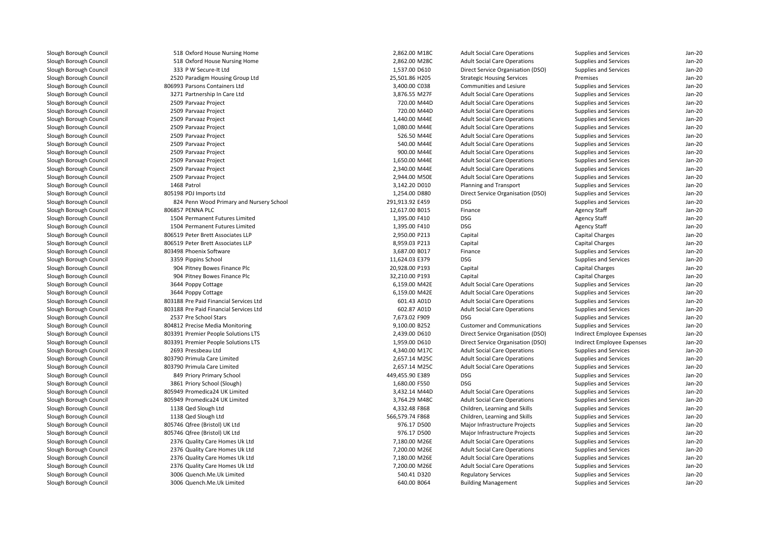| | | | | | | | |
|---|---|---|---|---|---|---|---|
| Slough Borough Council | 518 | Oxford House Nursing Home | 2,862.00 | M18C | Adult Social Care Operations | Supplies and Services | Jan-20 |
| Slough Borough Council | 518 | Oxford House Nursing Home | 2,862.00 | M28C | Adult Social Care Operations | Supplies and Services | Jan-20 |
| Slough Borough Council | 333 | P W Secure-It Ltd | 1,537.00 | D610 | Direct Service Organisation (DSO) | Supplies and Services | Jan-20 |
| Slough Borough Council | 2520 | Paradigm Housing Group Ltd | 25,501.86 | H205 | Strategic Housing Services | Premises | Jan-20 |
| Slough Borough Council | 806993 | Parsons Containers Ltd | 3,400.00 | C038 | Communities and Lesiure | Supplies and Services | Jan-20 |
| Slough Borough Council | 3271 | Partnership In Care Ltd | 3,876.55 | M27F | Adult Social Care Operations | Supplies and Services | Jan-20 |
| Slough Borough Council | 2509 | Parvaaz Project | 720.00 | M44D | Adult Social Care Operations | Supplies and Services | Jan-20 |
| Slough Borough Council | 2509 | Parvaaz Project | 720.00 | M44D | Adult Social Care Operations | Supplies and Services | Jan-20 |
| Slough Borough Council | 2509 | Parvaaz Project | 1,440.00 | M44E | Adult Social Care Operations | Supplies and Services | Jan-20 |
| Slough Borough Council | 2509 | Parvaaz Project | 1,080.00 | M44E | Adult Social Care Operations | Supplies and Services | Jan-20 |
| Slough Borough Council | 2509 | Parvaaz Project | 526.50 | M44E | Adult Social Care Operations | Supplies and Services | Jan-20 |
| Slough Borough Council | 2509 | Parvaaz Project | 540.00 | M44E | Adult Social Care Operations | Supplies and Services | Jan-20 |
| Slough Borough Council | 2509 | Parvaaz Project | 900.00 | M44E | Adult Social Care Operations | Supplies and Services | Jan-20 |
| Slough Borough Council | 2509 | Parvaaz Project | 1,650.00 | M44E | Adult Social Care Operations | Supplies and Services | Jan-20 |
| Slough Borough Council | 2509 | Parvaaz Project | 2,340.00 | M44E | Adult Social Care Operations | Supplies and Services | Jan-20 |
| Slough Borough Council | 2509 | Parvaaz Project | 2,944.00 | M50E | Adult Social Care Operations | Supplies and Services | Jan-20 |
| Slough Borough Council | 1468 | Patrol | 3,142.20 | D010 | Planning and Transport | Supplies and Services | Jan-20 |
| Slough Borough Council | 805198 | PDJ Imports Ltd | 1,254.00 | D880 | Direct Service Organisation (DSO) | Supplies and Services | Jan-20 |
| Slough Borough Council | 824 | Penn Wood Primary and Nursery School | 291,913.92 | E459 | DSG | Supplies and Services | Jan-20 |
| Slough Borough Council | 806857 | PENNA PLC | 12,617.00 | B015 | Finance | Agency Staff | Jan-20 |
| Slough Borough Council | 1504 | Permanent Futures Limited | 1,395.00 | F410 | DSG | Agency Staff | Jan-20 |
| Slough Borough Council | 1504 | Permanent Futures Limited | 1,395.00 | F410 | DSG | Agency Staff | Jan-20 |
| Slough Borough Council | 806519 | Peter Brett Associates LLP | 2,950.00 | P213 | Capital | Capital Charges | Jan-20 |
| Slough Borough Council | 806519 | Peter Brett Associates LLP | 8,959.03 | P213 | Capital | Capital Charges | Jan-20 |
| Slough Borough Council | 803498 | Phoenix Software | 3,687.00 | B017 | Finance | Supplies and Services | Jan-20 |
| Slough Borough Council | 3359 | Pippins School | 11,624.03 | E379 | DSG | Supplies and Services | Jan-20 |
| Slough Borough Council | 904 | Pitney Bowes Finance Plc | 20,928.00 | P193 | Capital | Capital Charges | Jan-20 |
| Slough Borough Council | 904 | Pitney Bowes Finance Plc | 32,210.00 | P193 | Capital | Capital Charges | Jan-20 |
| Slough Borough Council | 3644 | Poppy Cottage | 6,159.00 | M42E | Adult Social Care Operations | Supplies and Services | Jan-20 |
| Slough Borough Council | 3644 | Poppy Cottage | 6,159.00 | M42E | Adult Social Care Operations | Supplies and Services | Jan-20 |
| Slough Borough Council | 803188 | Pre Paid Financial Services Ltd | 601.43 | A01D | Adult Social Care Operations | Supplies and Services | Jan-20 |
| Slough Borough Council | 803188 | Pre Paid Financial Services Ltd | 602.87 | A01D | Adult Social Care Operations | Supplies and Services | Jan-20 |
| Slough Borough Council | 2537 | Pre School Stars | 7,673.02 | F909 | DSG | Supplies and Services | Jan-20 |
| Slough Borough Council | 804812 | Precise Media Monitoring | 9,100.00 | B252 | Customer and Communications | Supplies and Services | Jan-20 |
| Slough Borough Council | 803391 | Premier People Solutions LTS | 2,439.00 | D610 | Direct Service Organisation (DSO) | Indirect Employee Expenses | Jan-20 |
| Slough Borough Council | 803391 | Premier People Solutions LTS | 1,959.00 | D610 | Direct Service Organisation (DSO) | Indirect Employee Expenses | Jan-20 |
| Slough Borough Council | 2693 | Pressbeau Ltd | 4,340.00 | M17C | Adult Social Care Operations | Supplies and Services | Jan-20 |
| Slough Borough Council | 803790 | Primula Care Limited | 2,657.14 | M25C | Adult Social Care Operations | Supplies and Services | Jan-20 |
| Slough Borough Council | 803790 | Primula Care Limited | 2,657.14 | M25C | Adult Social Care Operations | Supplies and Services | Jan-20 |
| Slough Borough Council | 849 | Priory Primary School | 449,455.90 | E389 | DSG | Supplies and Services | Jan-20 |
| Slough Borough Council | 3861 | Priory School (Slough) | 1,680.00 | F550 | DSG | Supplies and Services | Jan-20 |
| Slough Borough Council | 805949 | Promedica24 UK Limited | 3,432.14 | M44D | Adult Social Care Operations | Supplies and Services | Jan-20 |
| Slough Borough Council | 805949 | Promedica24 UK Limited | 3,764.29 | M48C | Adult Social Care Operations | Supplies and Services | Jan-20 |
| Slough Borough Council | 1138 | Qed Slough Ltd | 4,332.48 | F868 | Children, Learning and Skills | Supplies and Services | Jan-20 |
| Slough Borough Council | 1138 | Qed Slough Ltd | 566,579.74 | F868 | Children, Learning and Skills | Supplies and Services | Jan-20 |
| Slough Borough Council | 805746 | Qfree (Bristol) UK Ltd | 976.17 | D500 | Major Infrastructure Projects | Supplies and Services | Jan-20 |
| Slough Borough Council | 805746 | Qfree (Bristol) UK Ltd | 976.17 | D500 | Major Infrastructure Projects | Supplies and Services | Jan-20 |
| Slough Borough Council | 2376 | Quality Care Homes Uk Ltd | 7,180.00 | M26E | Adult Social Care Operations | Supplies and Services | Jan-20 |
| Slough Borough Council | 2376 | Quality Care Homes Uk Ltd | 7,200.00 | M26E | Adult Social Care Operations | Supplies and Services | Jan-20 |
| Slough Borough Council | 2376 | Quality Care Homes Uk Ltd | 7,180.00 | M26E | Adult Social Care Operations | Supplies and Services | Jan-20 |
| Slough Borough Council | 2376 | Quality Care Homes Uk Ltd | 7,200.00 | M26E | Adult Social Care Operations | Supplies and Services | Jan-20 |
| Slough Borough Council | 3006 | Quench.Me.Uk Limited | 540.41 | D320 | Regulatory Services | Supplies and Services | Jan-20 |
| Slough Borough Council | 3006 | Quench.Me.Uk Limited | 640.00 | B064 | Building Management | Supplies and Services | Jan-20 |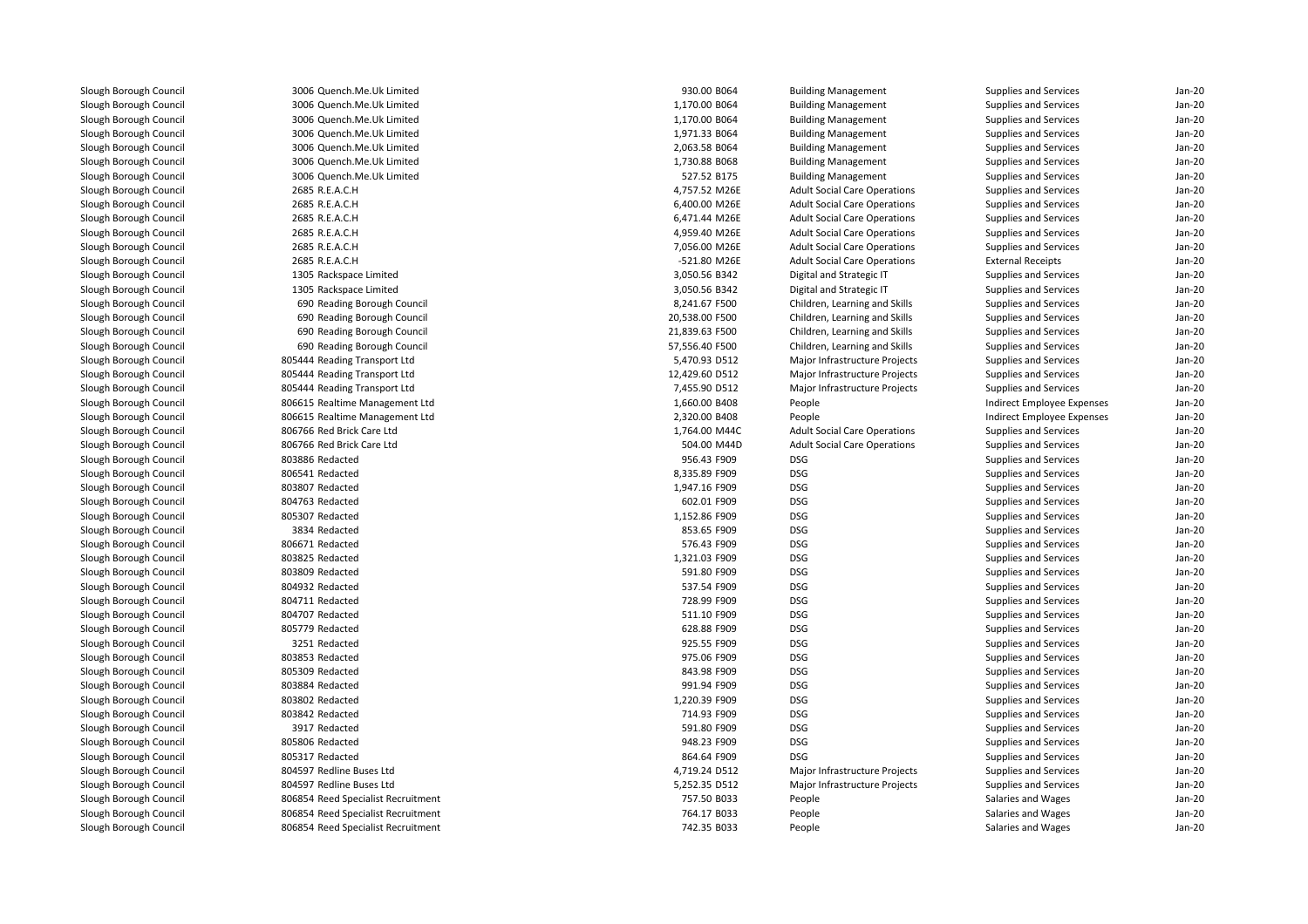| | | | | | | |
|---|---|---|---|---|---|---|
| Slough Borough Council | 3006 Quench.Me.Uk Limited | 930.00 | B064 | Building Management | Supplies and Services | Jan-20 |
| Slough Borough Council | 3006 Quench.Me.Uk Limited | 1,170.00 | B064 | Building Management | Supplies and Services | Jan-20 |
| Slough Borough Council | 3006 Quench.Me.Uk Limited | 1,170.00 | B064 | Building Management | Supplies and Services | Jan-20 |
| Slough Borough Council | 3006 Quench.Me.Uk Limited | 1,971.33 | B064 | Building Management | Supplies and Services | Jan-20 |
| Slough Borough Council | 3006 Quench.Me.Uk Limited | 2,063.58 | B064 | Building Management | Supplies and Services | Jan-20 |
| Slough Borough Council | 3006 Quench.Me.Uk Limited | 1,730.88 | B068 | Building Management | Supplies and Services | Jan-20 |
| Slough Borough Council | 3006 Quench.Me.Uk Limited | 527.52 | B175 | Building Management | Supplies and Services | Jan-20 |
| Slough Borough Council | 2685 R.E.A.C.H | 4,757.52 | M26E | Adult Social Care Operations | Supplies and Services | Jan-20 |
| Slough Borough Council | 2685 R.E.A.C.H | 6,400.00 | M26E | Adult Social Care Operations | Supplies and Services | Jan-20 |
| Slough Borough Council | 2685 R.E.A.C.H | 6,471.44 | M26E | Adult Social Care Operations | Supplies and Services | Jan-20 |
| Slough Borough Council | 2685 R.E.A.C.H | 4,959.40 | M26E | Adult Social Care Operations | Supplies and Services | Jan-20 |
| Slough Borough Council | 2685 R.E.A.C.H | 7,056.00 | M26E | Adult Social Care Operations | Supplies and Services | Jan-20 |
| Slough Borough Council | 2685 R.E.A.C.H | -521.80 | M26E | Adult Social Care Operations | External Receipts | Jan-20 |
| Slough Borough Council | 1305 Rackspace Limited | 3,050.56 | B342 | Digital and Strategic IT | Supplies and Services | Jan-20 |
| Slough Borough Council | 1305 Rackspace Limited | 3,050.56 | B342 | Digital and Strategic IT | Supplies and Services | Jan-20 |
| Slough Borough Council | 690 Reading Borough Council | 8,241.67 | F500 | Children, Learning and Skills | Supplies and Services | Jan-20 |
| Slough Borough Council | 690 Reading Borough Council | 20,538.00 | F500 | Children, Learning and Skills | Supplies and Services | Jan-20 |
| Slough Borough Council | 690 Reading Borough Council | 21,839.63 | F500 | Children, Learning and Skills | Supplies and Services | Jan-20 |
| Slough Borough Council | 690 Reading Borough Council | 57,556.40 | F500 | Children, Learning and Skills | Supplies and Services | Jan-20 |
| Slough Borough Council | 805444 Reading Transport Ltd | 5,470.93 | D512 | Major Infrastructure Projects | Supplies and Services | Jan-20 |
| Slough Borough Council | 805444 Reading Transport Ltd | 12,429.60 | D512 | Major Infrastructure Projects | Supplies and Services | Jan-20 |
| Slough Borough Council | 805444 Reading Transport Ltd | 7,455.90 | D512 | Major Infrastructure Projects | Supplies and Services | Jan-20 |
| Slough Borough Council | 806615 Realtime Management Ltd | 1,660.00 | B408 | People | Indirect Employee Expenses | Jan-20 |
| Slough Borough Council | 806615 Realtime Management Ltd | 2,320.00 | B408 | People | Indirect Employee Expenses | Jan-20 |
| Slough Borough Council | 806766 Red Brick Care Ltd | 1,764.00 | M44C | Adult Social Care Operations | Supplies and Services | Jan-20 |
| Slough Borough Council | 806766 Red Brick Care Ltd | 504.00 | M44D | Adult Social Care Operations | Supplies and Services | Jan-20 |
| Slough Borough Council | 803886 Redacted | 956.43 | F909 | DSG | Supplies and Services | Jan-20 |
| Slough Borough Council | 806541 Redacted | 8,335.89 | F909 | DSG | Supplies and Services | Jan-20 |
| Slough Borough Council | 803807 Redacted | 1,947.16 | F909 | DSG | Supplies and Services | Jan-20 |
| Slough Borough Council | 804763 Redacted | 602.01 | F909 | DSG | Supplies and Services | Jan-20 |
| Slough Borough Council | 805307 Redacted | 1,152.86 | F909 | DSG | Supplies and Services | Jan-20 |
| Slough Borough Council | 3834 Redacted | 853.65 | F909 | DSG | Supplies and Services | Jan-20 |
| Slough Borough Council | 806671 Redacted | 576.43 | F909 | DSG | Supplies and Services | Jan-20 |
| Slough Borough Council | 803825 Redacted | 1,321.03 | F909 | DSG | Supplies and Services | Jan-20 |
| Slough Borough Council | 803809 Redacted | 591.80 | F909 | DSG | Supplies and Services | Jan-20 |
| Slough Borough Council | 804932 Redacted | 537.54 | F909 | DSG | Supplies and Services | Jan-20 |
| Slough Borough Council | 804711 Redacted | 728.99 | F909 | DSG | Supplies and Services | Jan-20 |
| Slough Borough Council | 804707 Redacted | 511.10 | F909 | DSG | Supplies and Services | Jan-20 |
| Slough Borough Council | 805779 Redacted | 628.88 | F909 | DSG | Supplies and Services | Jan-20 |
| Slough Borough Council | 3251 Redacted | 925.55 | F909 | DSG | Supplies and Services | Jan-20 |
| Slough Borough Council | 803853 Redacted | 975.06 | F909 | DSG | Supplies and Services | Jan-20 |
| Slough Borough Council | 805309 Redacted | 843.98 | F909 | DSG | Supplies and Services | Jan-20 |
| Slough Borough Council | 803884 Redacted | 991.94 | F909 | DSG | Supplies and Services | Jan-20 |
| Slough Borough Council | 803802 Redacted | 1,220.39 | F909 | DSG | Supplies and Services | Jan-20 |
| Slough Borough Council | 803842 Redacted | 714.93 | F909 | DSG | Supplies and Services | Jan-20 |
| Slough Borough Council | 3917 Redacted | 591.80 | F909 | DSG | Supplies and Services | Jan-20 |
| Slough Borough Council | 805806 Redacted | 948.23 | F909 | DSG | Supplies and Services | Jan-20 |
| Slough Borough Council | 805317 Redacted | 864.64 | F909 | DSG | Supplies and Services | Jan-20 |
| Slough Borough Council | 804597 Redline Buses Ltd | 4,719.24 | D512 | Major Infrastructure Projects | Supplies and Services | Jan-20 |
| Slough Borough Council | 804597 Redline Buses Ltd | 5,252.35 | D512 | Major Infrastructure Projects | Supplies and Services | Jan-20 |
| Slough Borough Council | 806854 Reed Specialist Recruitment | 757.50 | B033 | People | Salaries and Wages | Jan-20 |
| Slough Borough Council | 806854 Reed Specialist Recruitment | 764.17 | B033 | People | Salaries and Wages | Jan-20 |
| Slough Borough Council | 806854 Reed Specialist Recruitment | 742.35 | B033 | People | Salaries and Wages | Jan-20 |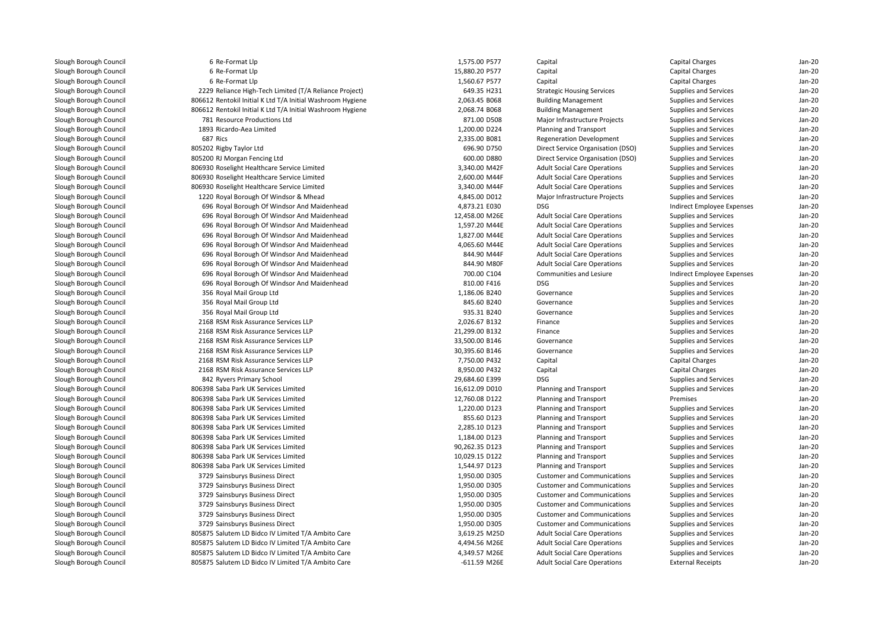| | | | | | | | |
|---|---|---|---|---|---|---|---|
| Slough Borough Council | 6 | Re-Format Llp | 1,575.00 | P577 | Capital | Capital Charges | Jan-20 |
| Slough Borough Council | 6 | Re-Format Llp | 15,880.20 | P577 | Capital | Capital Charges | Jan-20 |
| Slough Borough Council | 6 | Re-Format Llp | 1,560.67 | P577 | Capital | Capital Charges | Jan-20 |
| Slough Borough Council | 2229 | Reliance High-Tech Limited (T/A Reliance Project) | 649.35 | H231 | Strategic Housing Services | Supplies and Services | Jan-20 |
| Slough Borough Council | 806612 | Rentokil Initial K Ltd T/A Initial Washroom Hygiene | 2,063.45 | B068 | Building Management | Supplies and Services | Jan-20 |
| Slough Borough Council | 806612 | Rentokil Initial K Ltd T/A Initial Washroom Hygiene | 2,068.74 | B068 | Building Management | Supplies and Services | Jan-20 |
| Slough Borough Council | 781 | Resource Productions Ltd | 871.00 | D508 | Major Infrastructure Projects | Supplies and Services | Jan-20 |
| Slough Borough Council | 1893 | Ricardo-Aea Limited | 1,200.00 | D224 | Planning and Transport | Supplies and Services | Jan-20 |
| Slough Borough Council | 687 | Rics | 2,335.00 | B081 | Regeneration Development | Supplies and Services | Jan-20 |
| Slough Borough Council | 805202 | Rigby Taylor Ltd | 696.90 | D750 | Direct Service Organisation (DSO) | Supplies and Services | Jan-20 |
| Slough Borough Council | 805200 | RJ Morgan Fencing Ltd | 600.00 | D880 | Direct Service Organisation (DSO) | Supplies and Services | Jan-20 |
| Slough Borough Council | 806930 | Roselight Healthcare Service Limited | 3,340.00 | M42F | Adult Social Care Operations | Supplies and Services | Jan-20 |
| Slough Borough Council | 806930 | Roselight Healthcare Service Limited | 2,600.00 | M44F | Adult Social Care Operations | Supplies and Services | Jan-20 |
| Slough Borough Council | 806930 | Roselight Healthcare Service Limited | 3,340.00 | M44F | Adult Social Care Operations | Supplies and Services | Jan-20 |
| Slough Borough Council | 1220 | Royal Borough Of Windsor & Mhead | 4,845.00 | D012 | Major Infrastructure Projects | Supplies and Services | Jan-20 |
| Slough Borough Council | 696 | Royal Borough Of Windsor And Maidenhead | 4,873.21 | E030 | DSG | Indirect Employee Expenses | Jan-20 |
| Slough Borough Council | 696 | Royal Borough Of Windsor And Maidenhead | 12,458.00 | M26E | Adult Social Care Operations | Supplies and Services | Jan-20 |
| Slough Borough Council | 696 | Royal Borough Of Windsor And Maidenhead | 1,597.20 | M44E | Adult Social Care Operations | Supplies and Services | Jan-20 |
| Slough Borough Council | 696 | Royal Borough Of Windsor And Maidenhead | 1,827.00 | M44E | Adult Social Care Operations | Supplies and Services | Jan-20 |
| Slough Borough Council | 696 | Royal Borough Of Windsor And Maidenhead | 4,065.60 | M44E | Adult Social Care Operations | Supplies and Services | Jan-20 |
| Slough Borough Council | 696 | Royal Borough Of Windsor And Maidenhead | 844.90 | M44F | Adult Social Care Operations | Supplies and Services | Jan-20 |
| Slough Borough Council | 696 | Royal Borough Of Windsor And Maidenhead | 844.90 | M80F | Adult Social Care Operations | Supplies and Services | Jan-20 |
| Slough Borough Council | 696 | Royal Borough Of Windsor And Maidenhead | 700.00 | C104 | Communities and Lesiure | Indirect Employee Expenses | Jan-20 |
| Slough Borough Council | 696 | Royal Borough Of Windsor And Maidenhead | 810.00 | F416 | DSG | Supplies and Services | Jan-20 |
| Slough Borough Council | 356 | Royal Mail Group Ltd | 1,186.06 | B240 | Governance | Supplies and Services | Jan-20 |
| Slough Borough Council | 356 | Royal Mail Group Ltd | 845.60 | B240 | Governance | Supplies and Services | Jan-20 |
| Slough Borough Council | 356 | Royal Mail Group Ltd | 935.31 | B240 | Governance | Supplies and Services | Jan-20 |
| Slough Borough Council | 2168 | RSM Risk Assurance Services LLP | 2,026.67 | B132 | Finance | Supplies and Services | Jan-20 |
| Slough Borough Council | 2168 | RSM Risk Assurance Services LLP | 21,299.00 | B132 | Finance | Supplies and Services | Jan-20 |
| Slough Borough Council | 2168 | RSM Risk Assurance Services LLP | 33,500.00 | B146 | Governance | Supplies and Services | Jan-20 |
| Slough Borough Council | 2168 | RSM Risk Assurance Services LLP | 30,395.60 | B146 | Governance | Supplies and Services | Jan-20 |
| Slough Borough Council | 2168 | RSM Risk Assurance Services LLP | 7,750.00 | P432 | Capital | Capital Charges | Jan-20 |
| Slough Borough Council | 2168 | RSM Risk Assurance Services LLP | 8,950.00 | P432 | Capital | Capital Charges | Jan-20 |
| Slough Borough Council | 842 | Ryvers Primary School | 29,684.60 | E399 | DSG | Supplies and Services | Jan-20 |
| Slough Borough Council | 806398 | Saba Park UK Services Limited | 16,612.09 | D010 | Planning and Transport | Supplies and Services | Jan-20 |
| Slough Borough Council | 806398 | Saba Park UK Services Limited | 12,760.08 | D122 | Planning and Transport | Premises | Jan-20 |
| Slough Borough Council | 806398 | Saba Park UK Services Limited | 1,220.00 | D123 | Planning and Transport | Supplies and Services | Jan-20 |
| Slough Borough Council | 806398 | Saba Park UK Services Limited | 855.60 | D123 | Planning and Transport | Supplies and Services | Jan-20 |
| Slough Borough Council | 806398 | Saba Park UK Services Limited | 2,285.10 | D123 | Planning and Transport | Supplies and Services | Jan-20 |
| Slough Borough Council | 806398 | Saba Park UK Services Limited | 1,184.00 | D123 | Planning and Transport | Supplies and Services | Jan-20 |
| Slough Borough Council | 806398 | Saba Park UK Services Limited | 90,262.35 | D123 | Planning and Transport | Supplies and Services | Jan-20 |
| Slough Borough Council | 806398 | Saba Park UK Services Limited | 10,029.15 | D122 | Planning and Transport | Supplies and Services | Jan-20 |
| Slough Borough Council | 806398 | Saba Park UK Services Limited | 1,544.97 | D123 | Planning and Transport | Supplies and Services | Jan-20 |
| Slough Borough Council | 3729 | Sainsburys Business Direct | 1,950.00 | D305 | Customer and Communications | Supplies and Services | Jan-20 |
| Slough Borough Council | 3729 | Sainsburys Business Direct | 1,950.00 | D305 | Customer and Communications | Supplies and Services | Jan-20 |
| Slough Borough Council | 3729 | Sainsburys Business Direct | 1,950.00 | D305 | Customer and Communications | Supplies and Services | Jan-20 |
| Slough Borough Council | 3729 | Sainsburys Business Direct | 1,950.00 | D305 | Customer and Communications | Supplies and Services | Jan-20 |
| Slough Borough Council | 3729 | Sainsburys Business Direct | 1,950.00 | D305 | Customer and Communications | Supplies and Services | Jan-20 |
| Slough Borough Council | 3729 | Sainsburys Business Direct | 1,950.00 | D305 | Customer and Communications | Supplies and Services | Jan-20 |
| Slough Borough Council | 805875 | Salutem LD Bidco IV Limited T/A Ambito Care | 3,619.25 | M25D | Adult Social Care Operations | Supplies and Services | Jan-20 |
| Slough Borough Council | 805875 | Salutem LD Bidco IV Limited T/A Ambito Care | 4,494.56 | M26E | Adult Social Care Operations | Supplies and Services | Jan-20 |
| Slough Borough Council | 805875 | Salutem LD Bidco IV Limited T/A Ambito Care | 4,349.57 | M26E | Adult Social Care Operations | Supplies and Services | Jan-20 |
| Slough Borough Council | 805875 | Salutem LD Bidco IV Limited T/A Ambito Care | -611.59 | M26E | Adult Social Care Operations | External Receipts | Jan-20 |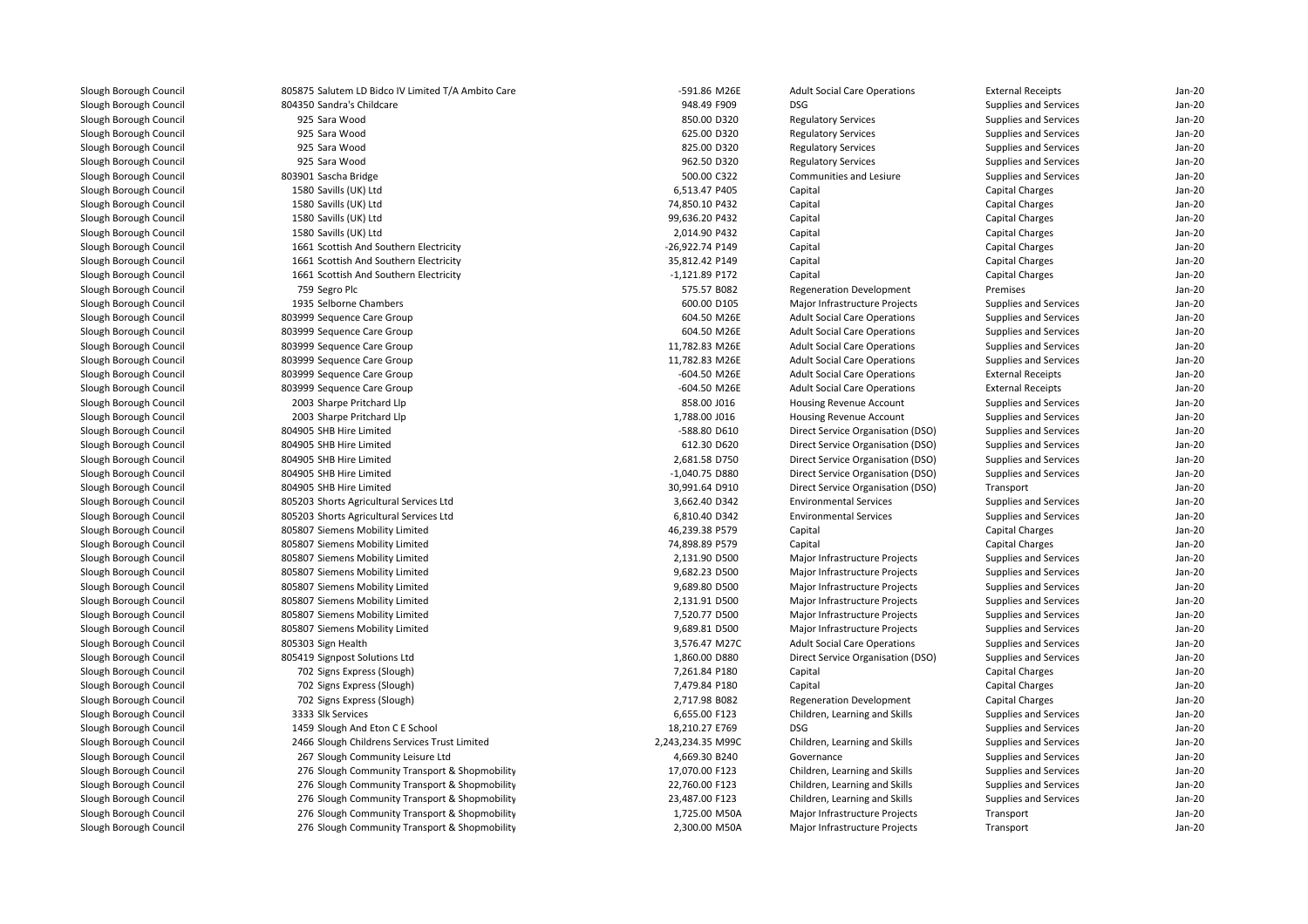| | | | | | | |
|---|---|---|---|---|---|---|
| Slough Borough Council | 805875 Salutem LD Bidco IV Limited T/A Ambito Care | -591.86 M26E | Adult Social Care Operations | External Receipts | Jan-20 |
| Slough Borough Council | 804350 Sandra's Childcare | 948.49 F909 | DSG | Supplies and Services | Jan-20 |
| Slough Borough Council | 925 Sara Wood | 850.00 D320 | Regulatory Services | Supplies and Services | Jan-20 |
| Slough Borough Council | 925 Sara Wood | 625.00 D320 | Regulatory Services | Supplies and Services | Jan-20 |
| Slough Borough Council | 925 Sara Wood | 825.00 D320 | Regulatory Services | Supplies and Services | Jan-20 |
| Slough Borough Council | 925 Sara Wood | 962.50 D320 | Regulatory Services | Supplies and Services | Jan-20 |
| Slough Borough Council | 803901 Sascha Bridge | 500.00 C322 | Communities and Lesiure | Supplies and Services | Jan-20 |
| Slough Borough Council | 1580 Savills (UK) Ltd | 6,513.47 P405 | Capital | Capital Charges | Jan-20 |
| Slough Borough Council | 1580 Savills (UK) Ltd | 74,850.10 P432 | Capital | Capital Charges | Jan-20 |
| Slough Borough Council | 1580 Savills (UK) Ltd | 99,636.20 P432 | Capital | Capital Charges | Jan-20 |
| Slough Borough Council | 1580 Savills (UK) Ltd | 2,014.90 P432 | Capital | Capital Charges | Jan-20 |
| Slough Borough Council | 1661 Scottish And Southern Electricity | -26,922.74 P149 | Capital | Capital Charges | Jan-20 |
| Slough Borough Council | 1661 Scottish And Southern Electricity | 35,812.42 P149 | Capital | Capital Charges | Jan-20 |
| Slough Borough Council | 1661 Scottish And Southern Electricity | -1,121.89 P172 | Capital | Capital Charges | Jan-20 |
| Slough Borough Council | 759 Segro Plc | 575.57 B082 | Regeneration Development | Premises | Jan-20 |
| Slough Borough Council | 1935 Selborne Chambers | 600.00 D105 | Major Infrastructure Projects | Supplies and Services | Jan-20 |
| Slough Borough Council | 803999 Sequence Care Group | 604.50 M26E | Adult Social Care Operations | Supplies and Services | Jan-20 |
| Slough Borough Council | 803999 Sequence Care Group | 604.50 M26E | Adult Social Care Operations | Supplies and Services | Jan-20 |
| Slough Borough Council | 803999 Sequence Care Group | 11,782.83 M26E | Adult Social Care Operations | Supplies and Services | Jan-20 |
| Slough Borough Council | 803999 Sequence Care Group | 11,782.83 M26E | Adult Social Care Operations | Supplies and Services | Jan-20 |
| Slough Borough Council | 803999 Sequence Care Group | -604.50 M26E | Adult Social Care Operations | External Receipts | Jan-20 |
| Slough Borough Council | 803999 Sequence Care Group | -604.50 M26E | Adult Social Care Operations | External Receipts | Jan-20 |
| Slough Borough Council | 2003 Sharpe Pritchard Llp | 858.00 J016 | Housing Revenue Account | Supplies and Services | Jan-20 |
| Slough Borough Council | 2003 Sharpe Pritchard Llp | 1,788.00 J016 | Housing Revenue Account | Supplies and Services | Jan-20 |
| Slough Borough Council | 804905 SHB Hire Limited | -588.80 D610 | Direct Service Organisation (DSO) | Supplies and Services | Jan-20 |
| Slough Borough Council | 804905 SHB Hire Limited | 612.30 D620 | Direct Service Organisation (DSO) | Supplies and Services | Jan-20 |
| Slough Borough Council | 804905 SHB Hire Limited | 2,681.58 D750 | Direct Service Organisation (DSO) | Supplies and Services | Jan-20 |
| Slough Borough Council | 804905 SHB Hire Limited | -1,040.75 D880 | Direct Service Organisation (DSO) | Supplies and Services | Jan-20 |
| Slough Borough Council | 804905 SHB Hire Limited | 30,991.64 D910 | Direct Service Organisation (DSO) | Transport | Jan-20 |
| Slough Borough Council | 805203 Shorts Agricultural Services Ltd | 3,662.40 D342 | Environmental Services | Supplies and Services | Jan-20 |
| Slough Borough Council | 805203 Shorts Agricultural Services Ltd | 6,810.40 D342 | Environmental Services | Supplies and Services | Jan-20 |
| Slough Borough Council | 805807 Siemens Mobility Limited | 46,239.38 P579 | Capital | Capital Charges | Jan-20 |
| Slough Borough Council | 805807 Siemens Mobility Limited | 74,898.89 P579 | Capital | Capital Charges | Jan-20 |
| Slough Borough Council | 805807 Siemens Mobility Limited | 2,131.90 D500 | Major Infrastructure Projects | Supplies and Services | Jan-20 |
| Slough Borough Council | 805807 Siemens Mobility Limited | 9,682.23 D500 | Major Infrastructure Projects | Supplies and Services | Jan-20 |
| Slough Borough Council | 805807 Siemens Mobility Limited | 9,689.80 D500 | Major Infrastructure Projects | Supplies and Services | Jan-20 |
| Slough Borough Council | 805807 Siemens Mobility Limited | 2,131.91 D500 | Major Infrastructure Projects | Supplies and Services | Jan-20 |
| Slough Borough Council | 805807 Siemens Mobility Limited | 7,520.77 D500 | Major Infrastructure Projects | Supplies and Services | Jan-20 |
| Slough Borough Council | 805807 Siemens Mobility Limited | 9,689.81 D500 | Major Infrastructure Projects | Supplies and Services | Jan-20 |
| Slough Borough Council | 805303 Sign Health | 3,576.47 M27C | Adult Social Care Operations | Supplies and Services | Jan-20 |
| Slough Borough Council | 805419 Signpost Solutions Ltd | 1,860.00 D880 | Direct Service Organisation (DSO) | Supplies and Services | Jan-20 |
| Slough Borough Council | 702 Signs Express (Slough) | 7,261.84 P180 | Capital | Capital Charges | Jan-20 |
| Slough Borough Council | 702 Signs Express (Slough) | 7,479.84 P180 | Capital | Capital Charges | Jan-20 |
| Slough Borough Council | 702 Signs Express (Slough) | 2,717.98 B082 | Regeneration Development | Capital Charges | Jan-20 |
| Slough Borough Council | 3333 Slk Services | 6,655.00 F123 | Children, Learning and Skills | Supplies and Services | Jan-20 |
| Slough Borough Council | 1459 Slough And Eton C E School | 18,210.27 E769 | DSG | Supplies and Services | Jan-20 |
| Slough Borough Council | 2466 Slough Childrens Services Trust Limited | 2,243,234.35 M99C | Children, Learning and Skills | Supplies and Services | Jan-20 |
| Slough Borough Council | 267 Slough Community Leisure Ltd | 4,669.30 B240 | Governance | Supplies and Services | Jan-20 |
| Slough Borough Council | 276 Slough Community Transport & Shopmobility | 17,070.00 F123 | Children, Learning and Skills | Supplies and Services | Jan-20 |
| Slough Borough Council | 276 Slough Community Transport & Shopmobility | 22,760.00 F123 | Children, Learning and Skills | Supplies and Services | Jan-20 |
| Slough Borough Council | 276 Slough Community Transport & Shopmobility | 23,487.00 F123 | Children, Learning and Skills | Supplies and Services | Jan-20 |
| Slough Borough Council | 276 Slough Community Transport & Shopmobility | 1,725.00 M50A | Major Infrastructure Projects | Transport | Jan-20 |
| Slough Borough Council | 276 Slough Community Transport & Shopmobility | 2,300.00 M50A | Major Infrastructure Projects | Transport | Jan-20 |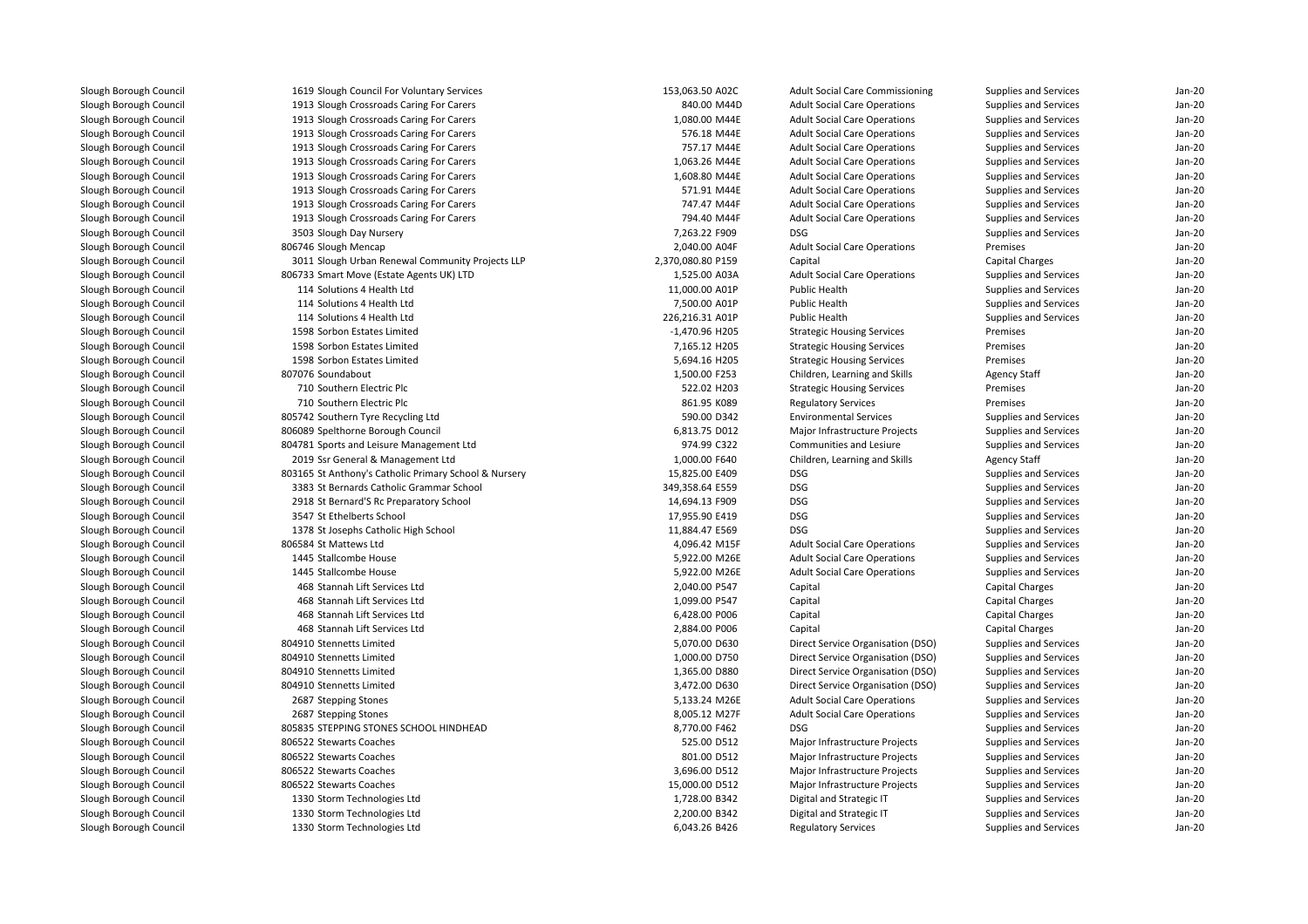| | | | | | | |
|---|---|---|---|---|---|---|
| Slough Borough Council | 1619 Slough Council For Voluntary Services | 153,063.50 A02C | Adult Social Care Commissioning | Supplies and Services | Jan-20 |
| Slough Borough Council | 1913 Slough Crossroads Caring For Carers | 840.00 M44D | Adult Social Care Operations | Supplies and Services | Jan-20 |
| Slough Borough Council | 1913 Slough Crossroads Caring For Carers | 1,080.00 M44E | Adult Social Care Operations | Supplies and Services | Jan-20 |
| Slough Borough Council | 1913 Slough Crossroads Caring For Carers | 576.18 M44E | Adult Social Care Operations | Supplies and Services | Jan-20 |
| Slough Borough Council | 1913 Slough Crossroads Caring For Carers | 757.17 M44E | Adult Social Care Operations | Supplies and Services | Jan-20 |
| Slough Borough Council | 1913 Slough Crossroads Caring For Carers | 1,063.26 M44E | Adult Social Care Operations | Supplies and Services | Jan-20 |
| Slough Borough Council | 1913 Slough Crossroads Caring For Carers | 1,608.80 M44E | Adult Social Care Operations | Supplies and Services | Jan-20 |
| Slough Borough Council | 1913 Slough Crossroads Caring For Carers | 571.91 M44E | Adult Social Care Operations | Supplies and Services | Jan-20 |
| Slough Borough Council | 1913 Slough Crossroads Caring For Carers | 747.47 M44F | Adult Social Care Operations | Supplies and Services | Jan-20 |
| Slough Borough Council | 1913 Slough Crossroads Caring For Carers | 794.40 M44F | Adult Social Care Operations | Supplies and Services | Jan-20 |
| Slough Borough Council | 3503 Slough Day Nursery | 7,263.22 F909 | DSG | Supplies and Services | Jan-20 |
| Slough Borough Council | 806746 Slough Mencap | 2,040.00 A04F | Adult Social Care Operations | Premises | Jan-20 |
| Slough Borough Council | 3011 Slough Urban Renewal Community Projects LLP | 2,370,080.80 P159 | Capital | Capital Charges | Jan-20 |
| Slough Borough Council | 806733 Smart Move (Estate Agents UK) LTD | 1,525.00 A03A | Adult Social Care Operations | Supplies and Services | Jan-20 |
| Slough Borough Council | 114 Solutions 4 Health Ltd | 11,000.00 A01P | Public Health | Supplies and Services | Jan-20 |
| Slough Borough Council | 114 Solutions 4 Health Ltd | 7,500.00 A01P | Public Health | Supplies and Services | Jan-20 |
| Slough Borough Council | 114 Solutions 4 Health Ltd | 226,216.31 A01P | Public Health | Supplies and Services | Jan-20 |
| Slough Borough Council | 1598 Sorbon Estates Limited | -1,470.96 H205 | Strategic Housing Services | Premises | Jan-20 |
| Slough Borough Council | 1598 Sorbon Estates Limited | 7,165.12 H205 | Strategic Housing Services | Premises | Jan-20 |
| Slough Borough Council | 1598 Sorbon Estates Limited | 5,694.16 H205 | Strategic Housing Services | Premises | Jan-20 |
| Slough Borough Council | 807076 Soundabout | 1,500.00 F253 | Children, Learning and Skills | Agency Staff | Jan-20 |
| Slough Borough Council | 710 Southern Electric Plc | 522.02 H203 | Strategic Housing Services | Premises | Jan-20 |
| Slough Borough Council | 710 Southern Electric Plc | 861.95 K089 | Regulatory Services | Premises | Jan-20 |
| Slough Borough Council | 805742 Southern Tyre Recycling Ltd | 590.00 D342 | Environmental Services | Supplies and Services | Jan-20 |
| Slough Borough Council | 806089 Spelthorne Borough Council | 6,813.75 D012 | Major Infrastructure Projects | Supplies and Services | Jan-20 |
| Slough Borough Council | 804781 Sports and Leisure Management Ltd | 974.99 C322 | Communities and Lesiure | Supplies and Services | Jan-20 |
| Slough Borough Council | 2019 Ssr General & Management Ltd | 1,000.00 F640 | Children, Learning and Skills | Agency Staff | Jan-20 |
| Slough Borough Council | 803165 St Anthony's Catholic Primary School & Nursery | 15,825.00 E409 | DSG | Supplies and Services | Jan-20 |
| Slough Borough Council | 3383 St Bernards Catholic Grammar School | 349,358.64 E559 | DSG | Supplies and Services | Jan-20 |
| Slough Borough Council | 2918 St Bernard'S Rc Preparatory School | 14,694.13 F909 | DSG | Supplies and Services | Jan-20 |
| Slough Borough Council | 3547 St Ethelberts School | 17,955.90 E419 | DSG | Supplies and Services | Jan-20 |
| Slough Borough Council | 1378 St Josephs Catholic High School | 11,884.47 E569 | DSG | Supplies and Services | Jan-20 |
| Slough Borough Council | 806584 St Mattews Ltd | 4,096.42 M15F | Adult Social Care Operations | Supplies and Services | Jan-20 |
| Slough Borough Council | 1445 Stallcombe House | 5,922.00 M26E | Adult Social Care Operations | Supplies and Services | Jan-20 |
| Slough Borough Council | 1445 Stallcombe House | 5,922.00 M26E | Adult Social Care Operations | Supplies and Services | Jan-20 |
| Slough Borough Council | 468 Stannah Lift Services Ltd | 2,040.00 P547 | Capital | Capital Charges | Jan-20 |
| Slough Borough Council | 468 Stannah Lift Services Ltd | 1,099.00 P547 | Capital | Capital Charges | Jan-20 |
| Slough Borough Council | 468 Stannah Lift Services Ltd | 6,428.00 P006 | Capital | Capital Charges | Jan-20 |
| Slough Borough Council | 468 Stannah Lift Services Ltd | 2,884.00 P006 | Capital | Capital Charges | Jan-20 |
| Slough Borough Council | 804910 Stennetts Limited | 5,070.00 D630 | Direct Service Organisation (DSO) | Supplies and Services | Jan-20 |
| Slough Borough Council | 804910 Stennetts Limited | 1,000.00 D750 | Direct Service Organisation (DSO) | Supplies and Services | Jan-20 |
| Slough Borough Council | 804910 Stennetts Limited | 1,365.00 D880 | Direct Service Organisation (DSO) | Supplies and Services | Jan-20 |
| Slough Borough Council | 804910 Stennetts Limited | 3,472.00 D630 | Direct Service Organisation (DSO) | Supplies and Services | Jan-20 |
| Slough Borough Council | 2687 Stepping Stones | 5,133.24 M26E | Adult Social Care Operations | Supplies and Services | Jan-20 |
| Slough Borough Council | 2687 Stepping Stones | 8,005.12 M27F | Adult Social Care Operations | Supplies and Services | Jan-20 |
| Slough Borough Council | 805835 STEPPING STONES SCHOOL HINDHEAD | 8,770.00 F462 | DSG | Supplies and Services | Jan-20 |
| Slough Borough Council | 806522 Stewarts Coaches | 525.00 D512 | Major Infrastructure Projects | Supplies and Services | Jan-20 |
| Slough Borough Council | 806522 Stewarts Coaches | 801.00 D512 | Major Infrastructure Projects | Supplies and Services | Jan-20 |
| Slough Borough Council | 806522 Stewarts Coaches | 3,696.00 D512 | Major Infrastructure Projects | Supplies and Services | Jan-20 |
| Slough Borough Council | 806522 Stewarts Coaches | 15,000.00 D512 | Major Infrastructure Projects | Supplies and Services | Jan-20 |
| Slough Borough Council | 1330 Storm Technologies Ltd | 1,728.00 B342 | Digital and Strategic IT | Supplies and Services | Jan-20 |
| Slough Borough Council | 1330 Storm Technologies Ltd | 2,200.00 B342 | Digital and Strategic IT | Supplies and Services | Jan-20 |
| Slough Borough Council | 1330 Storm Technologies Ltd | 6,043.26 B426 | Regulatory Services | Supplies and Services | Jan-20 |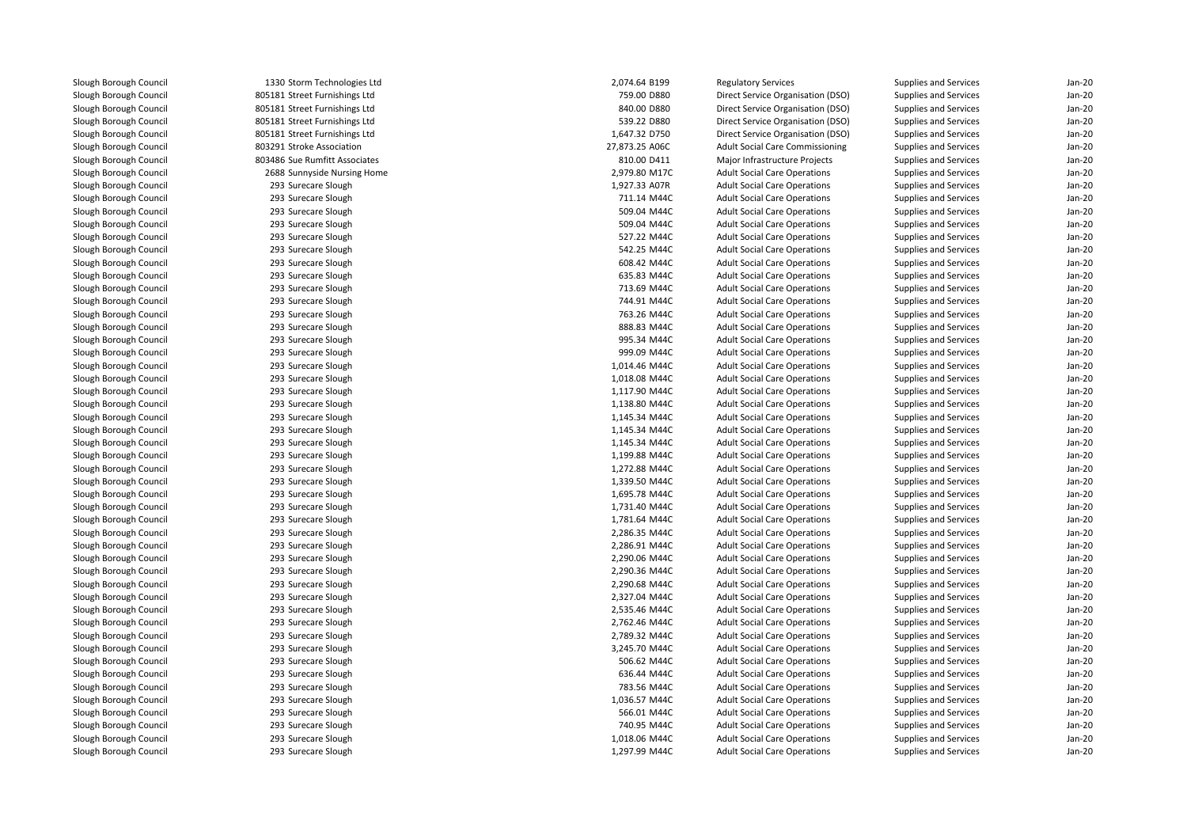| | | | | | | |
|---|---|---|---|---|---|---|
| Slough Borough Council | 1330 Storm Technologies Ltd | 2,074.64 B199 | Regulatory Services | Supplies and Services | Jan-20 |
| Slough Borough Council | 805181 Street Furnishings Ltd | 759.00 D880 | Direct Service Organisation (DSO) | Supplies and Services | Jan-20 |
| Slough Borough Council | 805181 Street Furnishings Ltd | 840.00 D880 | Direct Service Organisation (DSO) | Supplies and Services | Jan-20 |
| Slough Borough Council | 805181 Street Furnishings Ltd | 539.22 D880 | Direct Service Organisation (DSO) | Supplies and Services | Jan-20 |
| Slough Borough Council | 805181 Street Furnishings Ltd | 1,647.32 D750 | Direct Service Organisation (DSO) | Supplies and Services | Jan-20 |
| Slough Borough Council | 803291 Stroke Association | 27,873.25 A06C | Adult Social Care Commissioning | Supplies and Services | Jan-20 |
| Slough Borough Council | 803486 Sue Rumfitt Associates | 810.00 D411 | Major Infrastructure Projects | Supplies and Services | Jan-20 |
| Slough Borough Council | 2688 Sunnyside Nursing Home | 2,979.80 M17C | Adult Social Care Operations | Supplies and Services | Jan-20 |
| Slough Borough Council | 293 Surecare Slough | 1,927.33 A07R | Adult Social Care Operations | Supplies and Services | Jan-20 |
| Slough Borough Council | 293 Surecare Slough | 711.14 M44C | Adult Social Care Operations | Supplies and Services | Jan-20 |
| Slough Borough Council | 293 Surecare Slough | 509.04 M44C | Adult Social Care Operations | Supplies and Services | Jan-20 |
| Slough Borough Council | 293 Surecare Slough | 509.04 M44C | Adult Social Care Operations | Supplies and Services | Jan-20 |
| Slough Borough Council | 293 Surecare Slough | 527.22 M44C | Adult Social Care Operations | Supplies and Services | Jan-20 |
| Slough Borough Council | 293 Surecare Slough | 542.25 M44C | Adult Social Care Operations | Supplies and Services | Jan-20 |
| Slough Borough Council | 293 Surecare Slough | 608.42 M44C | Adult Social Care Operations | Supplies and Services | Jan-20 |
| Slough Borough Council | 293 Surecare Slough | 635.83 M44C | Adult Social Care Operations | Supplies and Services | Jan-20 |
| Slough Borough Council | 293 Surecare Slough | 713.69 M44C | Adult Social Care Operations | Supplies and Services | Jan-20 |
| Slough Borough Council | 293 Surecare Slough | 744.91 M44C | Adult Social Care Operations | Supplies and Services | Jan-20 |
| Slough Borough Council | 293 Surecare Slough | 763.26 M44C | Adult Social Care Operations | Supplies and Services | Jan-20 |
| Slough Borough Council | 293 Surecare Slough | 888.83 M44C | Adult Social Care Operations | Supplies and Services | Jan-20 |
| Slough Borough Council | 293 Surecare Slough | 995.34 M44C | Adult Social Care Operations | Supplies and Services | Jan-20 |
| Slough Borough Council | 293 Surecare Slough | 999.09 M44C | Adult Social Care Operations | Supplies and Services | Jan-20 |
| Slough Borough Council | 293 Surecare Slough | 1,014.46 M44C | Adult Social Care Operations | Supplies and Services | Jan-20 |
| Slough Borough Council | 293 Surecare Slough | 1,018.08 M44C | Adult Social Care Operations | Supplies and Services | Jan-20 |
| Slough Borough Council | 293 Surecare Slough | 1,117.90 M44C | Adult Social Care Operations | Supplies and Services | Jan-20 |
| Slough Borough Council | 293 Surecare Slough | 1,138.80 M44C | Adult Social Care Operations | Supplies and Services | Jan-20 |
| Slough Borough Council | 293 Surecare Slough | 1,145.34 M44C | Adult Social Care Operations | Supplies and Services | Jan-20 |
| Slough Borough Council | 293 Surecare Slough | 1,145.34 M44C | Adult Social Care Operations | Supplies and Services | Jan-20 |
| Slough Borough Council | 293 Surecare Slough | 1,145.34 M44C | Adult Social Care Operations | Supplies and Services | Jan-20 |
| Slough Borough Council | 293 Surecare Slough | 1,199.88 M44C | Adult Social Care Operations | Supplies and Services | Jan-20 |
| Slough Borough Council | 293 Surecare Slough | 1,272.88 M44C | Adult Social Care Operations | Supplies and Services | Jan-20 |
| Slough Borough Council | 293 Surecare Slough | 1,339.50 M44C | Adult Social Care Operations | Supplies and Services | Jan-20 |
| Slough Borough Council | 293 Surecare Slough | 1,695.78 M44C | Adult Social Care Operations | Supplies and Services | Jan-20 |
| Slough Borough Council | 293 Surecare Slough | 1,731.40 M44C | Adult Social Care Operations | Supplies and Services | Jan-20 |
| Slough Borough Council | 293 Surecare Slough | 1,781.64 M44C | Adult Social Care Operations | Supplies and Services | Jan-20 |
| Slough Borough Council | 293 Surecare Slough | 2,286.35 M44C | Adult Social Care Operations | Supplies and Services | Jan-20 |
| Slough Borough Council | 293 Surecare Slough | 2,286.91 M44C | Adult Social Care Operations | Supplies and Services | Jan-20 |
| Slough Borough Council | 293 Surecare Slough | 2,290.06 M44C | Adult Social Care Operations | Supplies and Services | Jan-20 |
| Slough Borough Council | 293 Surecare Slough | 2,290.36 M44C | Adult Social Care Operations | Supplies and Services | Jan-20 |
| Slough Borough Council | 293 Surecare Slough | 2,290.68 M44C | Adult Social Care Operations | Supplies and Services | Jan-20 |
| Slough Borough Council | 293 Surecare Slough | 2,327.04 M44C | Adult Social Care Operations | Supplies and Services | Jan-20 |
| Slough Borough Council | 293 Surecare Slough | 2,535.46 M44C | Adult Social Care Operations | Supplies and Services | Jan-20 |
| Slough Borough Council | 293 Surecare Slough | 2,762.46 M44C | Adult Social Care Operations | Supplies and Services | Jan-20 |
| Slough Borough Council | 293 Surecare Slough | 2,789.32 M44C | Adult Social Care Operations | Supplies and Services | Jan-20 |
| Slough Borough Council | 293 Surecare Slough | 3,245.70 M44C | Adult Social Care Operations | Supplies and Services | Jan-20 |
| Slough Borough Council | 293 Surecare Slough | 506.62 M44C | Adult Social Care Operations | Supplies and Services | Jan-20 |
| Slough Borough Council | 293 Surecare Slough | 636.44 M44C | Adult Social Care Operations | Supplies and Services | Jan-20 |
| Slough Borough Council | 293 Surecare Slough | 783.56 M44C | Adult Social Care Operations | Supplies and Services | Jan-20 |
| Slough Borough Council | 293 Surecare Slough | 1,036.57 M44C | Adult Social Care Operations | Supplies and Services | Jan-20 |
| Slough Borough Council | 293 Surecare Slough | 566.01 M44C | Adult Social Care Operations | Supplies and Services | Jan-20 |
| Slough Borough Council | 293 Surecare Slough | 740.95 M44C | Adult Social Care Operations | Supplies and Services | Jan-20 |
| Slough Borough Council | 293 Surecare Slough | 1,018.06 M44C | Adult Social Care Operations | Supplies and Services | Jan-20 |
| Slough Borough Council | 293 Surecare Slough | 1,297.99 M44C | Adult Social Care Operations | Supplies and Services | Jan-20 |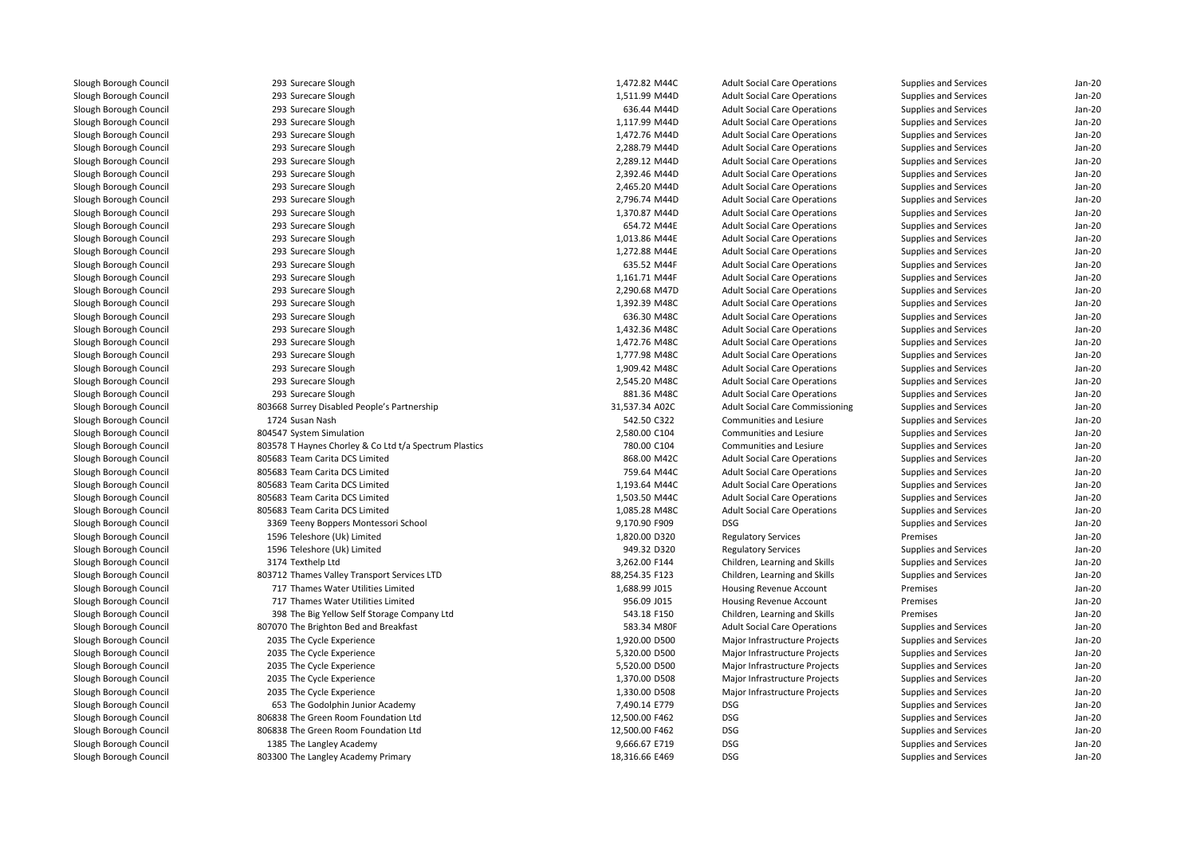| | | | | | | | |
|---|---|---|---|---|---|---|---|
| Slough Borough Council | 293 | Surecare Slough | 1,472.82 | M44C | Adult Social Care Operations | Supplies and Services | Jan-20 |
| Slough Borough Council | 293 | Surecare Slough | 1,511.99 | M44D | Adult Social Care Operations | Supplies and Services | Jan-20 |
| Slough Borough Council | 293 | Surecare Slough | 636.44 | M44D | Adult Social Care Operations | Supplies and Services | Jan-20 |
| Slough Borough Council | 293 | Surecare Slough | 1,117.99 | M44D | Adult Social Care Operations | Supplies and Services | Jan-20 |
| Slough Borough Council | 293 | Surecare Slough | 1,472.76 | M44D | Adult Social Care Operations | Supplies and Services | Jan-20 |
| Slough Borough Council | 293 | Surecare Slough | 2,288.79 | M44D | Adult Social Care Operations | Supplies and Services | Jan-20 |
| Slough Borough Council | 293 | Surecare Slough | 2,289.12 | M44D | Adult Social Care Operations | Supplies and Services | Jan-20 |
| Slough Borough Council | 293 | Surecare Slough | 2,392.46 | M44D | Adult Social Care Operations | Supplies and Services | Jan-20 |
| Slough Borough Council | 293 | Surecare Slough | 2,465.20 | M44D | Adult Social Care Operations | Supplies and Services | Jan-20 |
| Slough Borough Council | 293 | Surecare Slough | 2,796.74 | M44D | Adult Social Care Operations | Supplies and Services | Jan-20 |
| Slough Borough Council | 293 | Surecare Slough | 1,370.87 | M44D | Adult Social Care Operations | Supplies and Services | Jan-20 |
| Slough Borough Council | 293 | Surecare Slough | 654.72 | M44E | Adult Social Care Operations | Supplies and Services | Jan-20 |
| Slough Borough Council | 293 | Surecare Slough | 1,013.86 | M44E | Adult Social Care Operations | Supplies and Services | Jan-20 |
| Slough Borough Council | 293 | Surecare Slough | 1,272.88 | M44E | Adult Social Care Operations | Supplies and Services | Jan-20 |
| Slough Borough Council | 293 | Surecare Slough | 635.52 | M44F | Adult Social Care Operations | Supplies and Services | Jan-20 |
| Slough Borough Council | 293 | Surecare Slough | 1,161.71 | M44F | Adult Social Care Operations | Supplies and Services | Jan-20 |
| Slough Borough Council | 293 | Surecare Slough | 2,290.68 | M47D | Adult Social Care Operations | Supplies and Services | Jan-20 |
| Slough Borough Council | 293 | Surecare Slough | 1,392.39 | M48C | Adult Social Care Operations | Supplies and Services | Jan-20 |
| Slough Borough Council | 293 | Surecare Slough | 636.30 | M48C | Adult Social Care Operations | Supplies and Services | Jan-20 |
| Slough Borough Council | 293 | Surecare Slough | 1,432.36 | M48C | Adult Social Care Operations | Supplies and Services | Jan-20 |
| Slough Borough Council | 293 | Surecare Slough | 1,472.76 | M48C | Adult Social Care Operations | Supplies and Services | Jan-20 |
| Slough Borough Council | 293 | Surecare Slough | 1,777.98 | M48C | Adult Social Care Operations | Supplies and Services | Jan-20 |
| Slough Borough Council | 293 | Surecare Slough | 1,909.42 | M48C | Adult Social Care Operations | Supplies and Services | Jan-20 |
| Slough Borough Council | 293 | Surecare Slough | 2,545.20 | M48C | Adult Social Care Operations | Supplies and Services | Jan-20 |
| Slough Borough Council | 293 | Surecare Slough | 881.36 | M48C | Adult Social Care Operations | Supplies and Services | Jan-20 |
| Slough Borough Council | 803668 | Surrey Disabled People's Partnership | 31,537.34 | A02C | Adult Social Care Commissioning | Supplies and Services | Jan-20 |
| Slough Borough Council | 1724 | Susan Nash | 542.50 | C322 | Communities and Lesiure | Supplies and Services | Jan-20 |
| Slough Borough Council | 804547 | System Simulation | 2,580.00 | C104 | Communities and Lesiure | Supplies and Services | Jan-20 |
| Slough Borough Council | 803578 | T Haynes Chorley & Co Ltd t/a Spectrum Plastics | 780.00 | C104 | Communities and Lesiure | Supplies and Services | Jan-20 |
| Slough Borough Council | 805683 | Team Carita DCS Limited | 868.00 | M42C | Adult Social Care Operations | Supplies and Services | Jan-20 |
| Slough Borough Council | 805683 | Team Carita DCS Limited | 759.64 | M44C | Adult Social Care Operations | Supplies and Services | Jan-20 |
| Slough Borough Council | 805683 | Team Carita DCS Limited | 1,193.64 | M44C | Adult Social Care Operations | Supplies and Services | Jan-20 |
| Slough Borough Council | 805683 | Team Carita DCS Limited | 1,503.50 | M44C | Adult Social Care Operations | Supplies and Services | Jan-20 |
| Slough Borough Council | 805683 | Team Carita DCS Limited | 1,085.28 | M48C | Adult Social Care Operations | Supplies and Services | Jan-20 |
| Slough Borough Council | 3369 | Teeny Boppers Montessori School | 9,170.90 | F909 | DSG | Supplies and Services | Jan-20 |
| Slough Borough Council | 1596 | Teleshore (Uk) Limited | 1,820.00 | D320 | Regulatory Services | Premises | Jan-20 |
| Slough Borough Council | 1596 | Teleshore (Uk) Limited | 949.32 | D320 | Regulatory Services | Supplies and Services | Jan-20 |
| Slough Borough Council | 3174 | Texthelp Ltd | 3,262.00 | F144 | Children, Learning and Skills | Supplies and Services | Jan-20 |
| Slough Borough Council | 803712 | Thames Valley Transport Services LTD | 88,254.35 | F123 | Children, Learning and Skills | Supplies and Services | Jan-20 |
| Slough Borough Council | 717 | Thames Water Utilities Limited | 1,688.99 | J015 | Housing Revenue Account | Premises | Jan-20 |
| Slough Borough Council | 717 | Thames Water Utilities Limited | 956.09 | J015 | Housing Revenue Account | Premises | Jan-20 |
| Slough Borough Council | 398 | The Big Yellow Self Storage Company Ltd | 543.18 | F150 | Children, Learning and Skills | Premises | Jan-20 |
| Slough Borough Council | 807070 | The Brighton Bed and Breakfast | 583.34 | M80F | Adult Social Care Operations | Supplies and Services | Jan-20 |
| Slough Borough Council | 2035 | The Cycle Experience | 1,920.00 | D500 | Major Infrastructure Projects | Supplies and Services | Jan-20 |
| Slough Borough Council | 2035 | The Cycle Experience | 5,320.00 | D500 | Major Infrastructure Projects | Supplies and Services | Jan-20 |
| Slough Borough Council | 2035 | The Cycle Experience | 5,520.00 | D500 | Major Infrastructure Projects | Supplies and Services | Jan-20 |
| Slough Borough Council | 2035 | The Cycle Experience | 1,370.00 | D508 | Major Infrastructure Projects | Supplies and Services | Jan-20 |
| Slough Borough Council | 2035 | The Cycle Experience | 1,330.00 | D508 | Major Infrastructure Projects | Supplies and Services | Jan-20 |
| Slough Borough Council | 653 | The Godolphin Junior Academy | 7,490.14 | E779 | DSG | Supplies and Services | Jan-20 |
| Slough Borough Council | 806838 | The Green Room Foundation Ltd | 12,500.00 | F462 | DSG | Supplies and Services | Jan-20 |
| Slough Borough Council | 806838 | The Green Room Foundation Ltd | 12,500.00 | F462 | DSG | Supplies and Services | Jan-20 |
| Slough Borough Council | 1385 | The Langley Academy | 9,666.67 | E719 | DSG | Supplies and Services | Jan-20 |
| Slough Borough Council | 803300 | The Langley Academy Primary | 18,316.66 | E469 | DSG | Supplies and Services | Jan-20 |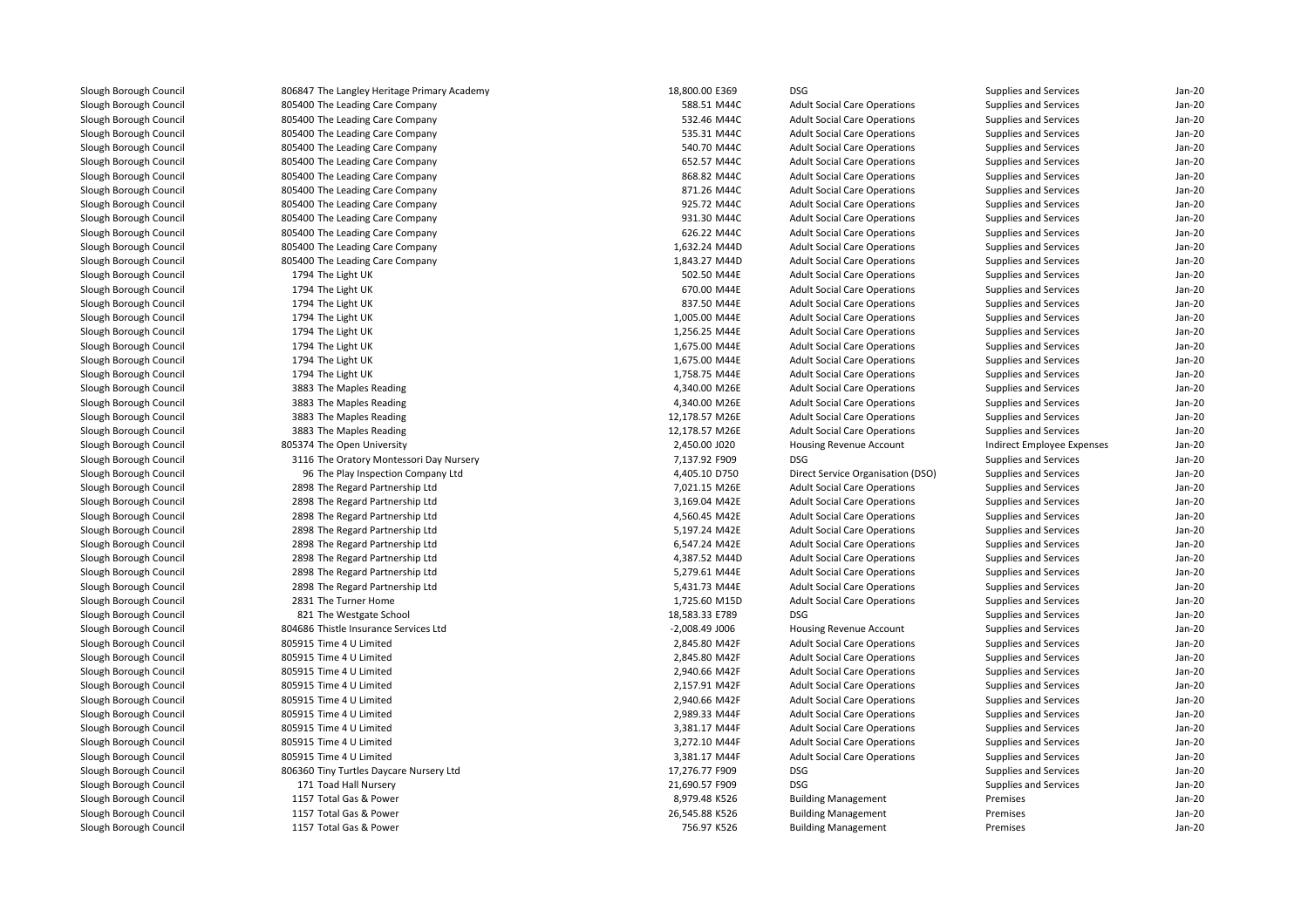| | | | | | | |
|---|---|---|---|---|---|---|
| Slough Borough Council | 806847 The Langley Heritage Primary Academy | 18,800.00 E369 | DSG | Supplies and Services | Jan-20 |
| Slough Borough Council | 805400 The Leading Care Company | 588.51 M44C | Adult Social Care Operations | Supplies and Services | Jan-20 |
| Slough Borough Council | 805400 The Leading Care Company | 532.46 M44C | Adult Social Care Operations | Supplies and Services | Jan-20 |
| Slough Borough Council | 805400 The Leading Care Company | 535.31 M44C | Adult Social Care Operations | Supplies and Services | Jan-20 |
| Slough Borough Council | 805400 The Leading Care Company | 540.70 M44C | Adult Social Care Operations | Supplies and Services | Jan-20 |
| Slough Borough Council | 805400 The Leading Care Company | 652.57 M44C | Adult Social Care Operations | Supplies and Services | Jan-20 |
| Slough Borough Council | 805400 The Leading Care Company | 868.82 M44C | Adult Social Care Operations | Supplies and Services | Jan-20 |
| Slough Borough Council | 805400 The Leading Care Company | 871.26 M44C | Adult Social Care Operations | Supplies and Services | Jan-20 |
| Slough Borough Council | 805400 The Leading Care Company | 925.72 M44C | Adult Social Care Operations | Supplies and Services | Jan-20 |
| Slough Borough Council | 805400 The Leading Care Company | 931.30 M44C | Adult Social Care Operations | Supplies and Services | Jan-20 |
| Slough Borough Council | 805400 The Leading Care Company | 626.22 M44C | Adult Social Care Operations | Supplies and Services | Jan-20 |
| Slough Borough Council | 805400 The Leading Care Company | 1,632.24 M44D | Adult Social Care Operations | Supplies and Services | Jan-20 |
| Slough Borough Council | 805400 The Leading Care Company | 1,843.27 M44D | Adult Social Care Operations | Supplies and Services | Jan-20 |
| Slough Borough Council | 1794 The Light UK | 502.50 M44E | Adult Social Care Operations | Supplies and Services | Jan-20 |
| Slough Borough Council | 1794 The Light UK | 670.00 M44E | Adult Social Care Operations | Supplies and Services | Jan-20 |
| Slough Borough Council | 1794 The Light UK | 837.50 M44E | Adult Social Care Operations | Supplies and Services | Jan-20 |
| Slough Borough Council | 1794 The Light UK | 1,005.00 M44E | Adult Social Care Operations | Supplies and Services | Jan-20 |
| Slough Borough Council | 1794 The Light UK | 1,256.25 M44E | Adult Social Care Operations | Supplies and Services | Jan-20 |
| Slough Borough Council | 1794 The Light UK | 1,675.00 M44E | Adult Social Care Operations | Supplies and Services | Jan-20 |
| Slough Borough Council | 1794 The Light UK | 1,675.00 M44E | Adult Social Care Operations | Supplies and Services | Jan-20 |
| Slough Borough Council | 1794 The Light UK | 1,758.75 M44E | Adult Social Care Operations | Supplies and Services | Jan-20 |
| Slough Borough Council | 3883 The Maples Reading | 4,340.00 M26E | Adult Social Care Operations | Supplies and Services | Jan-20 |
| Slough Borough Council | 3883 The Maples Reading | 4,340.00 M26E | Adult Social Care Operations | Supplies and Services | Jan-20 |
| Slough Borough Council | 3883 The Maples Reading | 12,178.57 M26E | Adult Social Care Operations | Supplies and Services | Jan-20 |
| Slough Borough Council | 3883 The Maples Reading | 12,178.57 M26E | Adult Social Care Operations | Supplies and Services | Jan-20 |
| Slough Borough Council | 805374 The Open University | 2,450.00 J020 | Housing Revenue Account | Indirect Employee Expenses | Jan-20 |
| Slough Borough Council | 3116 The Oratory Montessori Day Nursery | 7,137.92 F909 | DSG | Supplies and Services | Jan-20 |
| Slough Borough Council | 96 The Play Inspection Company Ltd | 4,405.10 D750 | Direct Service Organisation (DSO) | Supplies and Services | Jan-20 |
| Slough Borough Council | 2898 The Regard Partnership Ltd | 7,021.15 M26E | Adult Social Care Operations | Supplies and Services | Jan-20 |
| Slough Borough Council | 2898 The Regard Partnership Ltd | 3,169.04 M42E | Adult Social Care Operations | Supplies and Services | Jan-20 |
| Slough Borough Council | 2898 The Regard Partnership Ltd | 4,560.45 M42E | Adult Social Care Operations | Supplies and Services | Jan-20 |
| Slough Borough Council | 2898 The Regard Partnership Ltd | 5,197.24 M42E | Adult Social Care Operations | Supplies and Services | Jan-20 |
| Slough Borough Council | 2898 The Regard Partnership Ltd | 6,547.24 M42E | Adult Social Care Operations | Supplies and Services | Jan-20 |
| Slough Borough Council | 2898 The Regard Partnership Ltd | 4,387.52 M44D | Adult Social Care Operations | Supplies and Services | Jan-20 |
| Slough Borough Council | 2898 The Regard Partnership Ltd | 5,279.61 M44E | Adult Social Care Operations | Supplies and Services | Jan-20 |
| Slough Borough Council | 2898 The Regard Partnership Ltd | 5,431.73 M44E | Adult Social Care Operations | Supplies and Services | Jan-20 |
| Slough Borough Council | 2831 The Turner Home | 1,725.60 M15D | Adult Social Care Operations | Supplies and Services | Jan-20 |
| Slough Borough Council | 821 The Westgate School | 18,583.33 E789 | DSG | Supplies and Services | Jan-20 |
| Slough Borough Council | 804686 Thistle Insurance Services Ltd | -2,008.49 J006 | Housing Revenue Account | Supplies and Services | Jan-20 |
| Slough Borough Council | 805915 Time 4 U Limited | 2,845.80 M42F | Adult Social Care Operations | Supplies and Services | Jan-20 |
| Slough Borough Council | 805915 Time 4 U Limited | 2,845.80 M42F | Adult Social Care Operations | Supplies and Services | Jan-20 |
| Slough Borough Council | 805915 Time 4 U Limited | 2,940.66 M42F | Adult Social Care Operations | Supplies and Services | Jan-20 |
| Slough Borough Council | 805915 Time 4 U Limited | 2,157.91 M42F | Adult Social Care Operations | Supplies and Services | Jan-20 |
| Slough Borough Council | 805915 Time 4 U Limited | 2,940.66 M42F | Adult Social Care Operations | Supplies and Services | Jan-20 |
| Slough Borough Council | 805915 Time 4 U Limited | 2,989.33 M44F | Adult Social Care Operations | Supplies and Services | Jan-20 |
| Slough Borough Council | 805915 Time 4 U Limited | 3,381.17 M44F | Adult Social Care Operations | Supplies and Services | Jan-20 |
| Slough Borough Council | 805915 Time 4 U Limited | 3,272.10 M44F | Adult Social Care Operations | Supplies and Services | Jan-20 |
| Slough Borough Council | 805915 Time 4 U Limited | 3,381.17 M44F | Adult Social Care Operations | Supplies and Services | Jan-20 |
| Slough Borough Council | 806360 Tiny Turtles Daycare Nursery Ltd | 17,276.77 F909 | DSG | Supplies and Services | Jan-20 |
| Slough Borough Council | 171 Toad Hall Nursery | 21,690.57 F909 | DSG | Supplies and Services | Jan-20 |
| Slough Borough Council | 1157 Total Gas & Power | 8,979.48 K526 | Building Management | Premises | Jan-20 |
| Slough Borough Council | 1157 Total Gas & Power | 26,545.88 K526 | Building Management | Premises | Jan-20 |
| Slough Borough Council | 1157 Total Gas & Power | 756.97 K526 | Building Management | Premises | Jan-20 |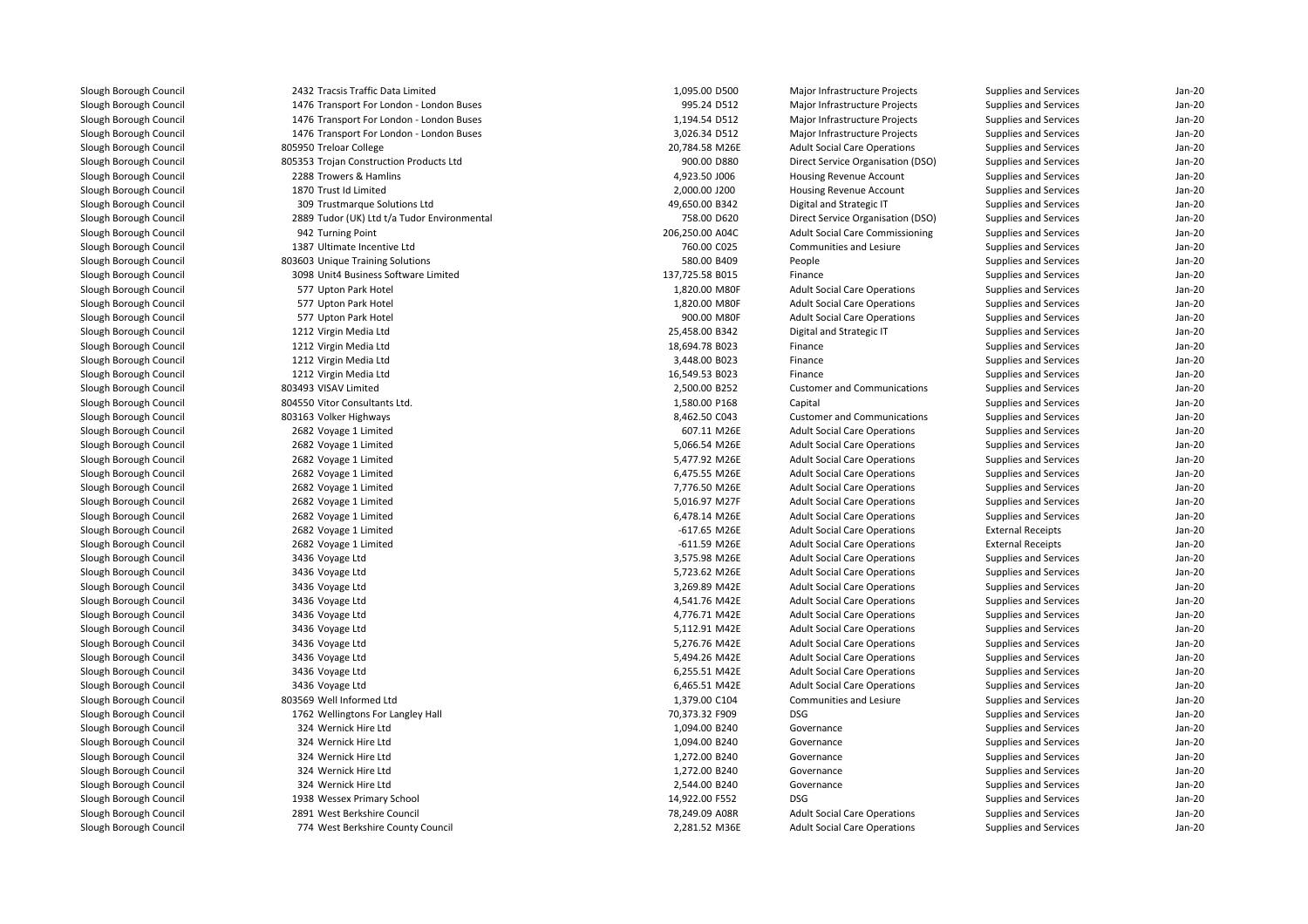| | | | | | | |
|---|---|---|---|---|---|---|
| Slough Borough Council | 2432 Tracsis Traffic Data Limited | 1,095.00 D500 | Major Infrastructure Projects | Supplies and Services | Jan-20 |
| Slough Borough Council | 1476 Transport For London - London Buses | 995.24 D512 | Major Infrastructure Projects | Supplies and Services | Jan-20 |
| Slough Borough Council | 1476 Transport For London - London Buses | 1,194.54 D512 | Major Infrastructure Projects | Supplies and Services | Jan-20 |
| Slough Borough Council | 1476 Transport For London - London Buses | 3,026.34 D512 | Major Infrastructure Projects | Supplies and Services | Jan-20 |
| Slough Borough Council | 805950 Treloar College | 20,784.58 M26E | Adult Social Care Operations | Supplies and Services | Jan-20 |
| Slough Borough Council | 805353 Trojan Construction Products Ltd | 900.00 D880 | Direct Service Organisation (DSO) | Supplies and Services | Jan-20 |
| Slough Borough Council | 2288 Trowers & Hamlins | 4,923.50 J006 | Housing Revenue Account | Supplies and Services | Jan-20 |
| Slough Borough Council | 1870 Trust Id Limited | 2,000.00 J200 | Housing Revenue Account | Supplies and Services | Jan-20 |
| Slough Borough Council | 309 Trustmarque Solutions Ltd | 49,650.00 B342 | Digital and Strategic IT | Supplies and Services | Jan-20 |
| Slough Borough Council | 2889 Tudor (UK) Ltd t/a Tudor Environmental | 758.00 D620 | Direct Service Organisation (DSO) | Supplies and Services | Jan-20 |
| Slough Borough Council | 942 Turning Point | 206,250.00 A04C | Adult Social Care Commissioning | Supplies and Services | Jan-20 |
| Slough Borough Council | 1387 Ultimate Incentive Ltd | 760.00 C025 | Communities and Lesiure | Supplies and Services | Jan-20 |
| Slough Borough Council | 803603 Unique Training Solutions | 580.00 B409 | People | Supplies and Services | Jan-20 |
| Slough Borough Council | 3098 Unit4 Business Software Limited | 137,725.58 B015 | Finance | Supplies and Services | Jan-20 |
| Slough Borough Council | 577 Upton Park Hotel | 1,820.00 M80F | Adult Social Care Operations | Supplies and Services | Jan-20 |
| Slough Borough Council | 577 Upton Park Hotel | 1,820.00 M80F | Adult Social Care Operations | Supplies and Services | Jan-20 |
| Slough Borough Council | 577 Upton Park Hotel | 900.00 M80F | Adult Social Care Operations | Supplies and Services | Jan-20 |
| Slough Borough Council | 1212 Virgin Media Ltd | 25,458.00 B342 | Digital and Strategic IT | Supplies and Services | Jan-20 |
| Slough Borough Council | 1212 Virgin Media Ltd | 18,694.78 B023 | Finance | Supplies and Services | Jan-20 |
| Slough Borough Council | 1212 Virgin Media Ltd | 3,448.00 B023 | Finance | Supplies and Services | Jan-20 |
| Slough Borough Council | 1212 Virgin Media Ltd | 16,549.53 B023 | Finance | Supplies and Services | Jan-20 |
| Slough Borough Council | 803493 VISAV Limited | 2,500.00 B252 | Customer and Communications | Supplies and Services | Jan-20 |
| Slough Borough Council | 804550 Vitor Consultants Ltd. | 1,580.00 P168 | Capital | Supplies and Services | Jan-20 |
| Slough Borough Council | 803163 Volker Highways | 8,462.50 C043 | Customer and Communications | Supplies and Services | Jan-20 |
| Slough Borough Council | 2682 Voyage 1 Limited | 607.11 M26E | Adult Social Care Operations | Supplies and Services | Jan-20 |
| Slough Borough Council | 2682 Voyage 1 Limited | 5,066.54 M26E | Adult Social Care Operations | Supplies and Services | Jan-20 |
| Slough Borough Council | 2682 Voyage 1 Limited | 5,477.92 M26E | Adult Social Care Operations | Supplies and Services | Jan-20 |
| Slough Borough Council | 2682 Voyage 1 Limited | 6,475.55 M26E | Adult Social Care Operations | Supplies and Services | Jan-20 |
| Slough Borough Council | 2682 Voyage 1 Limited | 7,776.50 M26E | Adult Social Care Operations | Supplies and Services | Jan-20 |
| Slough Borough Council | 2682 Voyage 1 Limited | 5,016.97 M27F | Adult Social Care Operations | Supplies and Services | Jan-20 |
| Slough Borough Council | 2682 Voyage 1 Limited | 6,478.14 M26E | Adult Social Care Operations | Supplies and Services | Jan-20 |
| Slough Borough Council | 2682 Voyage 1 Limited | -617.65 M26E | Adult Social Care Operations | External Receipts | Jan-20 |
| Slough Borough Council | 2682 Voyage 1 Limited | -611.59 M26E | Adult Social Care Operations | External Receipts | Jan-20 |
| Slough Borough Council | 3436 Voyage Ltd | 3,575.98 M26E | Adult Social Care Operations | Supplies and Services | Jan-20 |
| Slough Borough Council | 3436 Voyage Ltd | 5,723.62 M26E | Adult Social Care Operations | Supplies and Services | Jan-20 |
| Slough Borough Council | 3436 Voyage Ltd | 3,269.89 M42E | Adult Social Care Operations | Supplies and Services | Jan-20 |
| Slough Borough Council | 3436 Voyage Ltd | 4,541.76 M42E | Adult Social Care Operations | Supplies and Services | Jan-20 |
| Slough Borough Council | 3436 Voyage Ltd | 4,776.71 M42E | Adult Social Care Operations | Supplies and Services | Jan-20 |
| Slough Borough Council | 3436 Voyage Ltd | 5,112.91 M42E | Adult Social Care Operations | Supplies and Services | Jan-20 |
| Slough Borough Council | 3436 Voyage Ltd | 5,276.76 M42E | Adult Social Care Operations | Supplies and Services | Jan-20 |
| Slough Borough Council | 3436 Voyage Ltd | 5,494.26 M42E | Adult Social Care Operations | Supplies and Services | Jan-20 |
| Slough Borough Council | 3436 Voyage Ltd | 6,255.51 M42E | Adult Social Care Operations | Supplies and Services | Jan-20 |
| Slough Borough Council | 3436 Voyage Ltd | 6,465.51 M42E | Adult Social Care Operations | Supplies and Services | Jan-20 |
| Slough Borough Council | 803569 Well Informed Ltd | 1,379.00 C104 | Communities and Lesiure | Supplies and Services | Jan-20 |
| Slough Borough Council | 1762 Wellingtons For Langley Hall | 70,373.32 F909 | DSG | Supplies and Services | Jan-20 |
| Slough Borough Council | 324 Wernick Hire Ltd | 1,094.00 B240 | Governance | Supplies and Services | Jan-20 |
| Slough Borough Council | 324 Wernick Hire Ltd | 1,094.00 B240 | Governance | Supplies and Services | Jan-20 |
| Slough Borough Council | 324 Wernick Hire Ltd | 1,272.00 B240 | Governance | Supplies and Services | Jan-20 |
| Slough Borough Council | 324 Wernick Hire Ltd | 1,272.00 B240 | Governance | Supplies and Services | Jan-20 |
| Slough Borough Council | 324 Wernick Hire Ltd | 2,544.00 B240 | Governance | Supplies and Services | Jan-20 |
| Slough Borough Council | 1938 Wessex Primary School | 14,922.00 F552 | DSG | Supplies and Services | Jan-20 |
| Slough Borough Council | 2891 West Berkshire Council | 78,249.09 A08R | Adult Social Care Operations | Supplies and Services | Jan-20 |
| Slough Borough Council | 774 West Berkshire County Council | 2,281.52 M36E | Adult Social Care Operations | Supplies and Services | Jan-20 |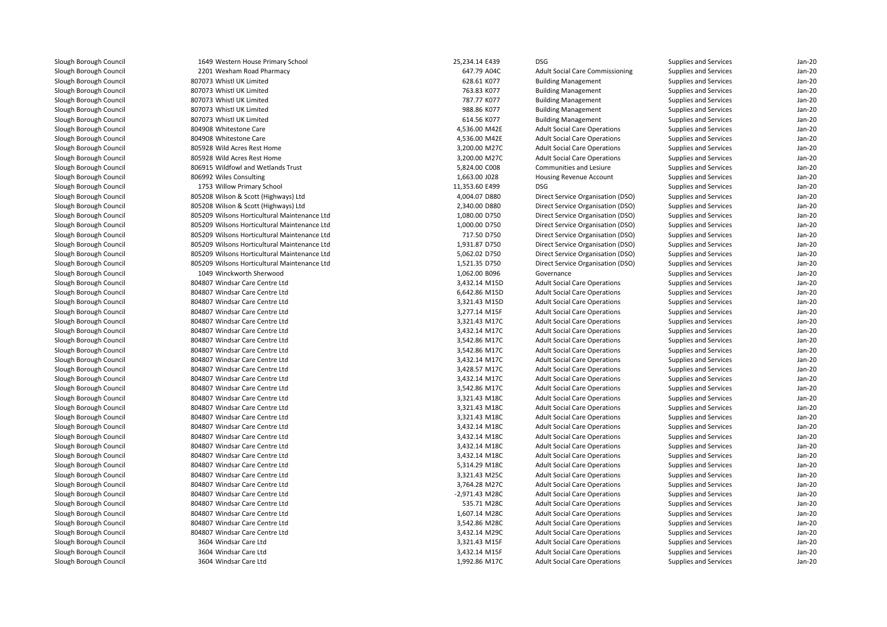| | | | | | | |
|---|---|---|---|---|---|---|
| Slough Borough Council | 1649 Western House Primary School | 25,234.14 E439 | DSG | Supplies and Services | Jan-20 |
| Slough Borough Council | 2201 Wexham Road Pharmacy | 647.79 A04C | Adult Social Care Commissioning | Supplies and Services | Jan-20 |
| Slough Borough Council | 807073 Whistl UK Limited | 628.61 K077 | Building Management | Supplies and Services | Jan-20 |
| Slough Borough Council | 807073 Whistl UK Limited | 763.83 K077 | Building Management | Supplies and Services | Jan-20 |
| Slough Borough Council | 807073 Whistl UK Limited | 787.77 K077 | Building Management | Supplies and Services | Jan-20 |
| Slough Borough Council | 807073 Whistl UK Limited | 988.86 K077 | Building Management | Supplies and Services | Jan-20 |
| Slough Borough Council | 807073 Whistl UK Limited | 614.56 K077 | Building Management | Supplies and Services | Jan-20 |
| Slough Borough Council | 804908 Whitestone Care | 4,536.00 M42E | Adult Social Care Operations | Supplies and Services | Jan-20 |
| Slough Borough Council | 804908 Whitestone Care | 4,536.00 M42E | Adult Social Care Operations | Supplies and Services | Jan-20 |
| Slough Borough Council | 805928 Wild Acres Rest Home | 3,200.00 M27C | Adult Social Care Operations | Supplies and Services | Jan-20 |
| Slough Borough Council | 805928 Wild Acres Rest Home | 3,200.00 M27C | Adult Social Care Operations | Supplies and Services | Jan-20 |
| Slough Borough Council | 806915 Wildfowl and Wetlands Trust | 5,824.00 C008 | Communities and Lesiure | Supplies and Services | Jan-20 |
| Slough Borough Council | 806992 Wiles Consulting | 1,663.00 J028 | Housing Revenue Account | Supplies and Services | Jan-20 |
| Slough Borough Council | 1753 Willow Primary School | 11,353.60 E499 | DSG | Supplies and Services | Jan-20 |
| Slough Borough Council | 805208 Wilson & Scott (Highways) Ltd | 4,004.07 D880 | Direct Service Organisation (DSO) | Supplies and Services | Jan-20 |
| Slough Borough Council | 805208 Wilson & Scott (Highways) Ltd | 2,340.00 D880 | Direct Service Organisation (DSO) | Supplies and Services | Jan-20 |
| Slough Borough Council | 805209 Wilsons Horticultural Maintenance Ltd | 1,080.00 D750 | Direct Service Organisation (DSO) | Supplies and Services | Jan-20 |
| Slough Borough Council | 805209 Wilsons Horticultural Maintenance Ltd | 1,000.00 D750 | Direct Service Organisation (DSO) | Supplies and Services | Jan-20 |
| Slough Borough Council | 805209 Wilsons Horticultural Maintenance Ltd | 717.50 D750 | Direct Service Organisation (DSO) | Supplies and Services | Jan-20 |
| Slough Borough Council | 805209 Wilsons Horticultural Maintenance Ltd | 1,931.87 D750 | Direct Service Organisation (DSO) | Supplies and Services | Jan-20 |
| Slough Borough Council | 805209 Wilsons Horticultural Maintenance Ltd | 5,062.02 D750 | Direct Service Organisation (DSO) | Supplies and Services | Jan-20 |
| Slough Borough Council | 805209 Wilsons Horticultural Maintenance Ltd | 1,521.35 D750 | Direct Service Organisation (DSO) | Supplies and Services | Jan-20 |
| Slough Borough Council | 1049 Winckworth Sherwood | 1,062.00 B096 | Governance | Supplies and Services | Jan-20 |
| Slough Borough Council | 804807 Windsar Care Centre Ltd | 3,432.14 M15D | Adult Social Care Operations | Supplies and Services | Jan-20 |
| Slough Borough Council | 804807 Windsar Care Centre Ltd | 6,642.86 M15D | Adult Social Care Operations | Supplies and Services | Jan-20 |
| Slough Borough Council | 804807 Windsar Care Centre Ltd | 3,321.43 M15D | Adult Social Care Operations | Supplies and Services | Jan-20 |
| Slough Borough Council | 804807 Windsar Care Centre Ltd | 3,277.14 M15F | Adult Social Care Operations | Supplies and Services | Jan-20 |
| Slough Borough Council | 804807 Windsar Care Centre Ltd | 3,321.43 M17C | Adult Social Care Operations | Supplies and Services | Jan-20 |
| Slough Borough Council | 804807 Windsar Care Centre Ltd | 3,432.14 M17C | Adult Social Care Operations | Supplies and Services | Jan-20 |
| Slough Borough Council | 804807 Windsar Care Centre Ltd | 3,542.86 M17C | Adult Social Care Operations | Supplies and Services | Jan-20 |
| Slough Borough Council | 804807 Windsar Care Centre Ltd | 3,542.86 M17C | Adult Social Care Operations | Supplies and Services | Jan-20 |
| Slough Borough Council | 804807 Windsar Care Centre Ltd | 3,432.14 M17C | Adult Social Care Operations | Supplies and Services | Jan-20 |
| Slough Borough Council | 804807 Windsar Care Centre Ltd | 3,428.57 M17C | Adult Social Care Operations | Supplies and Services | Jan-20 |
| Slough Borough Council | 804807 Windsar Care Centre Ltd | 3,432.14 M17C | Adult Social Care Operations | Supplies and Services | Jan-20 |
| Slough Borough Council | 804807 Windsar Care Centre Ltd | 3,542.86 M17C | Adult Social Care Operations | Supplies and Services | Jan-20 |
| Slough Borough Council | 804807 Windsar Care Centre Ltd | 3,321.43 M18C | Adult Social Care Operations | Supplies and Services | Jan-20 |
| Slough Borough Council | 804807 Windsar Care Centre Ltd | 3,321.43 M18C | Adult Social Care Operations | Supplies and Services | Jan-20 |
| Slough Borough Council | 804807 Windsar Care Centre Ltd | 3,321.43 M18C | Adult Social Care Operations | Supplies and Services | Jan-20 |
| Slough Borough Council | 804807 Windsar Care Centre Ltd | 3,432.14 M18C | Adult Social Care Operations | Supplies and Services | Jan-20 |
| Slough Borough Council | 804807 Windsar Care Centre Ltd | 3,432.14 M18C | Adult Social Care Operations | Supplies and Services | Jan-20 |
| Slough Borough Council | 804807 Windsar Care Centre Ltd | 3,432.14 M18C | Adult Social Care Operations | Supplies and Services | Jan-20 |
| Slough Borough Council | 804807 Windsar Care Centre Ltd | 3,432.14 M18C | Adult Social Care Operations | Supplies and Services | Jan-20 |
| Slough Borough Council | 804807 Windsar Care Centre Ltd | 5,314.29 M18C | Adult Social Care Operations | Supplies and Services | Jan-20 |
| Slough Borough Council | 804807 Windsar Care Centre Ltd | 3,321.43 M25C | Adult Social Care Operations | Supplies and Services | Jan-20 |
| Slough Borough Council | 804807 Windsar Care Centre Ltd | 3,764.28 M27C | Adult Social Care Operations | Supplies and Services | Jan-20 |
| Slough Borough Council | 804807 Windsar Care Centre Ltd | -2,971.43 M28C | Adult Social Care Operations | Supplies and Services | Jan-20 |
| Slough Borough Council | 804807 Windsar Care Centre Ltd | 535.71 M28C | Adult Social Care Operations | Supplies and Services | Jan-20 |
| Slough Borough Council | 804807 Windsar Care Centre Ltd | 1,607.14 M28C | Adult Social Care Operations | Supplies and Services | Jan-20 |
| Slough Borough Council | 804807 Windsar Care Centre Ltd | 3,542.86 M28C | Adult Social Care Operations | Supplies and Services | Jan-20 |
| Slough Borough Council | 804807 Windsar Care Centre Ltd | 3,432.14 M29C | Adult Social Care Operations | Supplies and Services | Jan-20 |
| Slough Borough Council | 3604 Windsar Care Ltd | 3,321.43 M15F | Adult Social Care Operations | Supplies and Services | Jan-20 |
| Slough Borough Council | 3604 Windsar Care Ltd | 3,432.14 M15F | Adult Social Care Operations | Supplies and Services | Jan-20 |
| Slough Borough Council | 3604 Windsar Care Ltd | 1,992.86 M17C | Adult Social Care Operations | Supplies and Services | Jan-20 |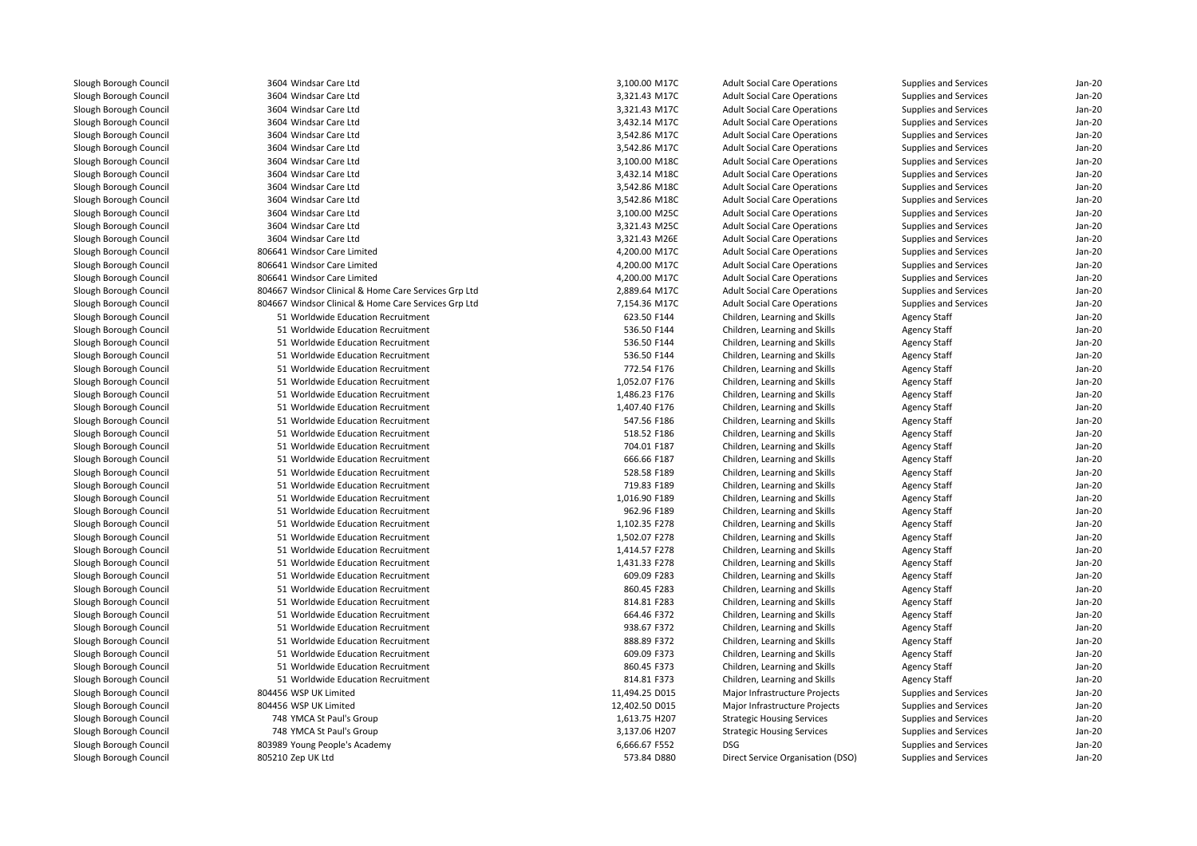| | | | | | | | |
|---|---|---|---|---|---|---|---|
| Slough Borough Council | 3604 | Windsar Care Ltd | 3,100.00 | M17C | Adult Social Care Operations | Supplies and Services | Jan-20 |
| Slough Borough Council | 3604 | Windsar Care Ltd | 3,321.43 | M17C | Adult Social Care Operations | Supplies and Services | Jan-20 |
| Slough Borough Council | 3604 | Windsar Care Ltd | 3,321.43 | M17C | Adult Social Care Operations | Supplies and Services | Jan-20 |
| Slough Borough Council | 3604 | Windsar Care Ltd | 3,432.14 | M17C | Adult Social Care Operations | Supplies and Services | Jan-20 |
| Slough Borough Council | 3604 | Windsar Care Ltd | 3,542.86 | M17C | Adult Social Care Operations | Supplies and Services | Jan-20 |
| Slough Borough Council | 3604 | Windsar Care Ltd | 3,542.86 | M17C | Adult Social Care Operations | Supplies and Services | Jan-20 |
| Slough Borough Council | 3604 | Windsar Care Ltd | 3,100.00 | M18C | Adult Social Care Operations | Supplies and Services | Jan-20 |
| Slough Borough Council | 3604 | Windsar Care Ltd | 3,432.14 | M18C | Adult Social Care Operations | Supplies and Services | Jan-20 |
| Slough Borough Council | 3604 | Windsar Care Ltd | 3,542.86 | M18C | Adult Social Care Operations | Supplies and Services | Jan-20 |
| Slough Borough Council | 3604 | Windsar Care Ltd | 3,542.86 | M18C | Adult Social Care Operations | Supplies and Services | Jan-20 |
| Slough Borough Council | 3604 | Windsar Care Ltd | 3,100.00 | M25C | Adult Social Care Operations | Supplies and Services | Jan-20 |
| Slough Borough Council | 3604 | Windsar Care Ltd | 3,321.43 | M25C | Adult Social Care Operations | Supplies and Services | Jan-20 |
| Slough Borough Council | 3604 | Windsar Care Ltd | 3,321.43 | M26E | Adult Social Care Operations | Supplies and Services | Jan-20 |
| Slough Borough Council | 806641 | Windsor Care Limited | 4,200.00 | M17C | Adult Social Care Operations | Supplies and Services | Jan-20 |
| Slough Borough Council | 806641 | Windsor Care Limited | 4,200.00 | M17C | Adult Social Care Operations | Supplies and Services | Jan-20 |
| Slough Borough Council | 806641 | Windsor Care Limited | 4,200.00 | M17C | Adult Social Care Operations | Supplies and Services | Jan-20 |
| Slough Borough Council | 804667 | Windsor Clinical & Home Care Services Grp Ltd | 2,889.64 | M17C | Adult Social Care Operations | Supplies and Services | Jan-20 |
| Slough Borough Council | 804667 | Windsor Clinical & Home Care Services Grp Ltd | 7,154.36 | M17C | Adult Social Care Operations | Supplies and Services | Jan-20 |
| Slough Borough Council | 51 | Worldwide Education Recruitment | 623.50 | F144 | Children, Learning and Skills | Agency Staff | Jan-20 |
| Slough Borough Council | 51 | Worldwide Education Recruitment | 536.50 | F144 | Children, Learning and Skills | Agency Staff | Jan-20 |
| Slough Borough Council | 51 | Worldwide Education Recruitment | 536.50 | F144 | Children, Learning and Skills | Agency Staff | Jan-20 |
| Slough Borough Council | 51 | Worldwide Education Recruitment | 536.50 | F144 | Children, Learning and Skills | Agency Staff | Jan-20 |
| Slough Borough Council | 51 | Worldwide Education Recruitment | 772.54 | F176 | Children, Learning and Skills | Agency Staff | Jan-20 |
| Slough Borough Council | 51 | Worldwide Education Recruitment | 1,052.07 | F176 | Children, Learning and Skills | Agency Staff | Jan-20 |
| Slough Borough Council | 51 | Worldwide Education Recruitment | 1,486.23 | F176 | Children, Learning and Skills | Agency Staff | Jan-20 |
| Slough Borough Council | 51 | Worldwide Education Recruitment | 1,407.40 | F176 | Children, Learning and Skills | Agency Staff | Jan-20 |
| Slough Borough Council | 51 | Worldwide Education Recruitment | 547.56 | F186 | Children, Learning and Skills | Agency Staff | Jan-20 |
| Slough Borough Council | 51 | Worldwide Education Recruitment | 518.52 | F186 | Children, Learning and Skills | Agency Staff | Jan-20 |
| Slough Borough Council | 51 | Worldwide Education Recruitment | 704.01 | F187 | Children, Learning and Skills | Agency Staff | Jan-20 |
| Slough Borough Council | 51 | Worldwide Education Recruitment | 666.66 | F187 | Children, Learning and Skills | Agency Staff | Jan-20 |
| Slough Borough Council | 51 | Worldwide Education Recruitment | 528.58 | F189 | Children, Learning and Skills | Agency Staff | Jan-20 |
| Slough Borough Council | 51 | Worldwide Education Recruitment | 719.83 | F189 | Children, Learning and Skills | Agency Staff | Jan-20 |
| Slough Borough Council | 51 | Worldwide Education Recruitment | 1,016.90 | F189 | Children, Learning and Skills | Agency Staff | Jan-20 |
| Slough Borough Council | 51 | Worldwide Education Recruitment | 962.96 | F189 | Children, Learning and Skills | Agency Staff | Jan-20 |
| Slough Borough Council | 51 | Worldwide Education Recruitment | 1,102.35 | F278 | Children, Learning and Skills | Agency Staff | Jan-20 |
| Slough Borough Council | 51 | Worldwide Education Recruitment | 1,502.07 | F278 | Children, Learning and Skills | Agency Staff | Jan-20 |
| Slough Borough Council | 51 | Worldwide Education Recruitment | 1,414.57 | F278 | Children, Learning and Skills | Agency Staff | Jan-20 |
| Slough Borough Council | 51 | Worldwide Education Recruitment | 1,431.33 | F278 | Children, Learning and Skills | Agency Staff | Jan-20 |
| Slough Borough Council | 51 | Worldwide Education Recruitment | 609.09 | F283 | Children, Learning and Skills | Agency Staff | Jan-20 |
| Slough Borough Council | 51 | Worldwide Education Recruitment | 860.45 | F283 | Children, Learning and Skills | Agency Staff | Jan-20 |
| Slough Borough Council | 51 | Worldwide Education Recruitment | 814.81 | F283 | Children, Learning and Skills | Agency Staff | Jan-20 |
| Slough Borough Council | 51 | Worldwide Education Recruitment | 664.46 | F372 | Children, Learning and Skills | Agency Staff | Jan-20 |
| Slough Borough Council | 51 | Worldwide Education Recruitment | 938.67 | F372 | Children, Learning and Skills | Agency Staff | Jan-20 |
| Slough Borough Council | 51 | Worldwide Education Recruitment | 888.89 | F372 | Children, Learning and Skills | Agency Staff | Jan-20 |
| Slough Borough Council | 51 | Worldwide Education Recruitment | 609.09 | F373 | Children, Learning and Skills | Agency Staff | Jan-20 |
| Slough Borough Council | 51 | Worldwide Education Recruitment | 860.45 | F373 | Children, Learning and Skills | Agency Staff | Jan-20 |
| Slough Borough Council | 51 | Worldwide Education Recruitment | 814.81 | F373 | Children, Learning and Skills | Agency Staff | Jan-20 |
| Slough Borough Council | 804456 | WSP UK Limited | 11,494.25 | D015 | Major Infrastructure Projects | Supplies and Services | Jan-20 |
| Slough Borough Council | 804456 | WSP UK Limited | 12,402.50 | D015 | Major Infrastructure Projects | Supplies and Services | Jan-20 |
| Slough Borough Council | 748 | YMCA St Paul's Group | 1,613.75 | H207 | Strategic Housing Services | Supplies and Services | Jan-20 |
| Slough Borough Council | 748 | YMCA St Paul's Group | 3,137.06 | H207 | Strategic Housing Services | Supplies and Services | Jan-20 |
| Slough Borough Council | 803989 | Young People's Academy | 6,666.67 | F552 | DSG | Supplies and Services | Jan-20 |
| Slough Borough Council | 805210 | Zep UK Ltd | 573.84 | D880 | Direct Service Organisation (DSO) | Supplies and Services | Jan-20 |